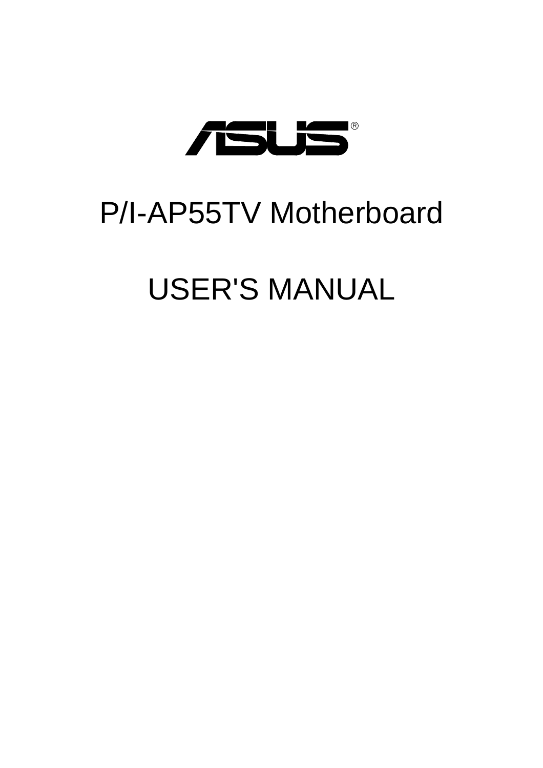ASUS®

# P/I-AP55TV Motherboard

# USER'S MANUAL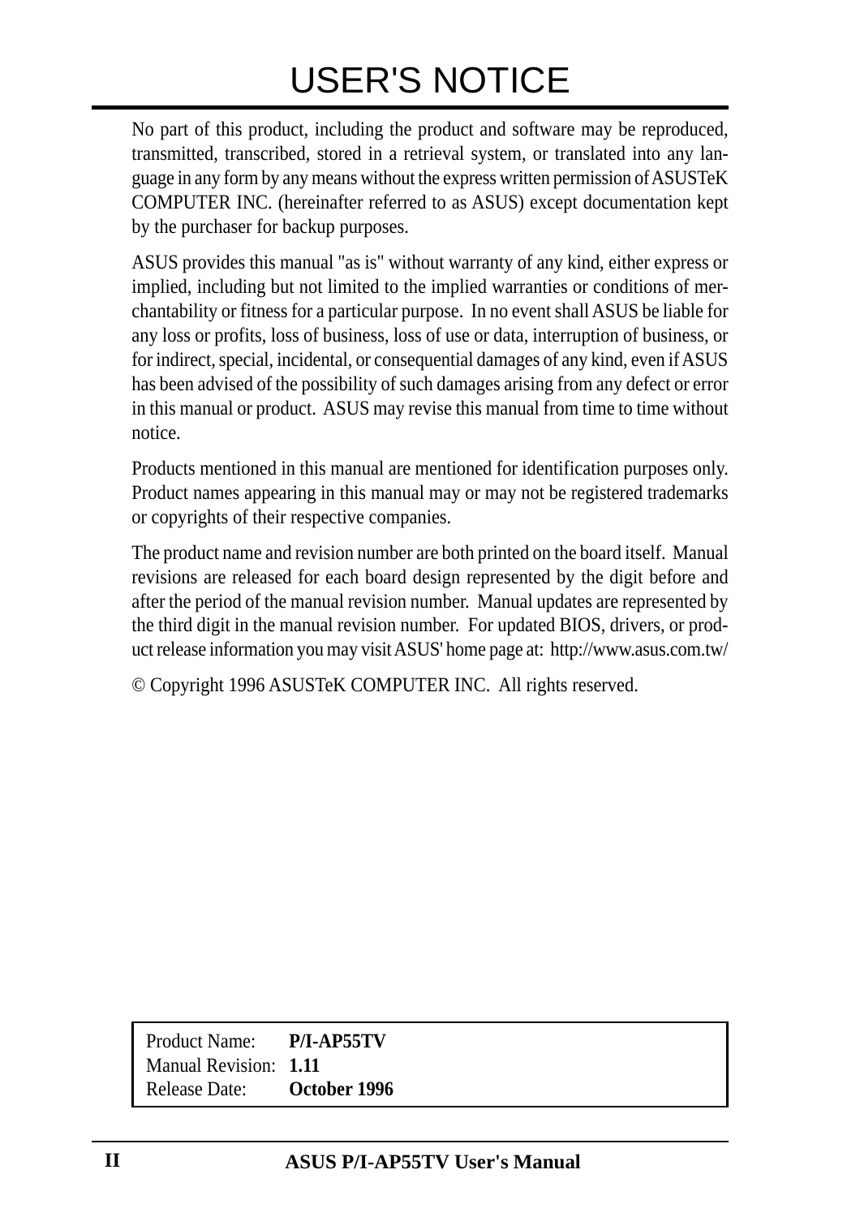# USER'S NOTICE

No part of this product, including the product and software may be reproduced, transmitted, transcribed, stored in a retrieval system, or translated into any language in any form by any means without the express written permission of ASUSTeK COMPUTER INC. (hereinafter referred to as ASUS) except documentation kept by the purchaser for backup purposes.

ASUS provides this manual "as is" without warranty of any kind, either express or implied, including but not limited to the implied warranties or conditions of merchantability or fitness for a particular purpose. In no event shall ASUS be liable for any loss or profits, loss of business, loss of use or data, interruption of business, or for indirect, special, incidental, or consequential damages of any kind, even if ASUS has been advised of the possibility of such damages arising from any defect or error in this manual or product. ASUS may revise this manual from time to time without notice.

Products mentioned in this manual are mentioned for identification purposes only. Product names appearing in this manual may or may not be registered trademarks or copyrights of their respective companies.

The product name and revision number are both printed on the board itself. Manual revisions are released for each board design represented by the digit before and after the period of the manual revision number. Manual updates are represented by the third digit in the manual revision number. For updated BIOS, drivers, or product release information you may visit ASUS' home page at: http://www.asus.com.tw/

© Copyright 1996 ASUSTeK COMPUTER INC. All rights reserved.

| | |
|---|---|
| Product Name: | **P/I-AP55TV** |
| Manual Revision: | **1.11** |
| Release Date: | **October 1996** |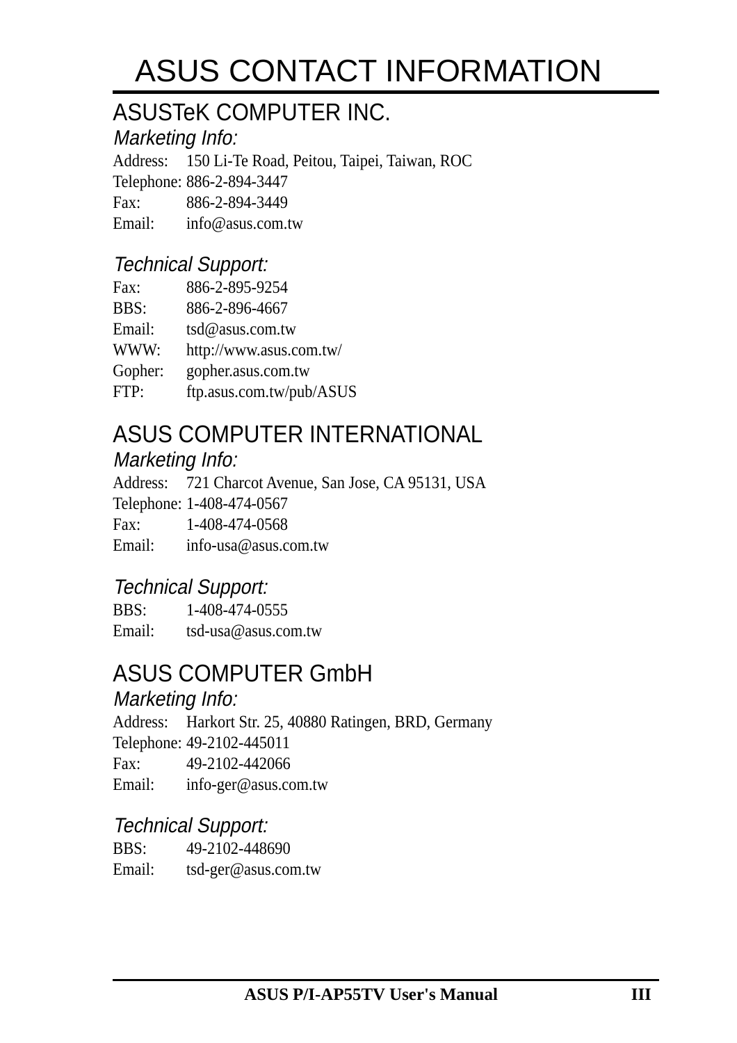# ASUS CONTACT INFORMATION

## ASUSTeK COMPUTER INC.

### *Marketing Info:*

Address: 150 Li-Te Road, Peitou, Taipei, Taiwan, ROC
Telephone: 886-2-894-3447
Fax: 886-2-894-3449
Email: info@asus.com.tw

### *Technical Support:*

Fax: 886-2-895-9254
BBS: 886-2-896-4667
Email: tsd@asus.com.tw
WWW: http://www.asus.com.tw/
Gopher: gopher.asus.com.tw
FTP: ftp.asus.com.tw/pub/ASUS

## ASUS COMPUTER INTERNATIONAL

### *Marketing Info:*

Address: 721 Charcot Avenue, San Jose, CA 95131, USA
Telephone: 1-408-474-0567
Fax: 1-408-474-0568
Email: info-usa@asus.com.tw

### *Technical Support:*

BBS: 1-408-474-0555
Email: tsd-usa@asus.com.tw

## ASUS COMPUTER GmbH

### *Marketing Info:*

Address: Harkort Str. 25, 40880 Ratingen, BRD, Germany
Telephone: 49-2102-445011
Fax: 49-2102-442066
Email: info-ger@asus.com.tw

### *Technical Support:*

BBS: 49-2102-448690
Email: tsd-ger@asus.com.tw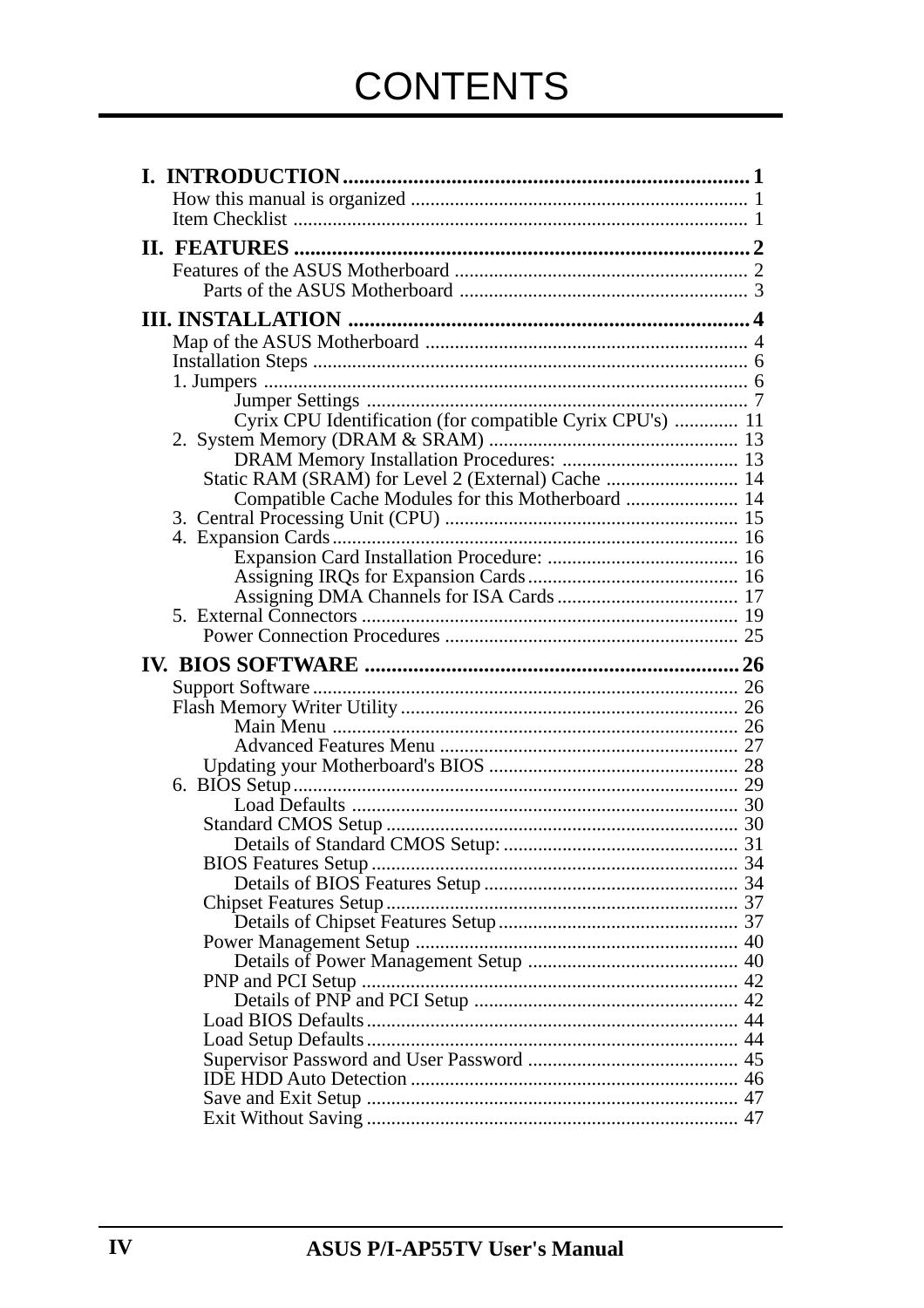# CONTENTS

**I. INTRODUCTION** .......................................................................... **1**

How this manual is organized ........................................................ 1
Item Checklist ................................................................................ 1

**II. FEATURES** ................................................................................ **2**

Features of the ASUS Motherboard ............................................... 2
Parts of the ASUS Motherboard ............................................... 3

**III. INSTALLATION** ......................................................................... **4**

Map of the ASUS Motherboard ...................................................... 4
Installation Steps ........................................................................... 6
1. Jumpers ..................................................................................... 6
Jumper Settings ........................................................................ 7
Cyrix CPU Identification (for compatible Cyrix CPU's) ............. 11
2. System Memory (DRAM & SRAM) ............................................ 13
DRAM Memory Installation Procedures: ................................... 13
Static RAM (SRAM) for Level 2 (External) Cache ........................ 14
Compatible Cache Modules for this Motherboard ..................... 14
3. Central Processing Unit (CPU) ................................................... 15
4. Expansion Cards ........................................................................ 16
Expansion Card Installation Procedure: ..................................... 16
Assigning IRQs for Expansion Cards ......................................... 16
Assigning DMA Channels for ISA Cards .................................... 17
5. External Connectors ................................................................... 19
Power Connection Procedures ..................................................... 25

**IV. BIOS SOFTWARE** .................................................................... **26**

Support Software ............................................................................ 26
Flash Memory Writer Utility ........................................................... 26
Main Menu ................................................................................ 26
Advanced Features Menu .......................................................... 27
Updating your Motherboard's BIOS ............................................... 28
6. BIOS Setup ................................................................................ 29
Load Defaults ............................................................................ 30
Standard CMOS Setup ................................................................... 30
Details of Standard CMOS Setup: .............................................. 31
BIOS Features Setup ...................................................................... 34
Details of BIOS Features Setup .................................................. 34
Chipset Features Setup .................................................................. 37
Details of Chipset Features Setup ............................................... 37
Power Management Setup ............................................................. 40
Details of Power Management Setup .......................................... 40
PNP and PCI Setup ........................................................................ 42
Details of PNP and PCI Setup .................................................... 42
Load BIOS Defaults ........................................................................ 44
Load Setup Defaults ....................................................................... 44
Supervisor Password and User Password ..................................... 45
IDE HDD Auto Detection ............................................................... 46
Save and Exit Setup ....................................................................... 47
Exit Without Saving ........................................................................ 47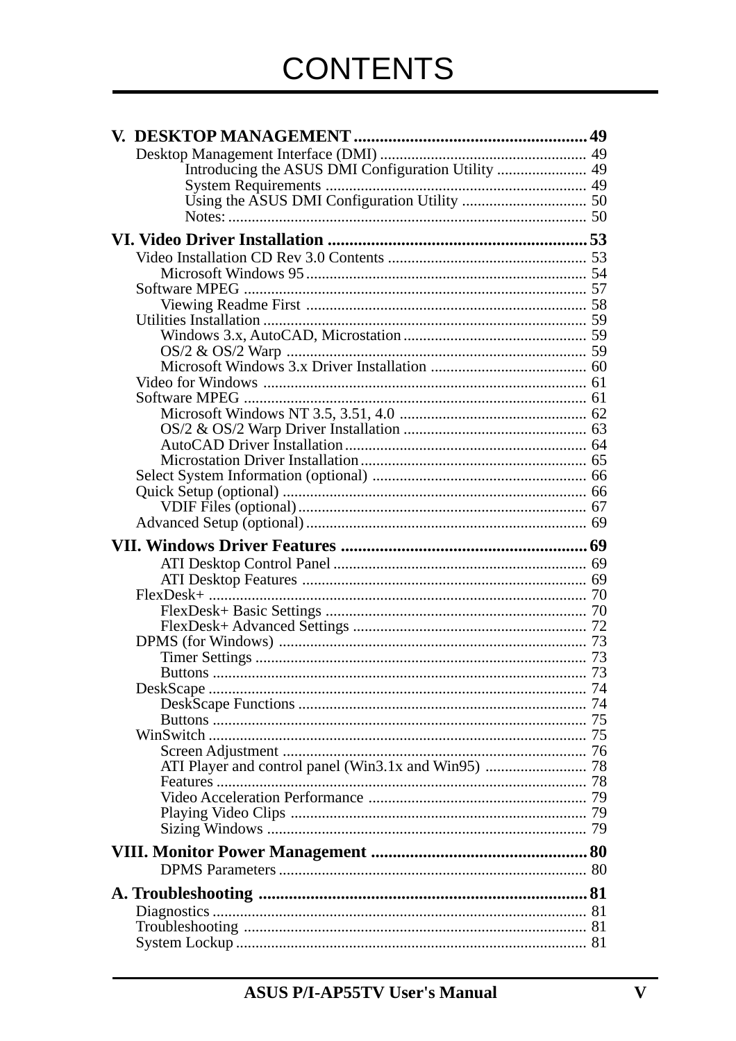# CONTENTS

**V. DESKTOP MANAGEMENT** ...................................................... **49**

Desktop Management Interface (DMI) ..................................................... 49

- Introducing the ASUS DMI Configuration Utility ....................... 49
- System Requirements .................................................................. 49
- Using the ASUS DMI Configuration Utility ................................ 50
- Notes: ........................................................................................... 50

**VI. Video Driver Installation** ............................................................ **53**

Video Installation CD Rev 3.0 Contents .................................................. 53

- Microsoft Windows 95 ....................................................................... 54

Software MPEG ....................................................................................... 57

- Viewing Readme First ....................................................................... 58

Utilities Installation .................................................................................. 59

- Windows 3.x, AutoCAD, Microstation .............................................. 59
- OS/2 & OS/2 Warp ............................................................................ 59
- Microsoft Windows 3.x Driver Installation ........................................ 60

Video for Windows .................................................................................. 61

Software MPEG ....................................................................................... 61

- Microsoft Windows NT 3.5, 3.51, 4.0 ................................................ 62
- OS/2 & OS/2 Warp Driver Installation .............................................. 63
- AutoCAD Driver Installation ............................................................. 64
- Microstation Driver Installation ......................................................... 65

Select System Information (optional) ...................................................... 66

Quick Setup (optional) ............................................................................. 66

- VDIF Files (optional) ......................................................................... 67

Advanced Setup (optional) ....................................................................... 69

**VII. Windows Driver Features** ......................................................... **69**

- ATI Desktop Control Panel ................................................................ 69
- ATI Desktop Features ........................................................................ 69

FlexDesk+ ................................................................................................ 70

- FlexDesk+ Basic Settings .................................................................. 70
- FlexDesk+ Advanced Settings ........................................................... 72

DPMS (for Windows) .............................................................................. 73

- Timer Settings .................................................................................... 73
- Buttons ............................................................................................... 73

DeskScape ................................................................................................ 74

- DeskScape Functions ......................................................................... 74
- Buttons ............................................................................................... 75

WinSwitch ................................................................................................ 75

- Screen Adjustment ............................................................................. 76
- ATI Player and control panel (Win3.1x and Win95) ......................... 78
- Features .............................................................................................. 78
- Video Acceleration Performance ....................................................... 79
- Playing Video Clips ........................................................................... 79
- Sizing Windows ................................................................................. 79

**VIII. Monitor Power Management** .................................................. **80**

- DPMS Parameters .............................................................................. 80

**A. Troubleshooting** ............................................................................ **81**

Diagnostics ............................................................................................... 81

Troubleshooting ....................................................................................... 81

System Lockup ......................................................................................... 81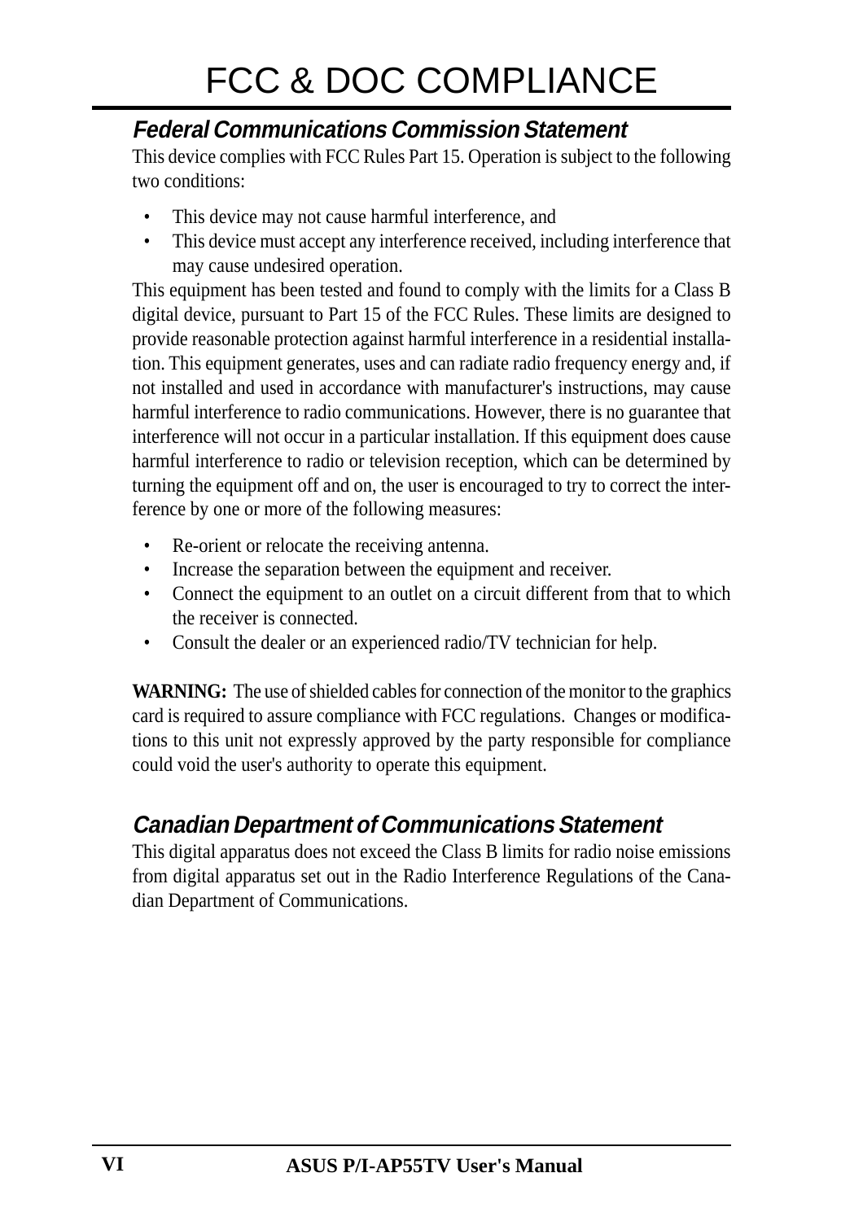# FCC & DOC COMPLIANCE

## *Federal Communications Commission Statement*

This device complies with FCC Rules Part 15. Operation is subject to the following two conditions:

- This device may not cause harmful interference, and
- This device must accept any interference received, including interference that may cause undesired operation.

This equipment has been tested and found to comply with the limits for a Class B digital device, pursuant to Part 15 of the FCC Rules. These limits are designed to provide reasonable protection against harmful interference in a residential installation. This equipment generates, uses and can radiate radio frequency energy and, if not installed and used in accordance with manufacturer's instructions, may cause harmful interference to radio communications. However, there is no guarantee that interference will not occur in a particular installation. If this equipment does cause harmful interference to radio or television reception, which can be determined by turning the equipment off and on, the user is encouraged to try to correct the interference by one or more of the following measures:

- Re-orient or relocate the receiving antenna.
- Increase the separation between the equipment and receiver.
- Connect the equipment to an outlet on a circuit different from that to which the receiver is connected.
- Consult the dealer or an experienced radio/TV technician for help.

**WARNING:** The use of shielded cables for connection of the monitor to the graphics card is required to assure compliance with FCC regulations. Changes or modifications to this unit not expressly approved by the party responsible for compliance could void the user's authority to operate this equipment.

## *Canadian Department of Communications Statement*

This digital apparatus does not exceed the Class B limits for radio noise emissions from digital apparatus set out in the Radio Interference Regulations of the Canadian Department of Communications.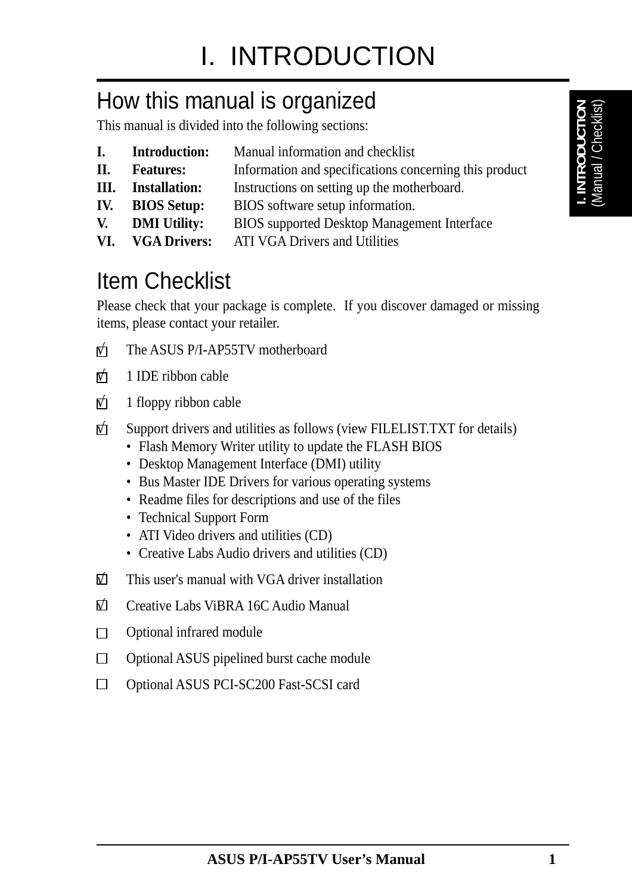# I. INTRODUCTION

## How this manual is organized

This manual is divided into the following sections:

| | | |
|---|---|---|
| **I.** | **Introduction:** | Manual information and checklist |
| **II.** | **Features:** | Information and specifications concerning this product |
| **III.** | **Installation:** | Instructions on setting up the motherboard. |
| **IV.** | **BIOS Setup:** | BIOS software setup information. |
| **V.** | **DMI Utility:** | BIOS supported Desktop Management Interface |
| **VI.** | **VGA Drivers:** | ATI VGA Drivers and Utilities |

## Item Checklist

Please check that your package is complete. If you discover damaged or missing items, please contact your retailer.

- [x] The ASUS P/I-AP55TV motherboard
- [x] 1 IDE ribbon cable
- [x] 1 floppy ribbon cable
- [x] Support drivers and utilities as follows (view FILELIST.TXT for details)
  - Flash Memory Writer utility to update the FLASH BIOS
  - Desktop Management Interface (DMI) utility
  - Bus Master IDE Drivers for various operating systems
  - Readme files for descriptions and use of the files
  - Technical Support Form
  - ATI Video drivers and utilities (CD)
  - Creative Labs Audio drivers and utilities (CD)
- [x] This user's manual with VGA driver installation
- [x] Creative Labs ViBRA 16C Audio Manual
- [ ] Optional infrared module
- [ ] Optional ASUS pipelined burst cache module
- [ ] Optional ASUS PCI-SC200 Fast-SCSI card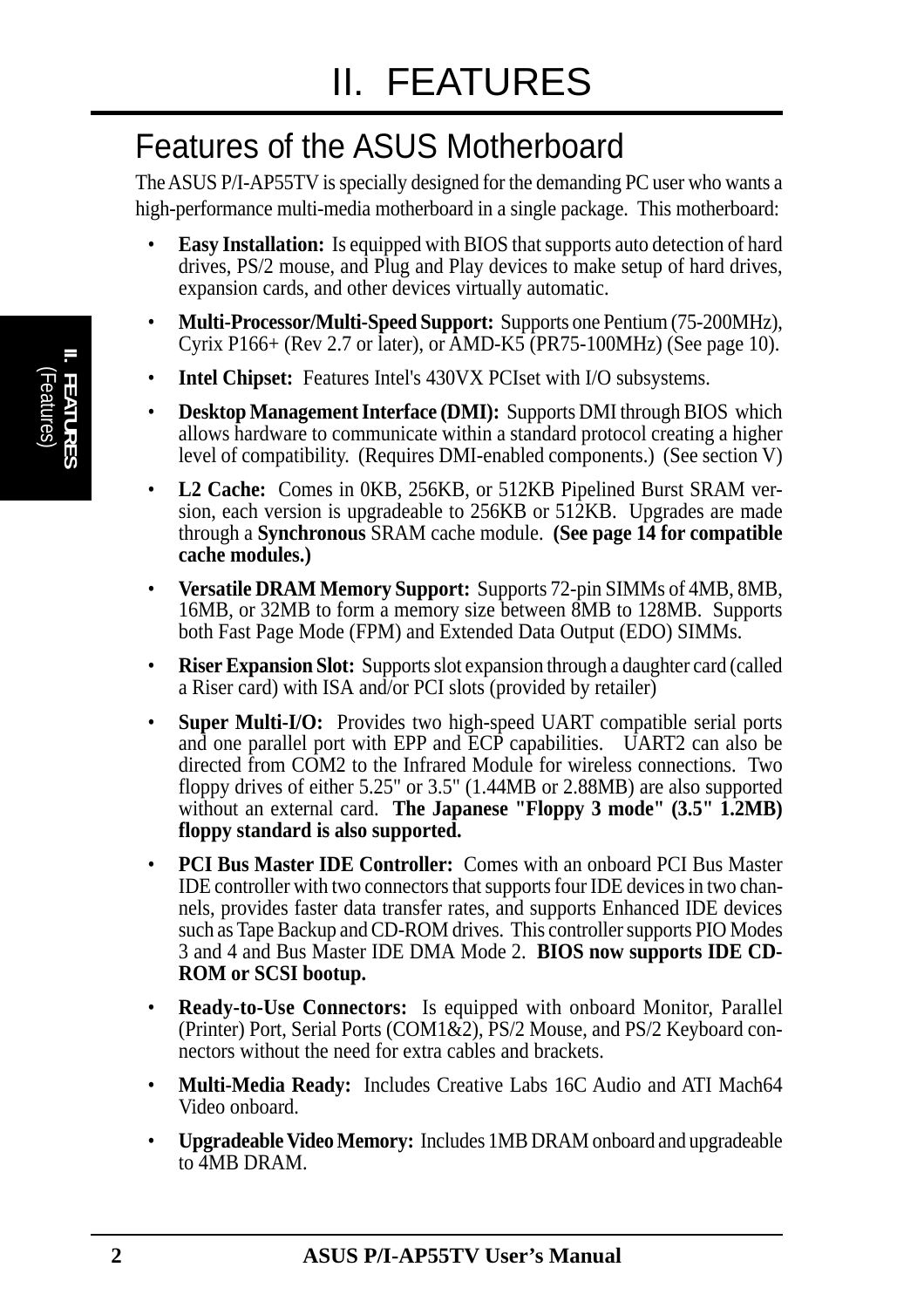# II. FEATURES

## Features of the ASUS Motherboard

The ASUS P/I-AP55TV is specially designed for the demanding PC user who wants a high-performance multi-media motherboard in a single package. This motherboard:

- **Easy Installation:** Is equipped with BIOS that supports auto detection of hard drives, PS/2 mouse, and Plug and Play devices to make setup of hard drives, expansion cards, and other devices virtually automatic.
- **Multi-Processor/Multi-Speed Support:** Supports one Pentium (75-200MHz), Cyrix P166+ (Rev 2.7 or later), or AMD-K5 (PR75-100MHz) (See page 10).
- **Intel Chipset:** Features Intel's 430VX PCIset with I/O subsystems.
- **Desktop Management Interface (DMI):** Supports DMI through BIOS which allows hardware to communicate within a standard protocol creating a higher level of compatibility. (Requires DMI-enabled components.) (See section V)
- **L2 Cache:** Comes in 0KB, 256KB, or 512KB Pipelined Burst SRAM version, each version is upgradeable to 256KB or 512KB. Upgrades are made through a **Synchronous** SRAM cache module. **(See page 14 for compatible cache modules.)**
- **Versatile DRAM Memory Support:** Supports 72-pin SIMMs of 4MB, 8MB, 16MB, or 32MB to form a memory size between 8MB to 128MB. Supports both Fast Page Mode (FPM) and Extended Data Output (EDO) SIMMs.
- **Riser Expansion Slot:** Supports slot expansion through a daughter card (called a Riser card) with ISA and/or PCI slots (provided by retailer)
- **Super Multi-I/O:** Provides two high-speed UART compatible serial ports and one parallel port with EPP and ECP capabilities. UART2 can also be directed from COM2 to the Infrared Module for wireless connections. Two floppy drives of either 5.25" or 3.5" (1.44MB or 2.88MB) are also supported without an external card. **The Japanese "Floppy 3 mode" (3.5" 1.2MB) floppy standard is also supported.**
- **PCI Bus Master IDE Controller:** Comes with an onboard PCI Bus Master IDE controller with two connectors that supports four IDE devices in two channels, provides faster data transfer rates, and supports Enhanced IDE devices such as Tape Backup and CD-ROM drives. This controller supports PIO Modes 3 and 4 and Bus Master IDE DMA Mode 2. **BIOS now supports IDE CD-ROM or SCSI bootup.**
- **Ready-to-Use Connectors:** Is equipped with onboard Monitor, Parallel (Printer) Port, Serial Ports (COM1&2), PS/2 Mouse, and PS/2 Keyboard connectors without the need for extra cables and brackets.
- **Multi-Media Ready:** Includes Creative Labs 16C Audio and ATI Mach64 Video onboard.
- **Upgradeable Video Memory:** Includes 1MB DRAM onboard and upgradeable to 4MB DRAM.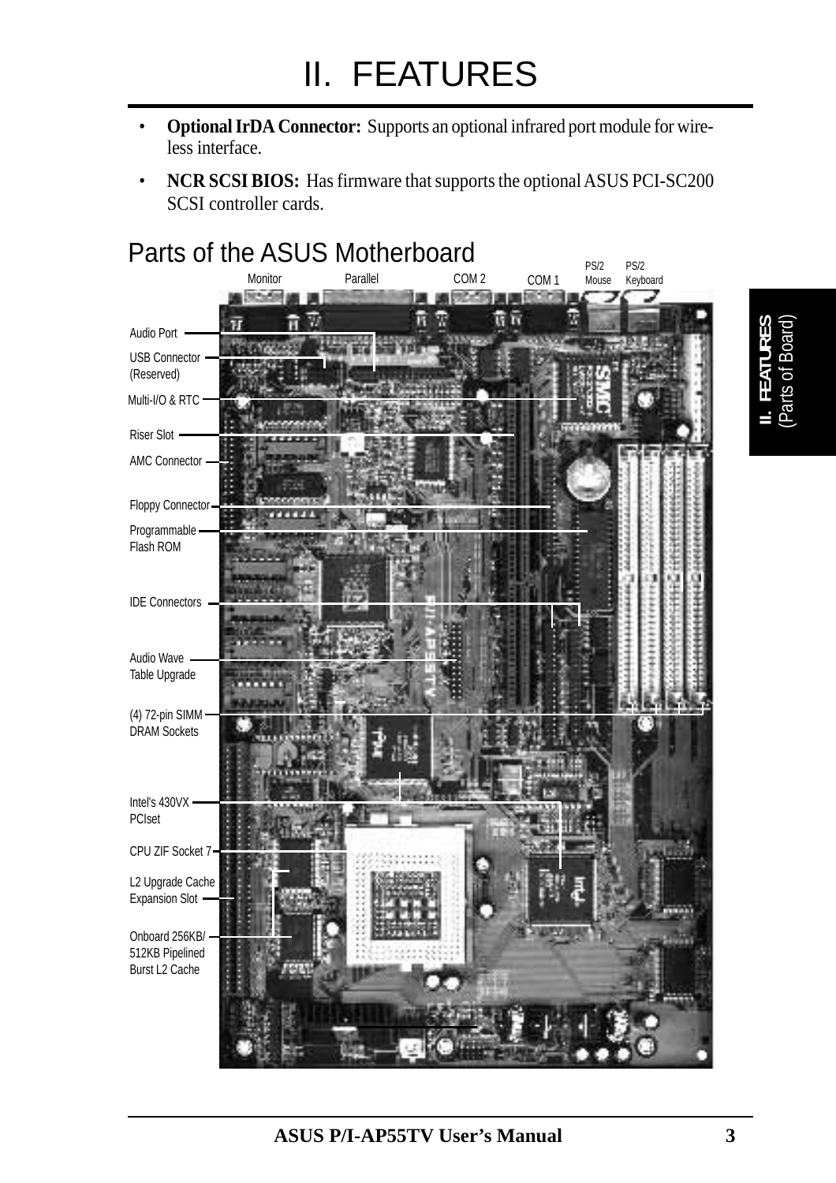# II. FEATURES

- **Optional IrDA Connector:** Supports an optional infrared port module for wireless interface.
- **NCR SCSI BIOS:** Has firmware that supports the optional ASUS PCI-SC200 SCSI controller cards.

## Parts of the ASUS Motherboard

Monitor
Parallel
COM 2
COM 1
PS/2 Mouse
PS/2 Keyboard

Audio Port
USB Connector (Reserved)
Multi-I/O & RTC
Riser Slot
AMC Connector
Floppy Connector
Programmable Flash ROM
IDE Connectors
Audio Wave Table Upgrade
(4) 72-pin SIMM DRAM Sockets
Intel's 430VX PCIset
CPU ZIF Socket 7
L2 Upgrade Cache Expansion Slot
Onboard 256KB/512KB Pipelined Burst L2 Cache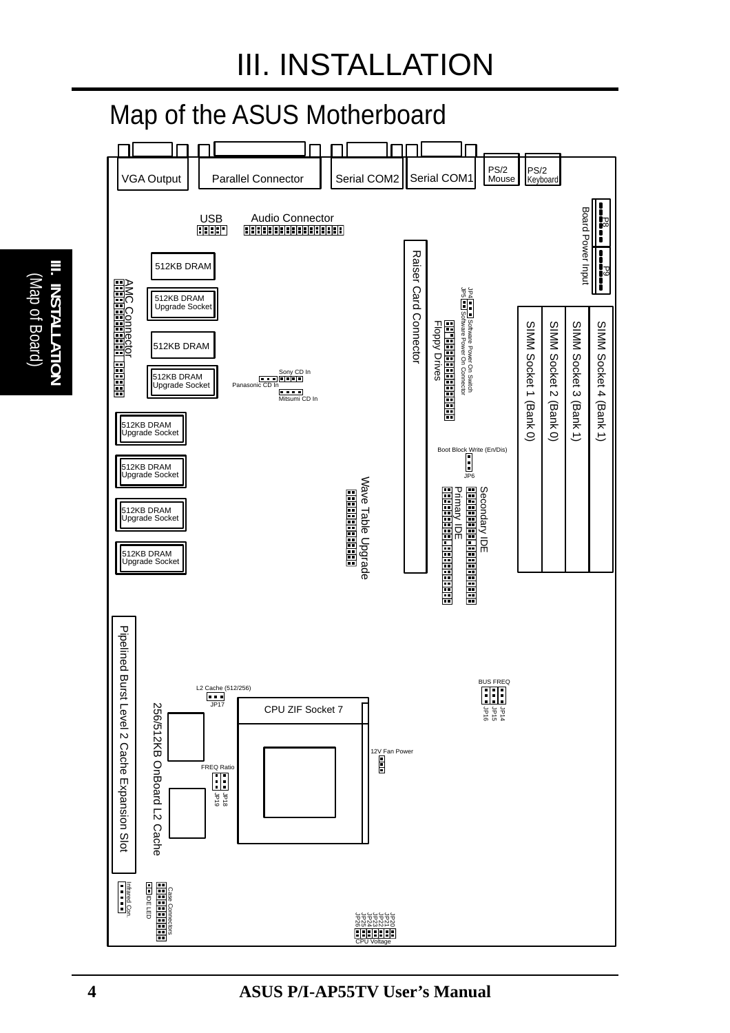# III. INSTALLATION

## Map of the ASUS Motherboard

VGA Output
Parallel Connector
Serial COM2
Serial COM1
PS/2 Mouse
PS/2 Keyboard
USB
Audio Connector
P8
P9
Board Power Input
512KB DRAM
512KB DRAM Upgrade Socket
512KB DRAM
512KB DRAM Upgrade Socket
AMC Connector
Sony CD In
Panasonic CD In
Mitsumi CD In
Raiser Card Connector
JP4
JP5
Software Power On Switch
Software Power On Connector
Floppy Drives
SIMM Socket 1 (Bank 0)
SIMM Socket 2 (Bank 0)
SIMM Socket 3 (Bank 1)
SIMM Socket 4 (Bank 1)
512KB DRAM Upgrade Socket
512KB DRAM Upgrade Socket
512KB DRAM Upgrade Socket
512KB DRAM Upgrade Socket
Boot Block Write (En/Dis)
JP6
Wave Table Upgrade
Primary IDE
Secondary IDE
Pipelined Burst Level 2 Cache Expansion Slot
L2 Cache (512/256)
JP17
CPU ZIF Socket 7
BUS FREQ
JP14
JP15
JP16
256/512KB OnBoard L2 Cache
12V Fan Power
FREQ Ratio
JP18
JP19
Infrared Con.
IDE LED
Case Connectors
JP20
JP21
JP22
JP23
JP24
JP25
JP26
CPU Voltage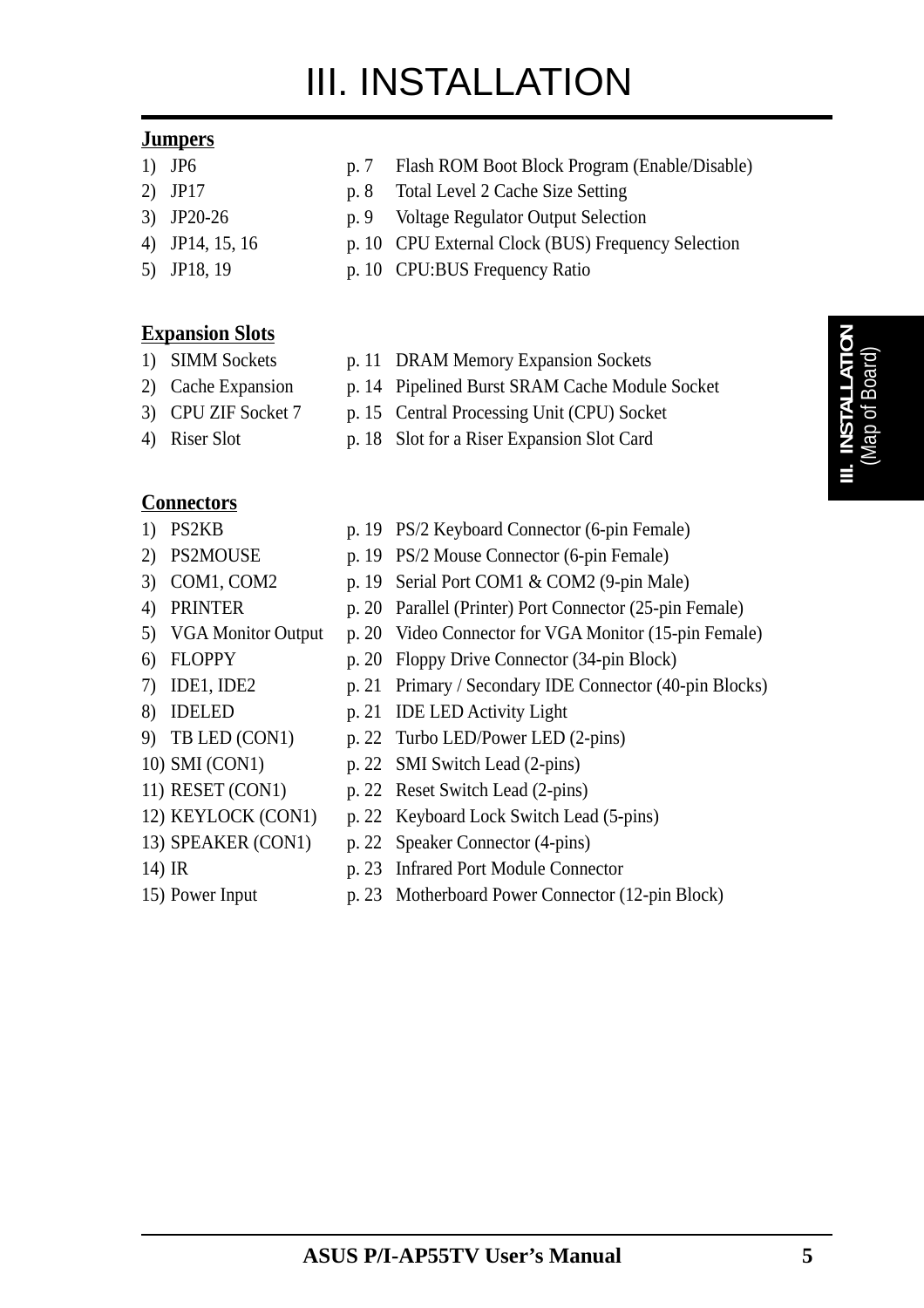# III. INSTALLATION

**Jumpers**

| | | |
|---|---|---|
| 1) JP6 | p. 7 | Flash ROM Boot Block Program (Enable/Disable) |
| 2) JP17 | p. 8 | Total Level 2 Cache Size Setting |
| 3) JP20-26 | p. 9 | Voltage Regulator Output Selection |
| 4) JP14, 15, 16 | p. 10 | CPU External Clock (BUS) Frequency Selection |
| 5) JP18, 19 | p. 10 | CPU:BUS Frequency Ratio |

**Expansion Slots**

| | | |
|---|---|---|
| 1) SIMM Sockets | p. 11 | DRAM Memory Expansion Sockets |
| 2) Cache Expansion | p. 14 | Pipelined Burst SRAM Cache Module Socket |
| 3) CPU ZIF Socket 7 | p. 15 | Central Processing Unit (CPU) Socket |
| 4) Riser Slot | p. 18 | Slot for a Riser Expansion Slot Card |

**Connectors**

| | | |
|---|---|---|
| 1) PS2KB | p. 19 | PS/2 Keyboard Connector (6-pin Female) |
| 2) PS2MOUSE | p. 19 | PS/2 Mouse Connector (6-pin Female) |
| 3) COM1, COM2 | p. 19 | Serial Port COM1 & COM2 (9-pin Male) |
| 4) PRINTER | p. 20 | Parallel (Printer) Port Connector (25-pin Female) |
| 5) VGA Monitor Output | p. 20 | Video Connector for VGA Monitor (15-pin Female) |
| 6) FLOPPY | p. 20 | Floppy Drive Connector (34-pin Block) |
| 7) IDE1, IDE2 | p. 21 | Primary / Secondary IDE Connector (40-pin Blocks) |
| 8) IDELED | p. 21 | IDE LED Activity Light |
| 9) TB LED (CON1) | p. 22 | Turbo LED/Power LED (2-pins) |
| 10) SMI (CON1) | p. 22 | SMI Switch Lead (2-pins) |
| 11) RESET (CON1) | p. 22 | Reset Switch Lead (2-pins) |
| 12) KEYLOCK (CON1) | p. 22 | Keyboard Lock Switch Lead (5-pins) |
| 13) SPEAKER (CON1) | p. 22 | Speaker Connector (4-pins) |
| 14) IR | p. 23 | Infrared Port Module Connector |
| 15) Power Input | p. 23 | Motherboard Power Connector (12-pin Block) |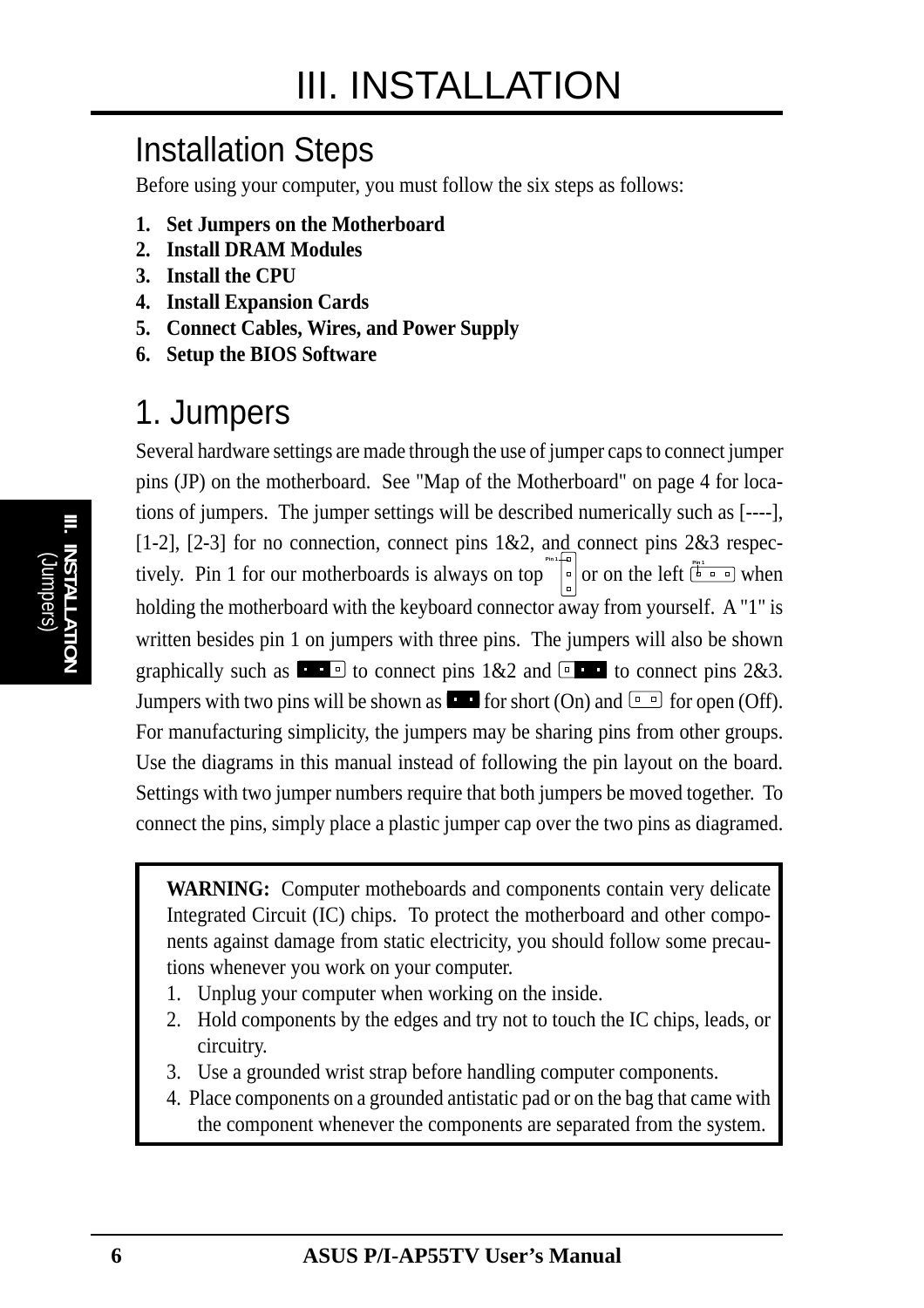# III. INSTALLATION

## Installation Steps

Before using your computer, you must follow the six steps as follows:

1. **Set Jumpers on the Motherboard**
2. **Install DRAM Modules**
3. **Install the CPU**
4. **Install Expansion Cards**
5. **Connect Cables, Wires, and Power Supply**
6. **Setup the BIOS Software**

## 1. Jumpers

Several hardware settings are made through the use of jumper caps to connect jumper pins (JP) on the motherboard. See "Map of the Motherboard" on page 4 for locations of jumpers. The jumper settings will be described numerically such as [----], [1-2], [2-3] for no connection, connect pins 1&2, and connect pins 2&3 respectively. Pin 1 for our motherboards is always on top or on the left when holding the motherboard with the keyboard connector away from yourself. A "1" is written besides pin 1 on jumpers with three pins. The jumpers will also be shown graphically such as to connect pins 1&2 and to connect pins 2&3. Jumpers with two pins will be shown as for short (On) and for open (Off). For manufacturing simplicity, the jumpers may be sharing pins from other groups. Use the diagrams in this manual instead of following the pin layout on the board. Settings with two jumper numbers require that both jumpers be moved together. To connect the pins, simply place a plastic jumper cap over the two pins as diagramed.

**WARNING:** Computer motheboards and components contain very delicate Integrated Circuit (IC) chips. To protect the motherboard and other components against damage from static electricity, you should follow some precautions whenever you work on your computer.

1. Unplug your computer when working on the inside.
2. Hold components by the edges and try not to touch the IC chips, leads, or circuitry.
3. Use a grounded wrist strap before handling computer components.
4. Place components on a grounded antistatic pad or on the bag that came with the component whenever the components are separated from the system.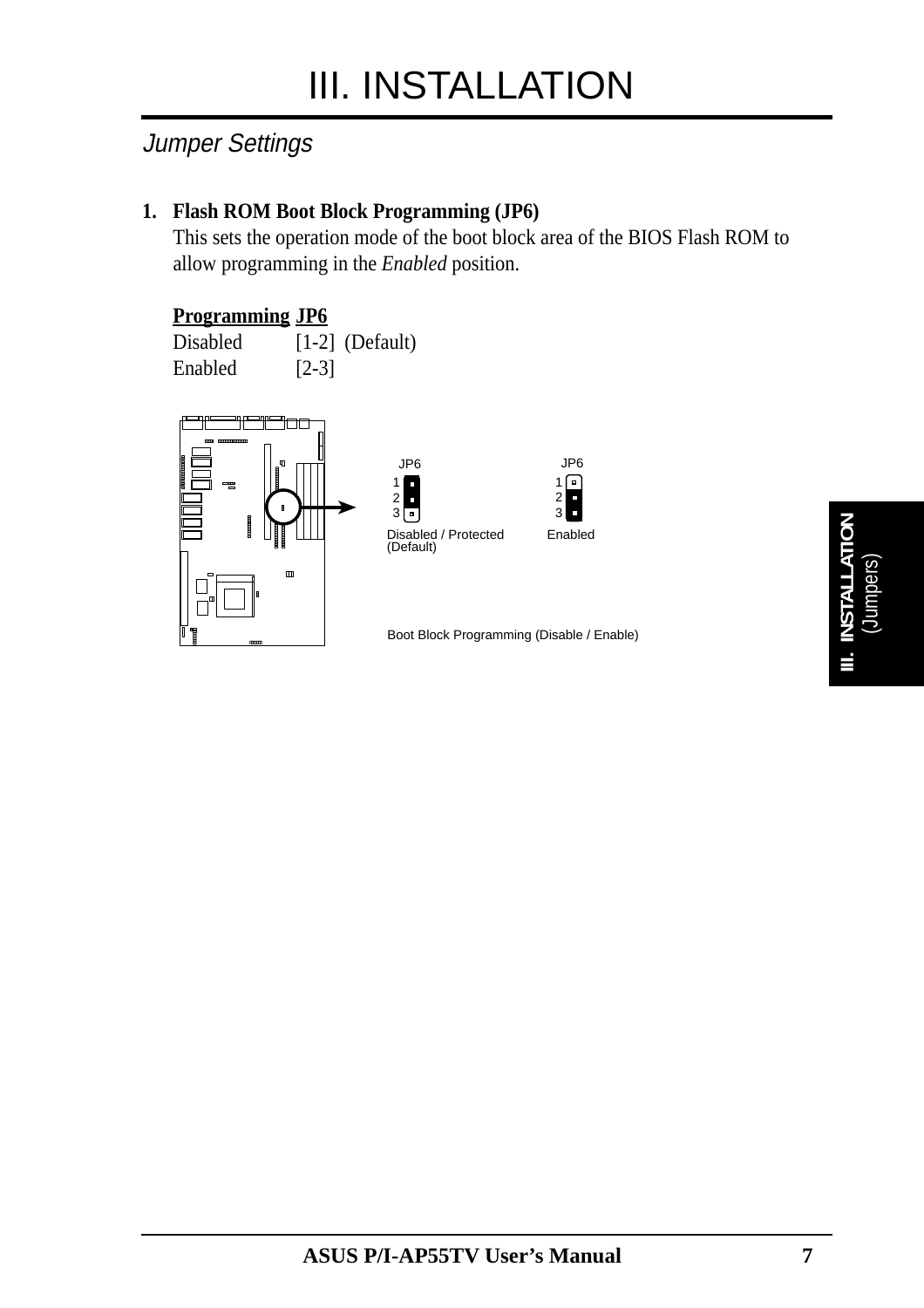# III. INSTALLATION

## Jumper Settings

**1. Flash ROM Boot Block Programming (JP6)**

This sets the operation mode of the boot block area of the BIOS Flash ROM to allow programming in the *Enabled* position.

| **Programming** | **JP6** |
|---|---|
| Disabled | [1-2] (Default) |
| Enabled | [2-3] |

JP6 1 2 3 Disabled / Protected (Default)

JP6 1 2 3 Enabled

Boot Block Programming (Disable / Enable)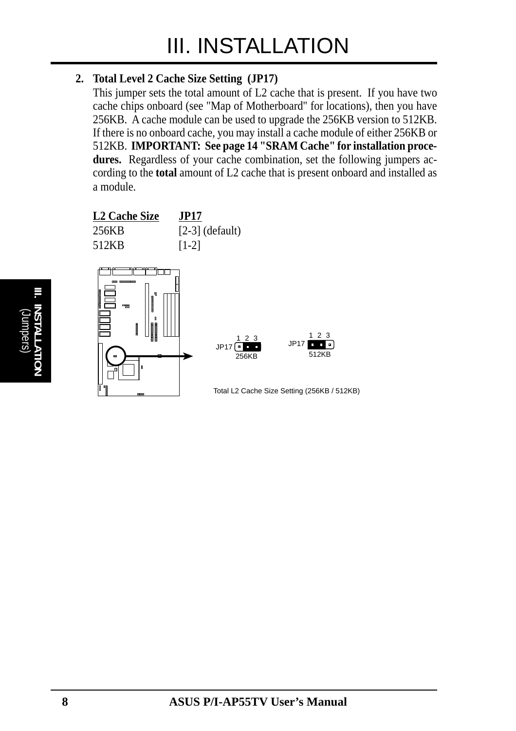## 2. Total Level 2 Cache Size Setting (JP17)

This jumper sets the total amount of L2 cache that is present. If you have two cache chips onboard (see "Map of Motherboard" for locations), then you have 256KB. A cache module can be used to upgrade the 256KB version to 512KB. If there is no onboard cache, you may install a cache module of either 256KB or 512KB. **IMPORTANT: See page 14 "SRAM Cache" for installation procedures.** Regardless of your cache combination, set the following jumpers according to the **total** amount of L2 cache that is present onboard and installed as a module.

| L2 Cache Size | JP17 |
|---|---|
| 256KB | [2-3] (default) |
| 512KB | [1-2] |

Total L2 Cache Size Setting (256KB / 512KB)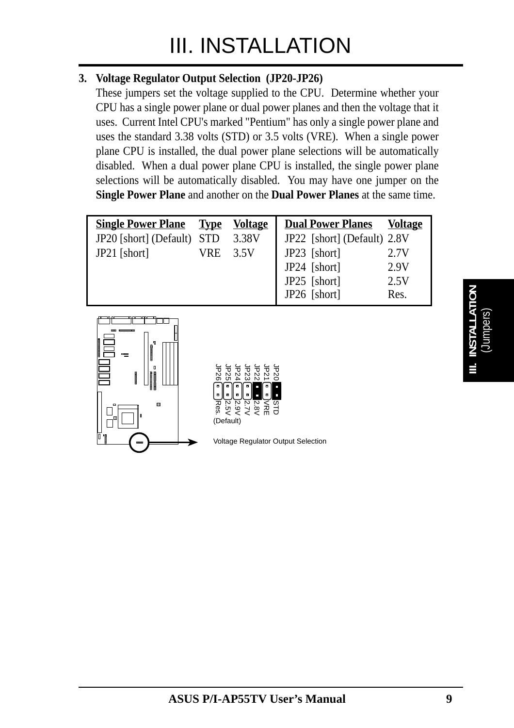# III. INSTALLATION

**3. Voltage Regulator Output Selection (JP20-JP26)**

These jumpers set the voltage supplied to the CPU. Determine whether your CPU has a single power plane or dual power planes and then the voltage that it uses. Current Intel CPU's marked "Pentium" has only a single power plane and uses the standard 3.38 volts (STD) or 3.5 volts (VRE). When a single power plane CPU is installed, the dual power plane selections will be automatically disabled. When a dual power plane CPU is installed, the single power plane selections will be automatically disabled. You may have one jumper on the **Single Power Plane** and another on the **Dual Power Planes** at the same time.

| Single Power Plane | Type | Voltage | Dual Power Planes | Voltage |
|---|---|---|---|---|
| JP20 [short] (Default) | STD | 3.38V | JP22 [short] (Default) | 2.8V |
| JP21 [short] | VRE | 3.5V | JP23 [short] | 2.7V |
| | | | JP24 [short] | 2.9V |
| | | | JP25 [short] | 2.5V |
| | | | JP26 [short] | Res. |

JP20 STD, JP21 VRE, JP22 2.8V, JP23 2.7V, JP24 2.9V, JP25 2.5V, JP26 Res.

(Default)

Voltage Regulator Output Selection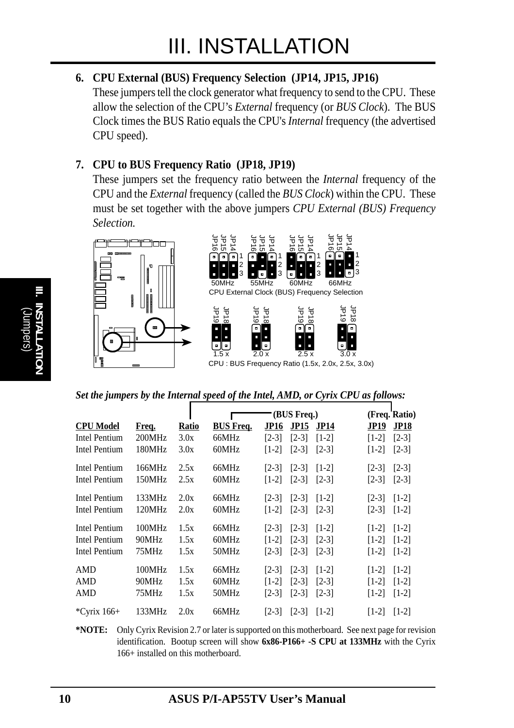# III. INSTALLATION

**6. CPU External (BUS) Frequency Selection (JP14, JP15, JP16)**

These jumpers tell the clock generator what frequency to send to the CPU. These allow the selection of the CPU's *External* frequency (or *BUS Clock*). The BUS Clock times the BUS Ratio equals the CPU's *Internal* frequency (the advertised CPU speed).

**7. CPU to BUS Frequency Ratio (JP18, JP19)**

These jumpers set the frequency ratio between the *Internal* frequency of the CPU and the *External* frequency (called the *BUS Clock*) within the CPU. These must be set together with the above jumpers *CPU External (BUS) Frequency Selection.*

50MHz 55MHz 60MHz 66MHz

CPU External Clock (BUS) Frequency Selection

1.5 x 2.0 x 2.5 x 3.0 x

CPU : BUS Frequency Ratio (1.5x, 2.0x, 2.5x, 3.0x)

***Set the jumpers by the Internal speed of the Intel, AMD, or Cyrix CPU as follows:***

| | | | | (BUS Freq.) | | | (Freq. Ratio) | |
|---|---|---|---|---|---|---|---|---|
| **CPU Model** | **Freq.** | **Ratio** | **BUS Freq.** | **JP16** | **JP15** | **JP14** | **JP19** | **JP18** |
| Intel Pentium | 200MHz | 3.0x | 66MHz | [2-3] | [2-3] | [1-2] | [1-2] | [2-3] |
| Intel Pentium | 180MHz | 3.0x | 60MHz | [1-2] | [2-3] | [2-3] | [1-2] | [2-3] |
| Intel Pentium | 166MHz | 2.5x | 66MHz | [2-3] | [2-3] | [1-2] | [2-3] | [2-3] |
| Intel Pentium | 150MHz | 2.5x | 60MHz | [1-2] | [2-3] | [2-3] | [2-3] | [2-3] |
| Intel Pentium | 133MHz | 2.0x | 66MHz | [2-3] | [2-3] | [1-2] | [2-3] | [1-2] |
| Intel Pentium | 120MHz | 2.0x | 60MHz | [1-2] | [2-3] | [2-3] | [2-3] | [1-2] |
| Intel Pentium | 100MHz | 1.5x | 66MHz | [2-3] | [2-3] | [1-2] | [1-2] | [1-2] |
| Intel Pentium | 90MHz | 1.5x | 60MHz | [1-2] | [2-3] | [2-3] | [1-2] | [1-2] |
| Intel Pentium | 75MHz | 1.5x | 50MHz | [2-3] | [2-3] | [2-3] | [1-2] | [1-2] |
| AMD | 100MHz | 1.5x | 66MHz | [2-3] | [2-3] | [1-2] | [1-2] | [1-2] |
| AMD | 90MHz | 1.5x | 60MHz | [1-2] | [2-3] | [2-3] | [1-2] | [1-2] |
| AMD | 75MHz | 1.5x | 50MHz | [2-3] | [2-3] | [2-3] | [1-2] | [1-2] |
| *Cyrix 166+ | 133MHz | 2.0x | 66MHz | [2-3] | [2-3] | [1-2] | [1-2] | [1-2] |

***NOTE:** Only Cyrix Revision 2.7 or later is supported on this motherboard. See next page for revision identification. Bootup screen will show **6x86-P166+ -S CPU at 133MHz** with the Cyrix 166+ installed on this motherboard.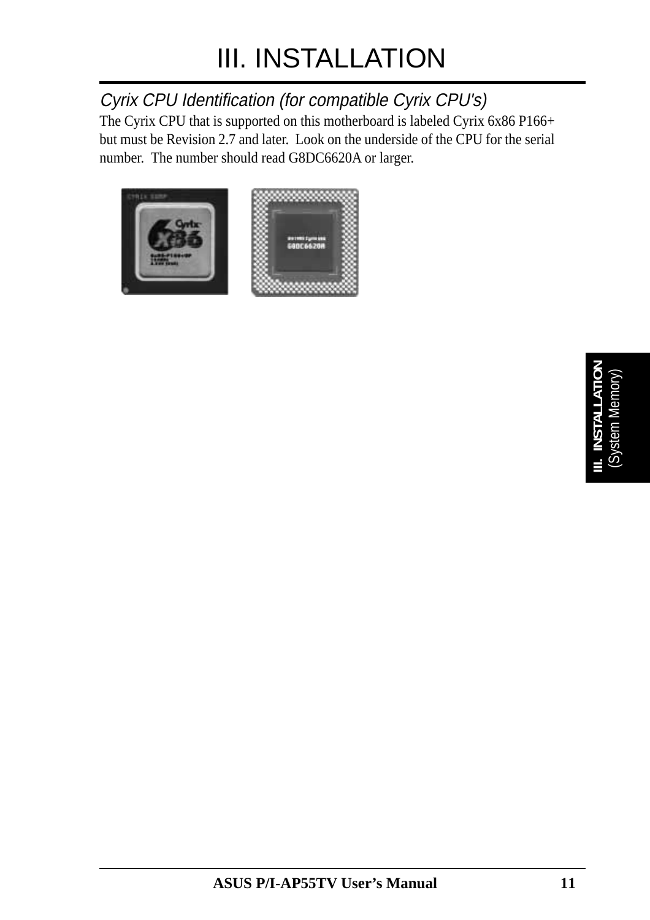# III. INSTALLATION

## *Cyrix CPU Identification (for compatible Cyrix CPU's)*

The Cyrix CPU that is supported on this motherboard is labeled Cyrix 6x86 P166+ but must be Revision 2.7 and later. Look on the underside of the CPU for the serial number. The number should read G8DC6620A or larger.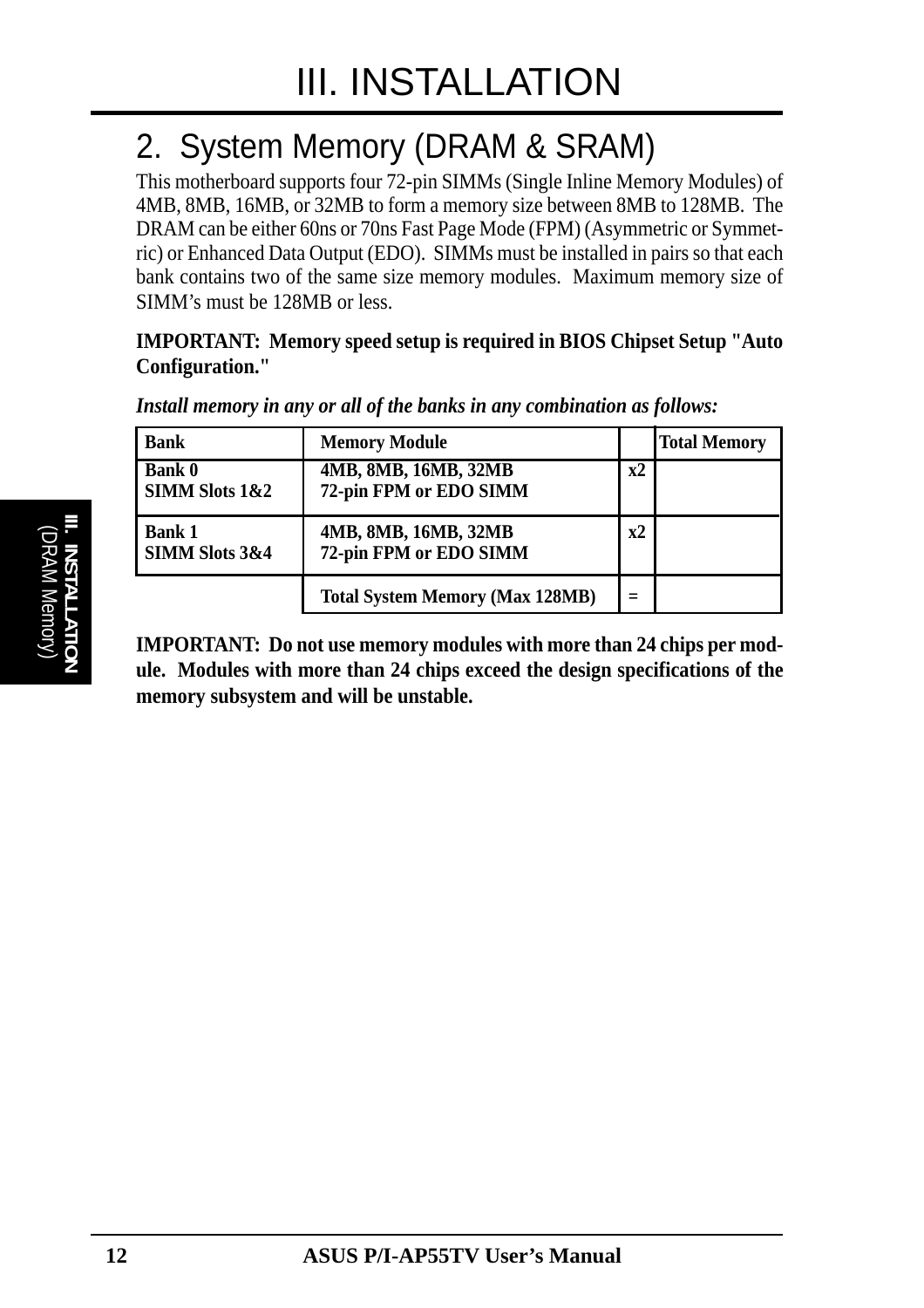# III. INSTALLATION

## 2. System Memory (DRAM & SRAM)

This motherboard supports four 72-pin SIMMs (Single Inline Memory Modules) of 4MB, 8MB, 16MB, or 32MB to form a memory size between 8MB to 128MB. The DRAM can be either 60ns or 70ns Fast Page Mode (FPM) (Asymmetric or Symmetric) or Enhanced Data Output (EDO). SIMMs must be installed in pairs so that each bank contains two of the same size memory modules. Maximum memory size of SIMM's must be 128MB or less.

**IMPORTANT: Memory speed setup is required in BIOS Chipset Setup "Auto Configuration."**

***Install memory in any or all of the banks in any combination as follows:***

| Bank | Memory Module | | Total Memory |
|---|---|---|---|
| **Bank 0**<br>**SIMM Slots 1&2** | **4MB, 8MB, 16MB, 32MB**<br>**72-pin FPM or EDO SIMM** | **x2** | |
| **Bank 1**<br>**SIMM Slots 3&4** | **4MB, 8MB, 16MB, 32MB**<br>**72-pin FPM or EDO SIMM** | **x2** | |
| | **Total System Memory (Max 128MB)** | **=** | |

**IMPORTANT: Do not use memory modules with more than 24 chips per module. Modules with more than 24 chips exceed the design specifications of the memory subsystem and will be unstable.**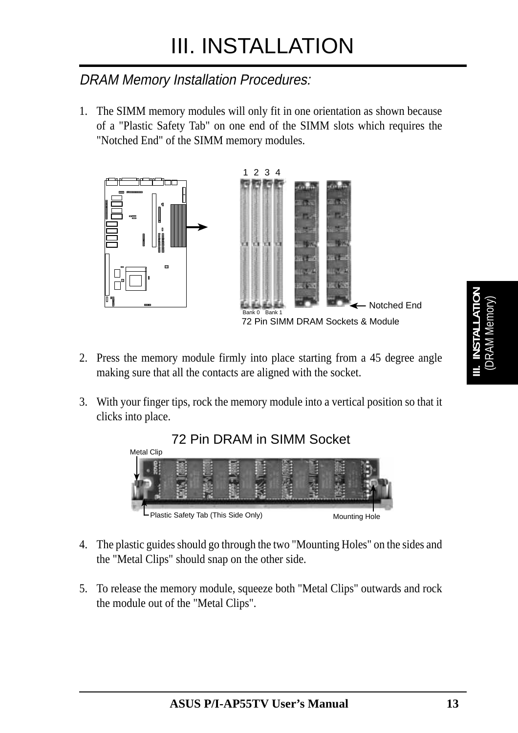# III. INSTALLATION

## *DRAM Memory Installation Procedures:*

1. The SIMM memory modules will only fit in one orientation as shown because of a "Plastic Safety Tab" on one end of the SIMM slots which requires the "Notched End" of the SIMM memory modules.

1 2 3 4

Bank 0 Bank 1

Notched End

72 Pin SIMM DRAM Sockets & Module

2. Press the memory module firmly into place starting from a 45 degree angle making sure that all the contacts are aligned with the socket.

3. With your finger tips, rock the memory module into a vertical position so that it clicks into place.

72 Pin DRAM in SIMM Socket

Metal Clip

Plastic Safety Tab (This Side Only)

Mounting Hole

4. The plastic guides should go through the two "Mounting Holes" on the sides and the "Metal Clips" should snap on the other side.

5. To release the memory module, squeeze both "Metal Clips" outwards and rock the module out of the "Metal Clips".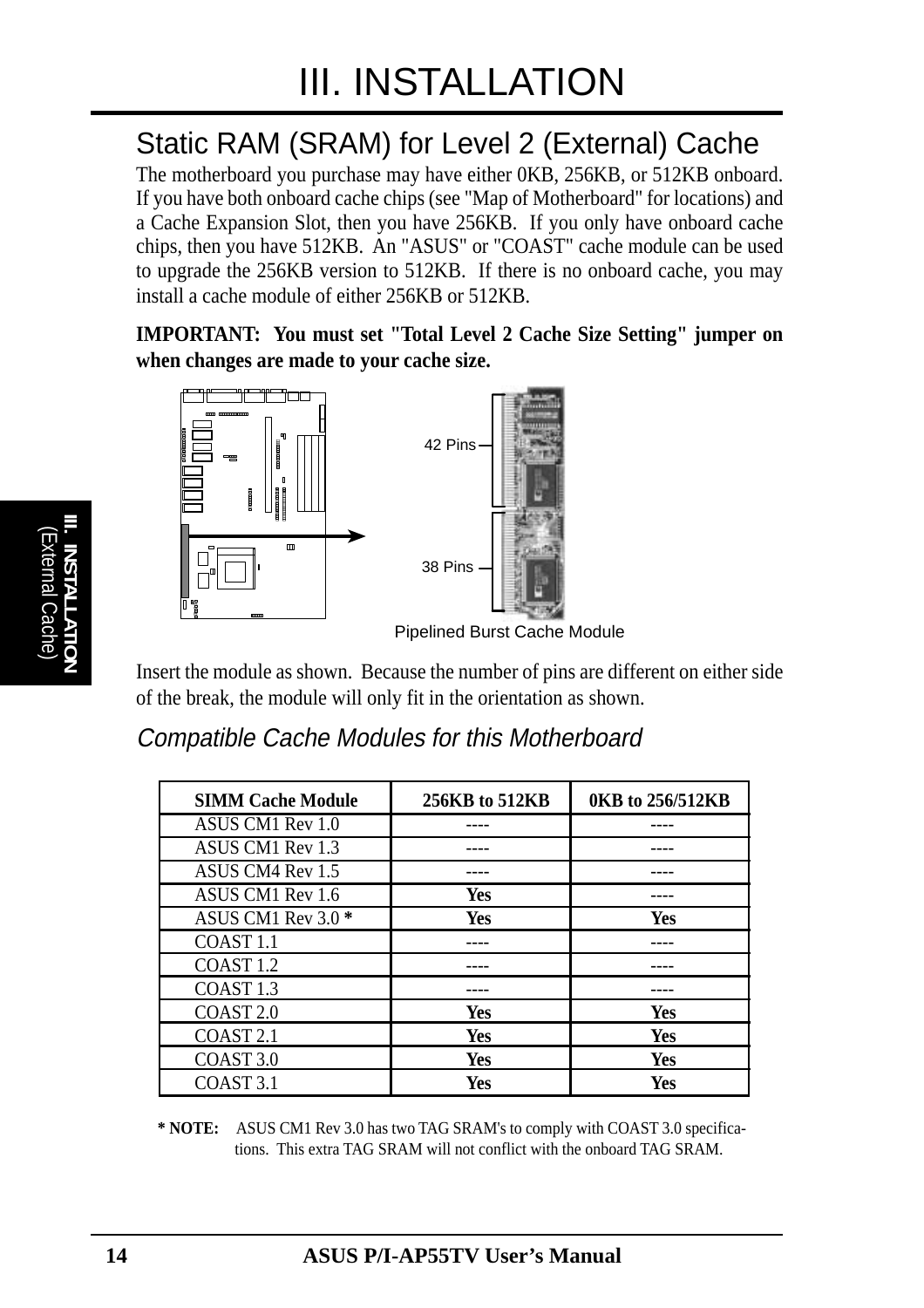## Static RAM (SRAM) for Level 2 (External) Cache

The motherboard you purchase may have either 0KB, 256KB, or 512KB onboard. If you have both onboard cache chips (see "Map of Motherboard" for locations) and a Cache Expansion Slot, then you have 256KB. If you only have onboard cache chips, then you have 512KB. An "ASUS" or "COAST" cache module can be used to upgrade the 256KB version to 512KB. If there is no onboard cache, you may install a cache module of either 256KB or 512KB.

**IMPORTANT: You must set "Total Level 2 Cache Size Setting" jumper on when changes are made to your cache size.**

42 Pins

38 Pins

Pipelined Burst Cache Module

Insert the module as shown. Because the number of pins are different on either side of the break, the module will only fit in the orientation as shown.

### *Compatible Cache Modules for this Motherboard*

| SIMM Cache Module | 256KB to 512KB | 0KB to 256/512KB |
|---|---|---|
| ASUS CM1 Rev 1.0 | ---- | ---- |
| ASUS CM1 Rev 1.3 | ---- | ---- |
| ASUS CM4 Rev 1.5 | ---- | ---- |
| ASUS CM1 Rev 1.6 | **Yes** | ---- |
| ASUS CM1 Rev 3.0 **\*** | **Yes** | **Yes** |
| COAST 1.1 | ---- | ---- |
| COAST 1.2 | ---- | ---- |
| COAST 1.3 | ---- | ---- |
| COAST 2.0 | **Yes** | **Yes** |
| COAST 2.1 | **Yes** | **Yes** |
| COAST 3.0 | **Yes** | **Yes** |
| COAST 3.1 | **Yes** | **Yes** |

**\* NOTE:** ASUS CM1 Rev 3.0 has two TAG SRAM's to comply with COAST 3.0 specifications. This extra TAG SRAM will not conflict with the onboard TAG SRAM.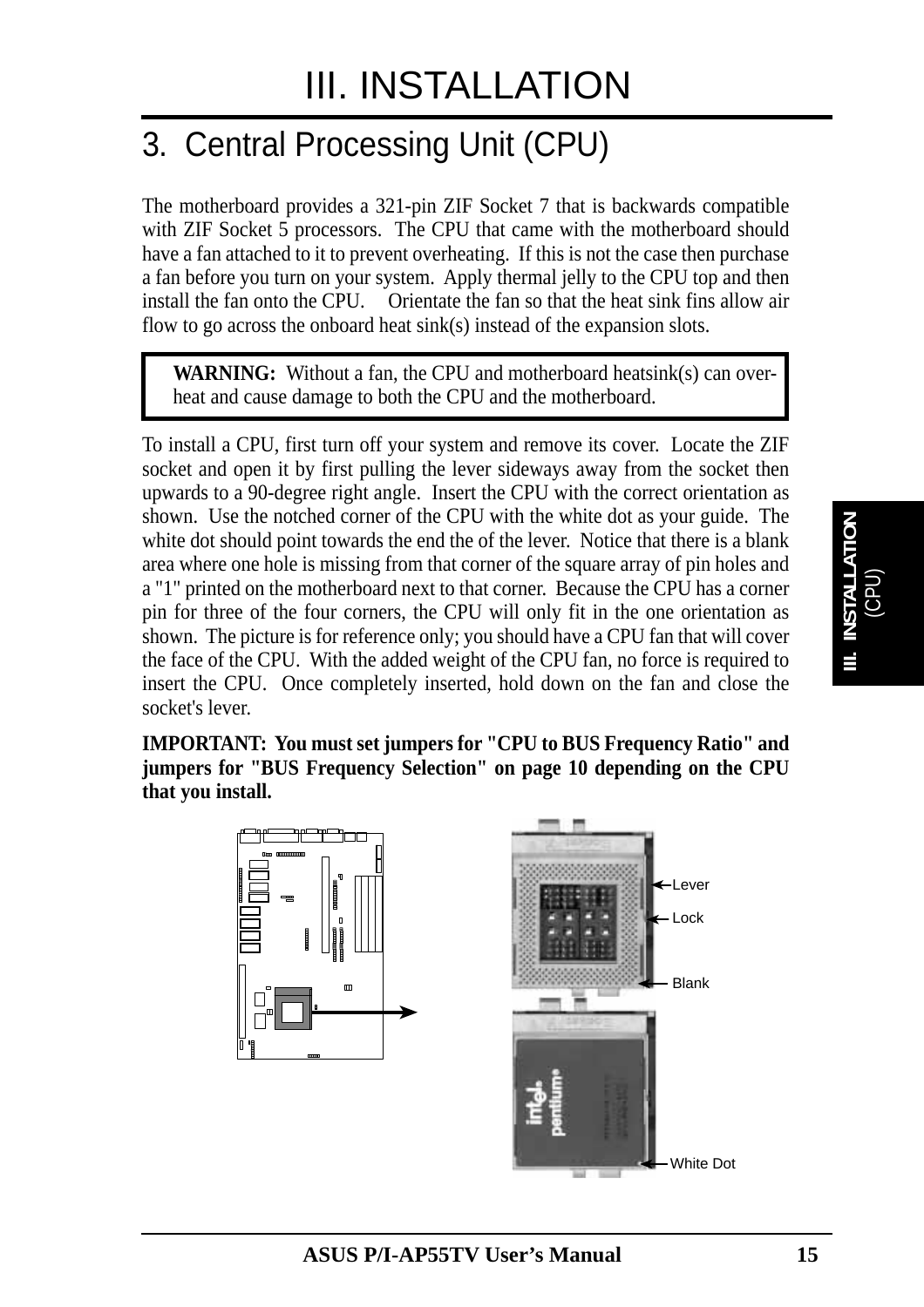# III. INSTALLATION

## 3. Central Processing Unit (CPU)

The motherboard provides a 321-pin ZIF Socket 7 that is backwards compatible with ZIF Socket 5 processors. The CPU that came with the motherboard should have a fan attached to it to prevent overheating. If this is not the case then purchase a fan before you turn on your system. Apply thermal jelly to the CPU top and then install the fan onto the CPU. Orientate the fan so that the heat sink fins allow air flow to go across the onboard heat sink(s) instead of the expansion slots.

> **WARNING:** Without a fan, the CPU and motherboard heatsink(s) can overheat and cause damage to both the CPU and the motherboard.

To install a CPU, first turn off your system and remove its cover. Locate the ZIF socket and open it by first pulling the lever sideways away from the socket then upwards to a 90-degree right angle. Insert the CPU with the correct orientation as shown. Use the notched corner of the CPU with the white dot as your guide. The white dot should point towards the end the of the lever. Notice that there is a blank area where one hole is missing from that corner of the square array of pin holes and a "1" printed on the motherboard next to that corner. Because the CPU has a corner pin for three of the four corners, the CPU will only fit in the one orientation as shown. The picture is for reference only; you should have a CPU fan that will cover the face of the CPU. With the added weight of the CPU fan, no force is required to insert the CPU. Once completely inserted, hold down on the fan and close the socket's lever.

**IMPORTANT: You must set jumpers for "CPU to BUS Frequency Ratio" and jumpers for "BUS Frequency Selection" on page 10 depending on the CPU that you install.**

Lever

Lock

Blank

White Dot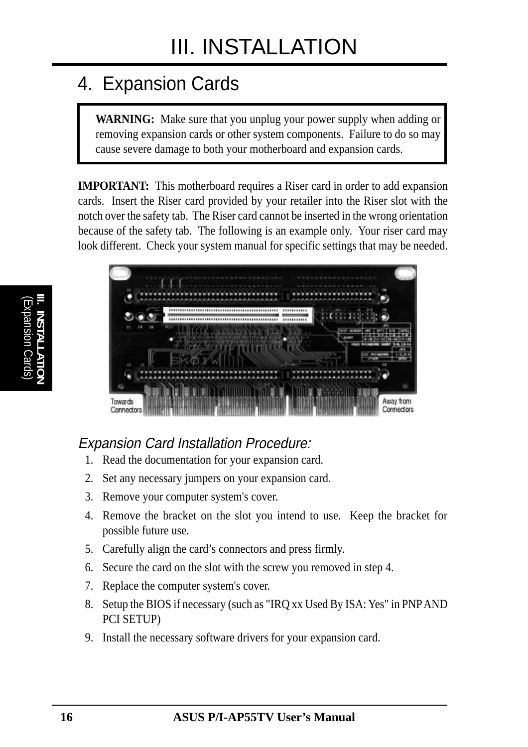# III. INSTALLATION

## 4. Expansion Cards

> **WARNING:** Make sure that you unplug your power supply when adding or removing expansion cards or other system components. Failure to do so may cause severe damage to both your motherboard and expansion cards.

**IMPORTANT:** This motherboard requires a Riser card in order to add expansion cards. Insert the Riser card provided by your retailer into the Riser slot with the notch over the safety tab. The Riser card cannot be inserted in the wrong orientation because of the safety tab. The following is an example only. Your riser card may look different. Check your system manual for specific settings that may be needed.

Towards Connectors

Away from Connectors

### *Expansion Card Installation Procedure:*

1. Read the documentation for your expansion card.
2. Set any necessary jumpers on your expansion card.
3. Remove your computer system's cover.
4. Remove the bracket on the slot you intend to use. Keep the bracket for possible future use.
5. Carefully align the card's connectors and press firmly.
6. Secure the card on the slot with the screw you removed in step 4.
7. Replace the computer system's cover.
8. Setup the BIOS if necessary (such as "IRQ xx Used By ISA: Yes" in PNP AND PCI SETUP)
9. Install the necessary software drivers for your expansion card.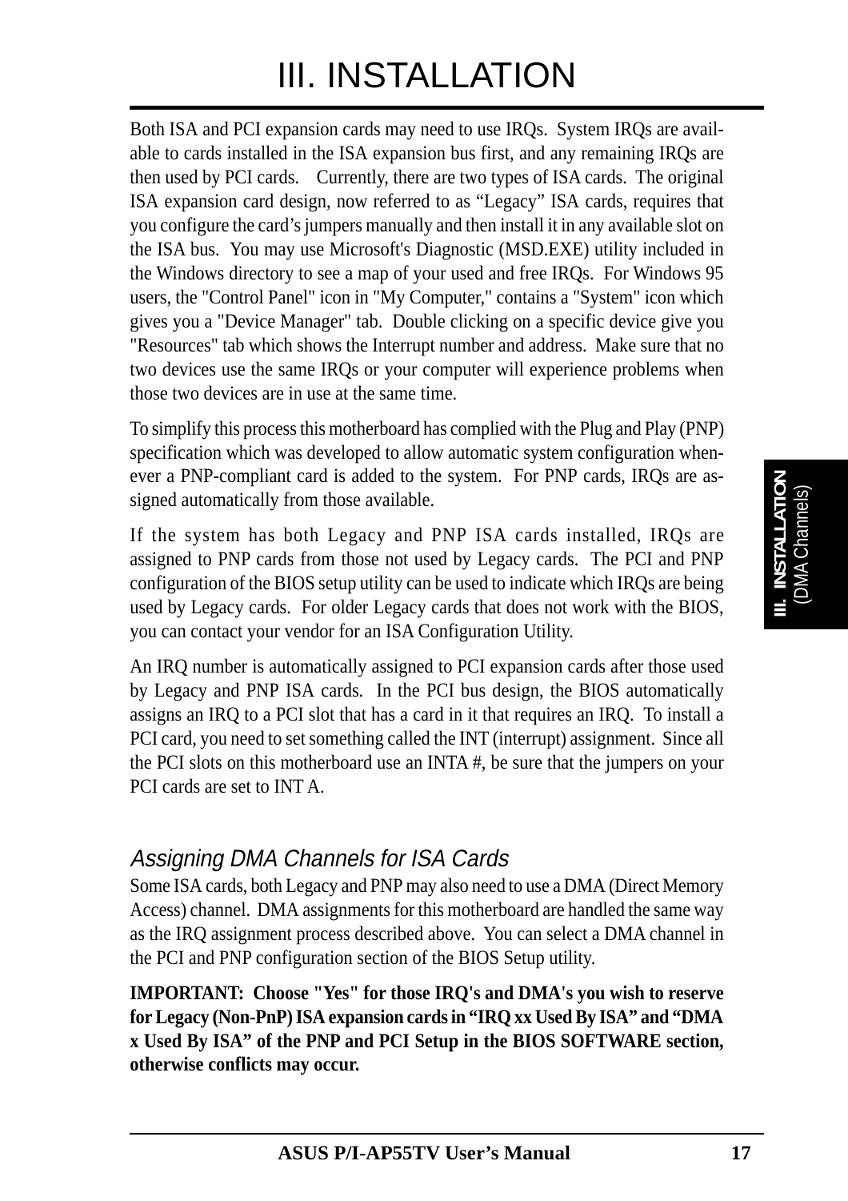Both ISA and PCI expansion cards may need to use IRQs. System IRQs are available to cards installed in the ISA expansion bus first, and any remaining IRQs are then used by PCI cards. Currently, there are two types of ISA cards. The original ISA expansion card design, now referred to as “Legacy” ISA cards, requires that you configure the card’s jumpers manually and then install it in any available slot on the ISA bus. You may use Microsoft's Diagnostic (MSD.EXE) utility included in the Windows directory to see a map of your used and free IRQs. For Windows 95 users, the "Control Panel" icon in "My Computer," contains a "System" icon which gives you a "Device Manager" tab. Double clicking on a specific device give you "Resources" tab which shows the Interrupt number and address. Make sure that no two devices use the same IRQs or your computer will experience problems when those two devices are in use at the same time.

To simplify this process this motherboard has complied with the Plug and Play (PNP) specification which was developed to allow automatic system configuration whenever a PNP-compliant card is added to the system. For PNP cards, IRQs are assigned automatically from those available.

If the system has both Legacy and PNP ISA cards installed, IRQs are assigned to PNP cards from those not used by Legacy cards. The PCI and PNP configuration of the BIOS setup utility can be used to indicate which IRQs are being used by Legacy cards. For older Legacy cards that does not work with the BIOS, you can contact your vendor for an ISA Configuration Utility.

An IRQ number is automatically assigned to PCI expansion cards after those used by Legacy and PNP ISA cards. In the PCI bus design, the BIOS automatically assigns an IRQ to a PCI slot that has a card in it that requires an IRQ. To install a PCI card, you need to set something called the INT (interrupt) assignment. Since all the PCI slots on this motherboard use an INTA #, be sure that the jumpers on your PCI cards are set to INT A.

### *Assigning DMA Channels for ISA Cards*

Some ISA cards, both Legacy and PNP may also need to use a DMA (Direct Memory Access) channel. DMA assignments for this motherboard are handled the same way as the IRQ assignment process described above. You can select a DMA channel in the PCI and PNP configuration section of the BIOS Setup utility.

**IMPORTANT: Choose "Yes" for those IRQ's and DMA's you wish to reserve for Legacy (Non-PnP) ISA expansion cards in “IRQ xx Used By ISA” and “DMA x Used By ISA” of the PNP and PCI Setup in the BIOS SOFTWARE section, otherwise conflicts may occur.**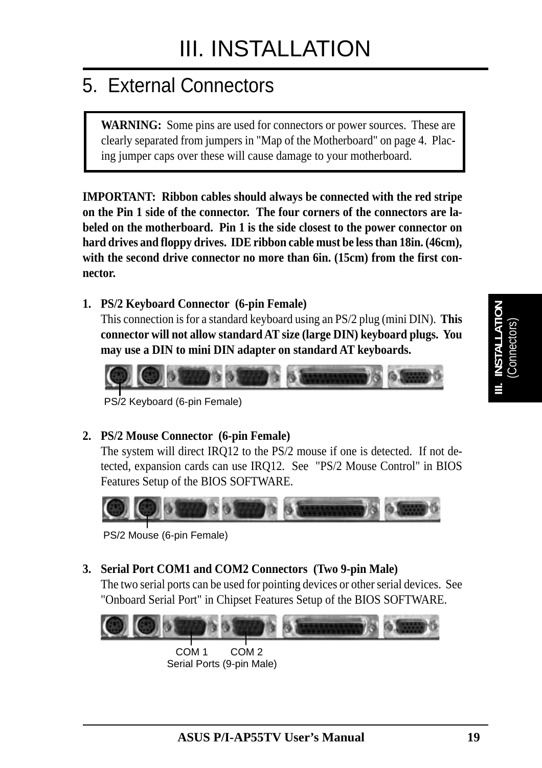# 5. External Connectors

> **WARNING:** Some pins are used for connectors or power sources. These are clearly separated from jumpers in "Map of the Motherboard" on page 4. Placing jumper caps over these will cause damage to your motherboard.

**IMPORTANT: Ribbon cables should always be connected with the red stripe on the Pin 1 side of the connector. The four corners of the connectors are labeled on the motherboard. Pin 1 is the side closest to the power connector on hard drives and floppy drives. IDE ribbon cable must be less than 18in. (46cm), with the second drive connector no more than 6in. (15cm) from the first connector.**

1. **PS/2 Keyboard Connector (6-pin Female)**
   This connection is for a standard keyboard using an PS/2 plug (mini DIN). **This connector will not allow standard AT size (large DIN) keyboard plugs. You may use a DIN to mini DIN adapter on standard AT keyboards.**

   PS/2 Keyboard (6-pin Female)

2. **PS/2 Mouse Connector (6-pin Female)**
   The system will direct IRQ12 to the PS/2 mouse if one is detected. If not detected, expansion cards can use IRQ12. See "PS/2 Mouse Control" in BIOS Features Setup of the BIOS SOFTWARE.

   PS/2 Mouse (6-pin Female)

3. **Serial Port COM1 and COM2 Connectors (Two 9-pin Male)**
   The two serial ports can be used for pointing devices or other serial devices. See "Onboard Serial Port" in Chipset Features Setup of the BIOS SOFTWARE.

   COM 1 COM 2
   Serial Ports (9-pin Male)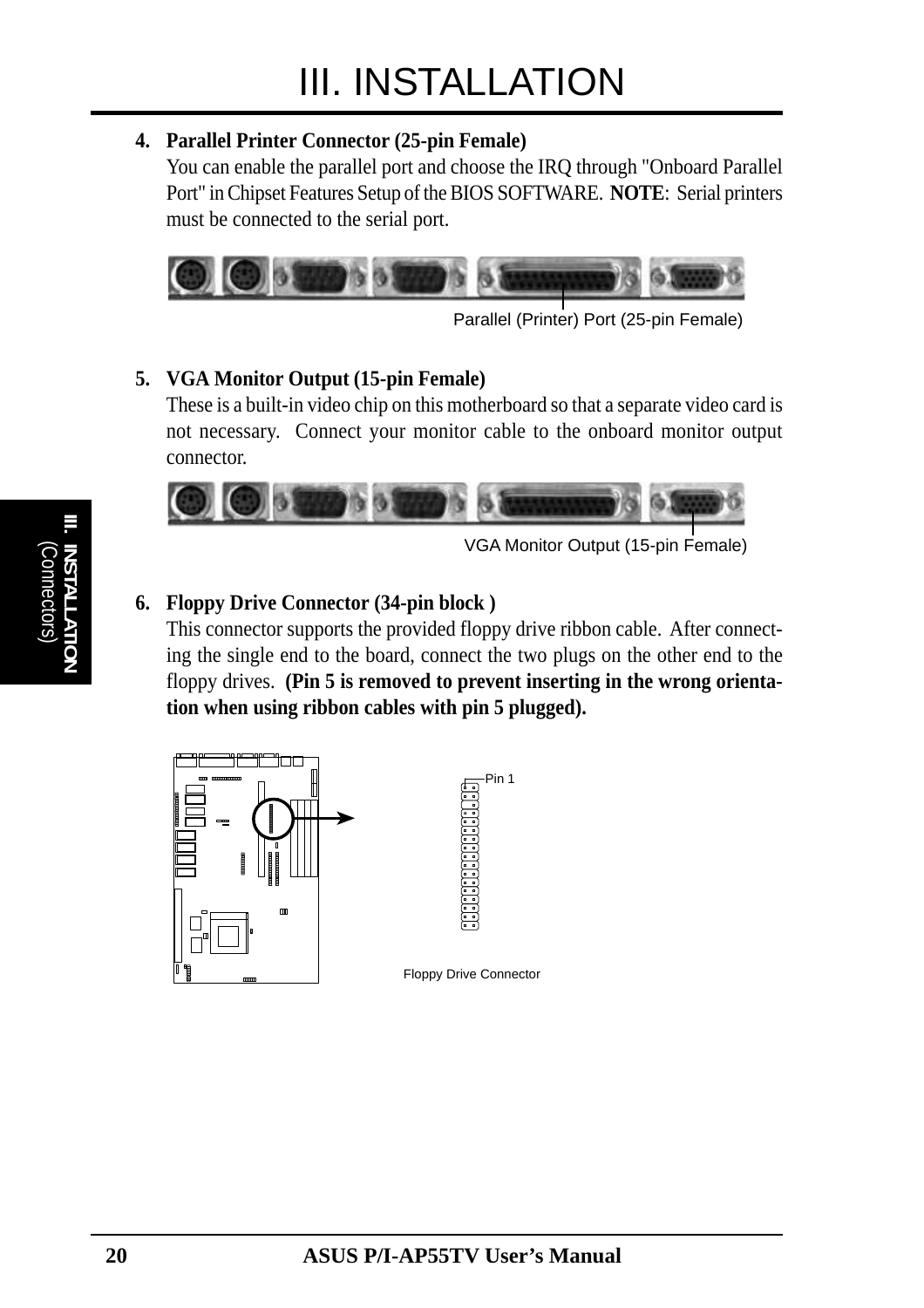4. **Parallel Printer Connector (25-pin Female)**
   You can enable the parallel port and choose the IRQ through "Onboard Parallel Port" in Chipset Features Setup of the BIOS SOFTWARE. **NOTE**: Serial printers must be connected to the serial port.

Parallel (Printer) Port (25-pin Female)

5. **VGA Monitor Output (15-pin Female)**
   These is a built-in video chip on this motherboard so that a separate video card is not necessary. Connect your monitor cable to the onboard monitor output connector.

VGA Monitor Output (15-pin Female)

6. **Floppy Drive Connector (34-pin block )**
   This connector supports the provided floppy drive ribbon cable. After connecting the single end to the board, connect the two plugs on the other end to the floppy drives. **(Pin 5 is removed to prevent inserting in the wrong orientation when using ribbon cables with pin 5 plugged).**

Pin 1

Floppy Drive Connector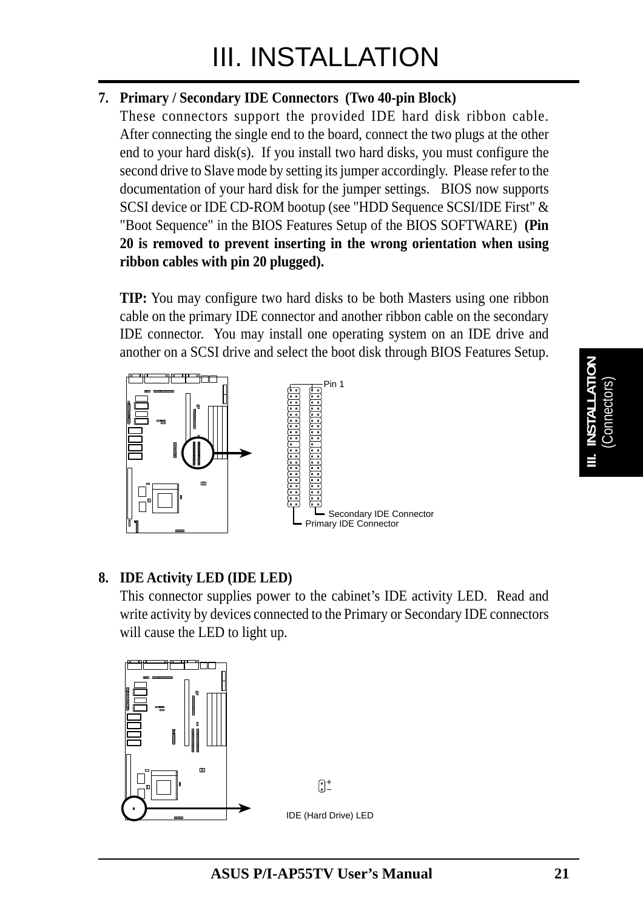# III. INSTALLATION

**7. Primary / Secondary IDE Connectors (Two 40-pin Block)**

These connectors support the provided IDE hard disk ribbon cable. After connecting the single end to the board, connect the two plugs at the other end to your hard disk(s). If you install two hard disks, you must configure the second drive to Slave mode by setting its jumper accordingly. Please refer to the documentation of your hard disk for the jumper settings. BIOS now supports SCSI device or IDE CD-ROM bootup (see "HDD Sequence SCSI/IDE First" & "Boot Sequence" in the BIOS Features Setup of the BIOS SOFTWARE) **(Pin 20 is removed to prevent inserting in the wrong orientation when using ribbon cables with pin 20 plugged).**

**TIP:** You may configure two hard disks to be both Masters using one ribbon cable on the primary IDE connector and another ribbon cable on the secondary IDE connector. You may install one operating system on an IDE drive and another on a SCSI drive and select the boot disk through BIOS Features Setup.

Pin 1

Secondary IDE Connector

Primary IDE Connector

**8. IDE Activity LED (IDE LED)**

This connector supplies power to the cabinet's IDE activity LED. Read and write activity by devices connected to the Primary or Secondary IDE connectors will cause the LED to light up.

IDE (Hard Drive) LED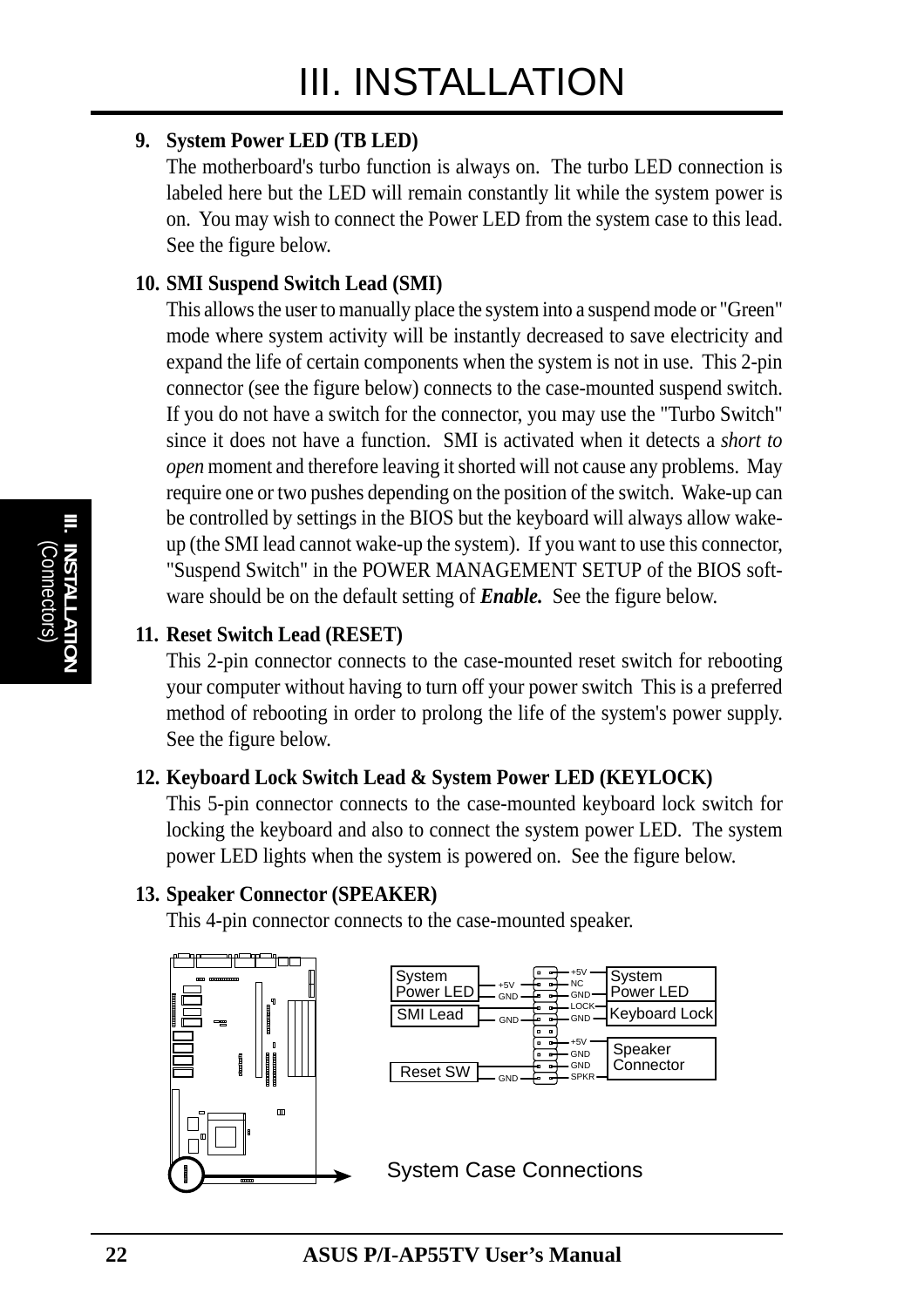# III. INSTALLATION

**9. System Power LED (TB LED)**

The motherboard's turbo function is always on. The turbo LED connection is labeled here but the LED will remain constantly lit while the system power is on. You may wish to connect the Power LED from the system case to this lead. See the figure below.

**10. SMI Suspend Switch Lead (SMI)**

This allows the user to manually place the system into a suspend mode or "Green" mode where system activity will be instantly decreased to save electricity and expand the life of certain components when the system is not in use. This 2-pin connector (see the figure below) connects to the case-mounted suspend switch. If you do not have a switch for the connector, you may use the "Turbo Switch" since it does not have a function. SMI is activated when it detects a *short to open* moment and therefore leaving it shorted will not cause any problems. May require one or two pushes depending on the position of the switch. Wake-up can be controlled by settings in the BIOS but the keyboard will always allow wake-up (the SMI lead cannot wake-up the system). If you want to use this connector, "Suspend Switch" in the POWER MANAGEMENT SETUP of the BIOS software should be on the default setting of ***Enable.*** See the figure below.

**11. Reset Switch Lead (RESET)**

This 2-pin connector connects to the case-mounted reset switch for rebooting your computer without having to turn off your power switch This is a preferred method of rebooting in order to prolong the life of the system's power supply. See the figure below.

**12. Keyboard Lock Switch Lead & System Power LED (KEYLOCK)**

This 5-pin connector connects to the case-mounted keyboard lock switch for locking the keyboard and also to connect the system power LED. The system power LED lights when the system is powered on. See the figure below.

**13. Speaker Connector (SPEAKER)**

This 4-pin connector connects to the case-mounted speaker.

System Case Connections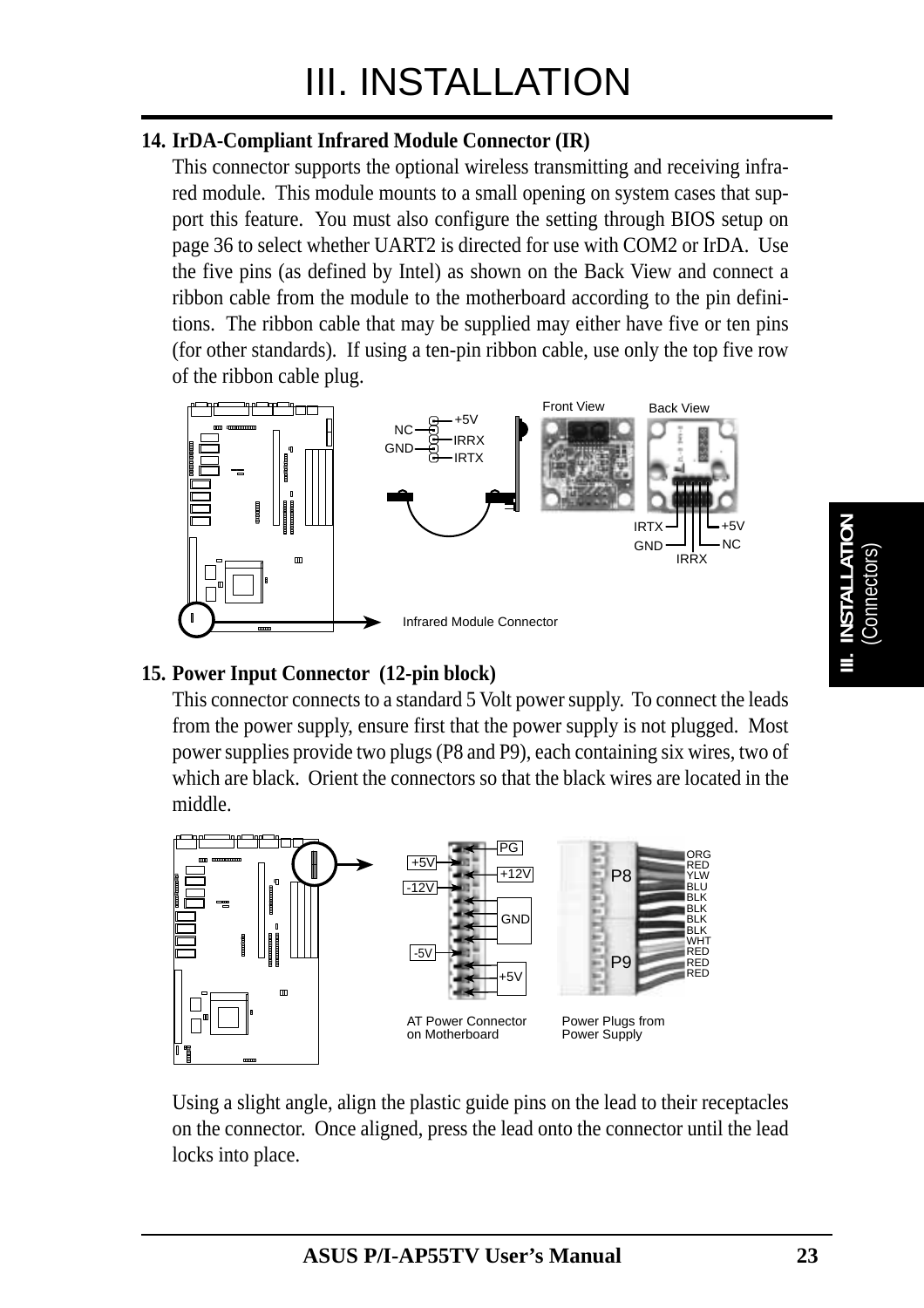### 14. IrDA-Compliant Infrared Module Connector (IR)

This connector supports the optional wireless transmitting and receiving infrared module. This module mounts to a small opening on system cases that support this feature. You must also configure the setting through BIOS setup on page 36 to select whether UART2 is directed for use with COM2 or IrDA. Use the five pins (as defined by Intel) as shown on the Back View and connect a ribbon cable from the module to the motherboard according to the pin definitions. The ribbon cable that may be supplied may either have five or ten pins (for other standards). If using a ten-pin ribbon cable, use only the top five row of the ribbon cable plug.

NC, GND, +5V, IRRX, IRTX

Front View    Back View

IRTX, GND, IRRX, +5V, NC

Infrared Module Connector

### 15. Power Input Connector (12-pin block)

This connector connects to a standard 5 Volt power supply. To connect the leads from the power supply, ensure first that the power supply is not plugged. Most power supplies provide two plugs (P8 and P9), each containing six wires, two of which are black. Orient the connectors so that the black wires are located in the middle.

PG, +5V, +12V, -12V, GND, -5V, +5V

P8, P9: ORG, RED, YLW, BLU, BLK, BLK, BLK, BLK, WHT, RED, RED, RED

AT Power Connector on Motherboard    Power Plugs from Power Supply

Using a slight angle, align the plastic guide pins on the lead to their receptacles on the connector. Once aligned, press the lead onto the connector until the lead locks into place.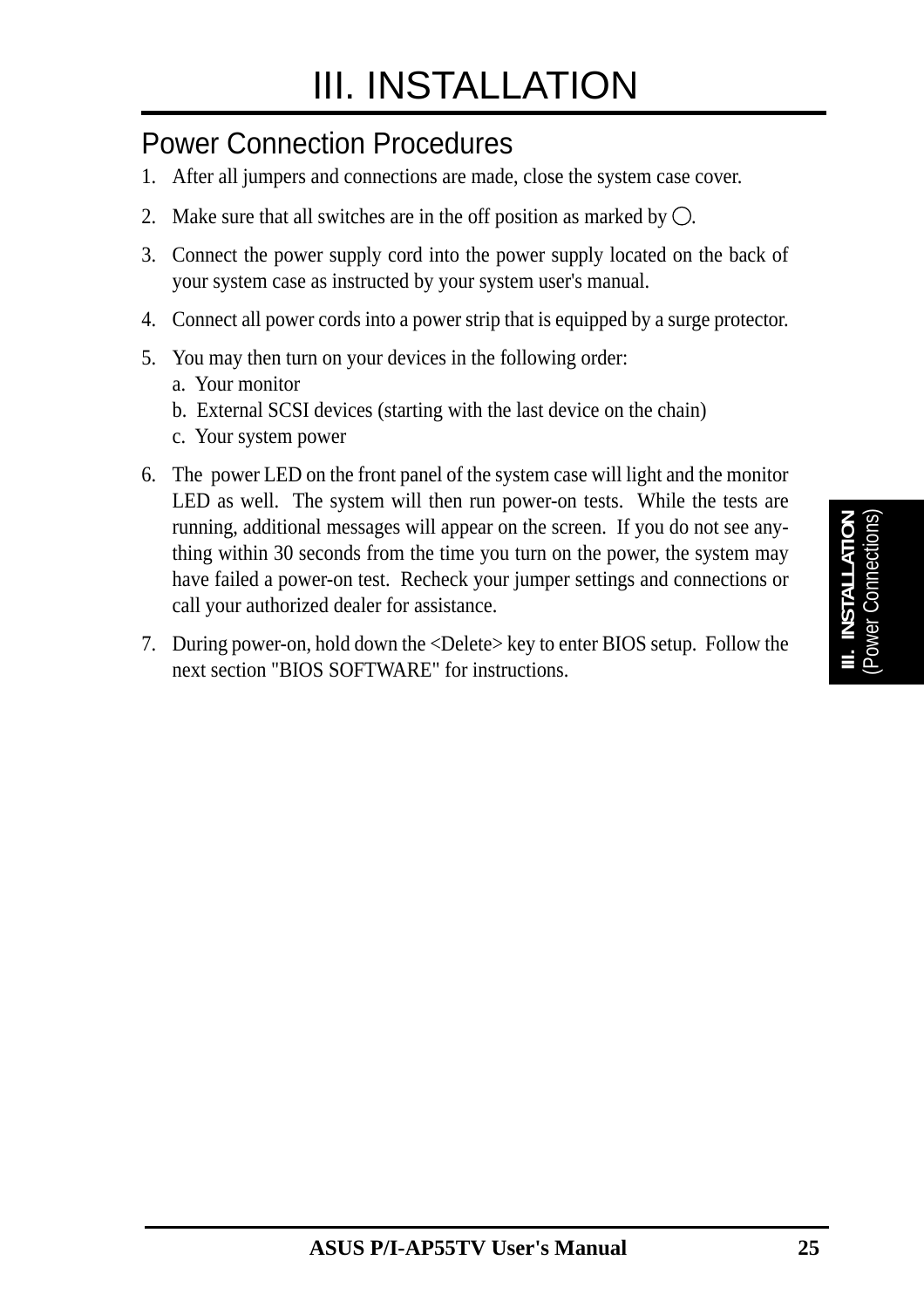# III. INSTALLATION

## Power Connection Procedures

1. After all jumpers and connections are made, close the system case cover.
2. Make sure that all switches are in the off position as marked by ◯.
3. Connect the power supply cord into the power supply located on the back of your system case as instructed by your system user's manual.
4. Connect all power cords into a power strip that is equipped by a surge protector.
5. You may then turn on your devices in the following order:
   a. Your monitor
   b. External SCSI devices (starting with the last device on the chain)
   c. Your system power
6. The power LED on the front panel of the system case will light and the monitor LED as well. The system will then run power-on tests. While the tests are running, additional messages will appear on the screen. If you do not see anything within 30 seconds from the time you turn on the power, the system may have failed a power-on test. Recheck your jumper settings and connections or call your authorized dealer for assistance.
7. During power-on, hold down the <Delete> key to enter BIOS setup. Follow the next section "BIOS SOFTWARE" for instructions.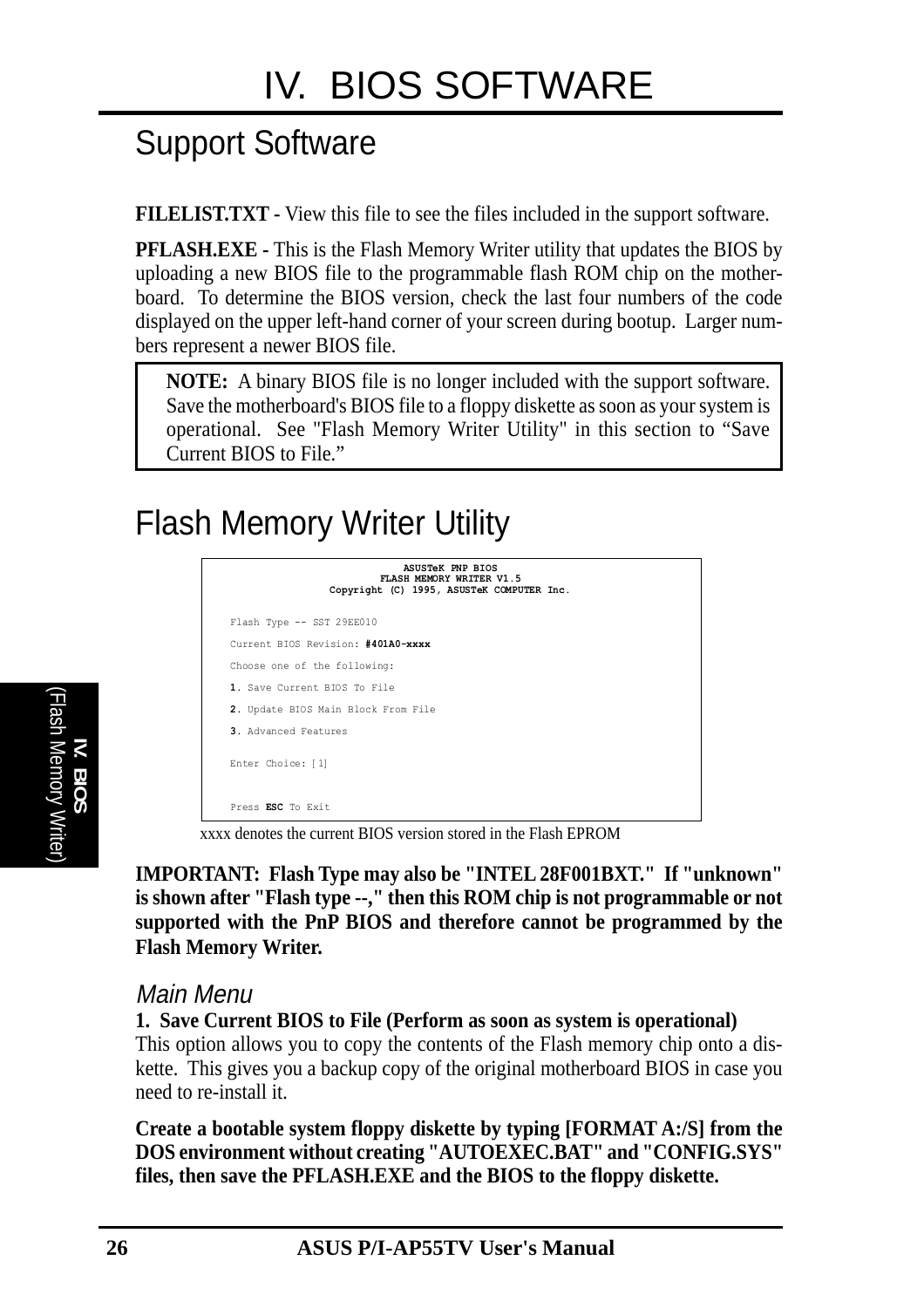# IV. BIOS SOFTWARE

## Support Software

**FILELIST.TXT -** View this file to see the files included in the support software.

**PFLASH.EXE -** This is the Flash Memory Writer utility that updates the BIOS by uploading a new BIOS file to the programmable flash ROM chip on the motherboard. To determine the BIOS version, check the last four numbers of the code displayed on the upper left-hand corner of your screen during bootup. Larger numbers represent a newer BIOS file.

> **NOTE:** A binary BIOS file is no longer included with the support software. Save the motherboard's BIOS file to a floppy diskette as soon as your system is operational. See "Flash Memory Writer Utility" in this section to “Save Current BIOS to File.”

## Flash Memory Writer Utility

```
                    ASUSTeK PNP BIOS
                 FLASH MEMORY WRITER V1.5
          Copyright (C) 1995, ASUSTeK COMPUTER Inc.

Flash Type -- SST 29EE010

Current BIOS Revision: #401A0-xxxx

Choose one of the following:

1. Save Current BIOS To File

2. Update BIOS Main Block From File

3. Advanced Features

Enter Choice: [1]


Press ESC To Exit
```

xxxx denotes the current BIOS version stored in the Flash EPROM

**IMPORTANT: Flash Type may also be "INTEL 28F001BXT." If "unknown" is shown after "Flash type --," then this ROM chip is not programmable or not supported with the PnP BIOS and therefore cannot be programmed by the Flash Memory Writer.**

### *Main Menu*

**1. Save Current BIOS to File (Perform as soon as system is operational)**

This option allows you to copy the contents of the Flash memory chip onto a diskette. This gives you a backup copy of the original motherboard BIOS in case you need to re-install it.

**Create a bootable system floppy diskette by typing [FORMAT A:/S] from the DOS environment without creating "AUTOEXEC.BAT" and "CONFIG.SYS" files, then save the PFLASH.EXE and the BIOS to the floppy diskette.**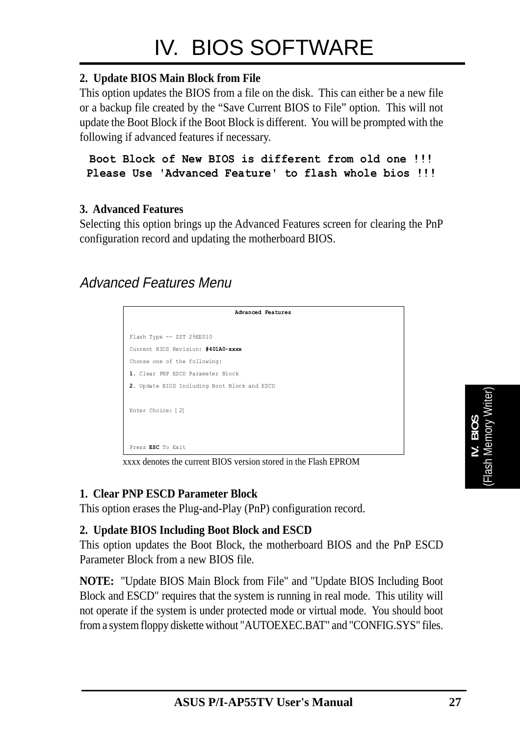# IV. BIOS SOFTWARE

**2. Update BIOS Main Block from File**

This option updates the BIOS from a file on the disk. This can either be a new file or a backup file created by the "Save Current BIOS to File" option. This will not update the Boot Block if the Boot Block is different. You will be prompted with the following if advanced features if necessary.

```
Boot Block of New BIOS is different from old one !!!
Please Use 'Advanced Feature' to flash whole bios !!!
```

**3. Advanced Features**

Selecting this option brings up the Advanced Features screen for clearing the PnP configuration record and updating the motherboard BIOS.

## *Advanced Features Menu*

```
                    Advanced Features

Flash Type -- SST 29EE010
Current BIOS Revision: #401A0-xxxx
Choose one of the following:
1. Clear PNP ESCD Parameter Block
2. Update BIOS Including Boot Block and ESCD

Enter Choice: [2]


Press ESC To Exit
```

xxxx denotes the current BIOS version stored in the Flash EPROM

**1. Clear PNP ESCD Parameter Block**

This option erases the Plug-and-Play (PnP) configuration record.

**2. Update BIOS Including Boot Block and ESCD**

This option updates the Boot Block, the motherboard BIOS and the PnP ESCD Parameter Block from a new BIOS file.

**NOTE:** "Update BIOS Main Block from File" and "Update BIOS Including Boot Block and ESCD" requires that the system is running in real mode. This utility will not operate if the system is under protected mode or virtual mode. You should boot from a system floppy diskette without "AUTOEXEC.BAT" and "CONFIG.SYS" files.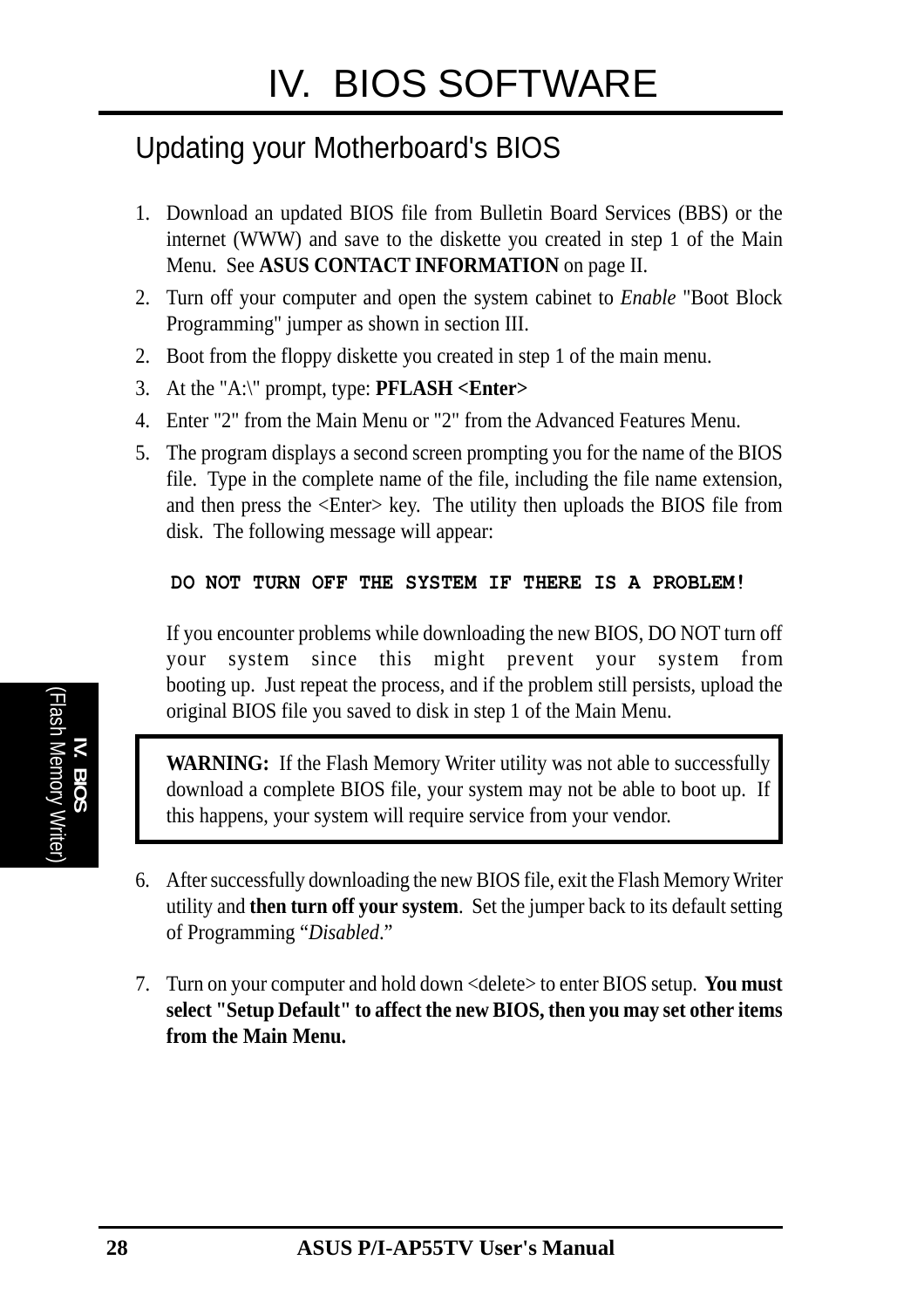# IV. BIOS SOFTWARE

## Updating your Motherboard's BIOS

1. Download an updated BIOS file from Bulletin Board Services (BBS) or the internet (WWW) and save to the diskette you created in step 1 of the Main Menu. See **ASUS CONTACT INFORMATION** on page II.
2. Turn off your computer and open the system cabinet to *Enable* "Boot Block Programming" jumper as shown in section III.
2. Boot from the floppy diskette you created in step 1 of the main menu.
3. At the "A:\" prompt, type: **PFLASH <Enter>**
4. Enter "2" from the Main Menu or "2" from the Advanced Features Menu.
5. The program displays a second screen prompting you for the name of the BIOS file. Type in the complete name of the file, including the file name extension, and then press the <Enter> key. The utility then uploads the BIOS file from disk. The following message will appear:

   **DO NOT TURN OFF THE SYSTEM IF THERE IS A PROBLEM!**

   If you encounter problems while downloading the new BIOS, DO NOT turn off your system since this might prevent your system from booting up. Just repeat the process, and if the problem still persists, upload the original BIOS file you saved to disk in step 1 of the Main Menu.

> **WARNING:** If the Flash Memory Writer utility was not able to successfully download a complete BIOS file, your system may not be able to boot up. If this happens, your system will require service from your vendor.

6. After successfully downloading the new BIOS file, exit the Flash Memory Writer utility and **then turn off your system**. Set the jumper back to its default setting of Programming "*Disabled*."
7. Turn on your computer and hold down <delete> to enter BIOS setup. **You must select "Setup Default" to affect the new BIOS, then you may set other items from the Main Menu.**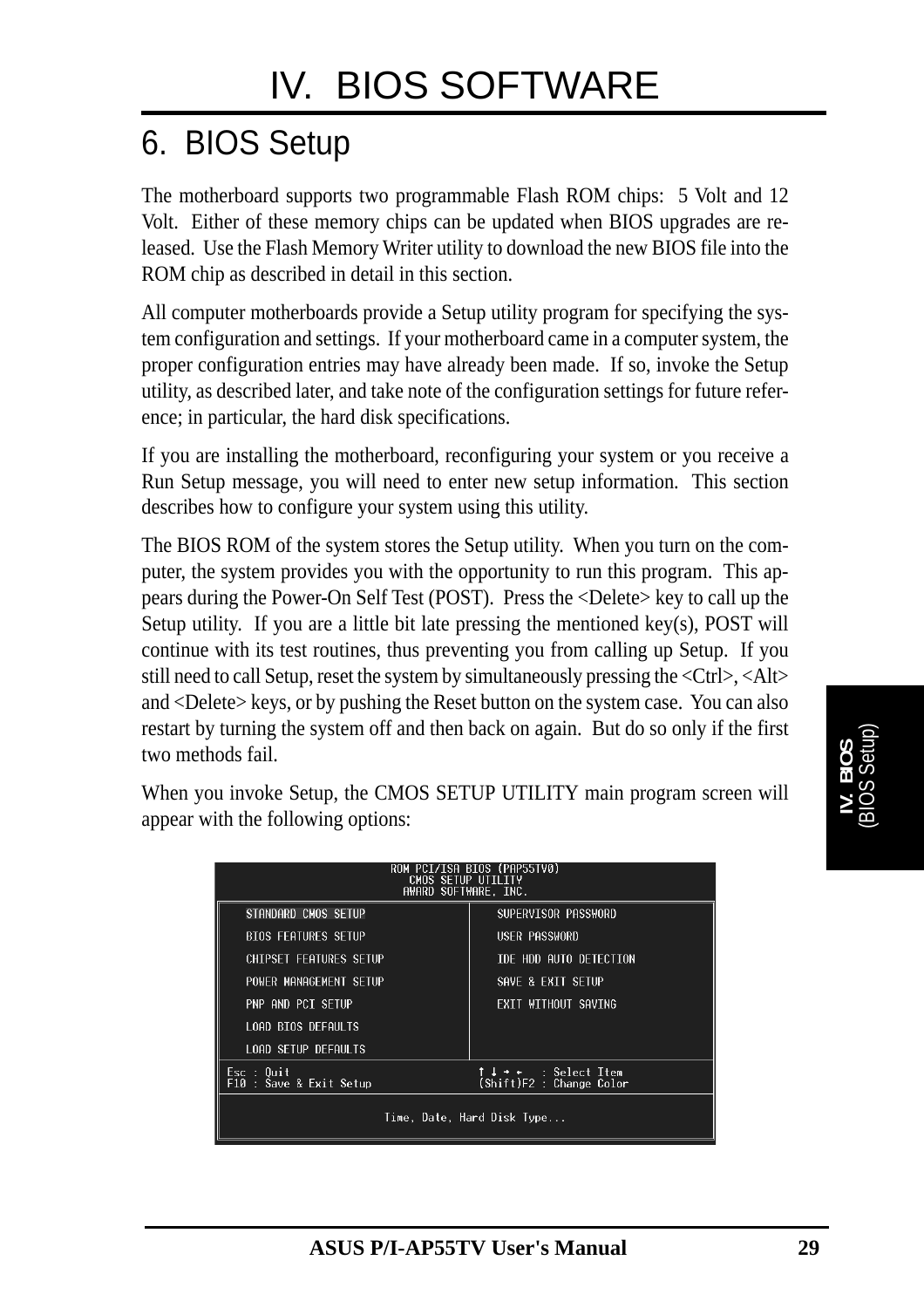# IV. BIOS SOFTWARE

## 6. BIOS Setup

The motherboard supports two programmable Flash ROM chips: 5 Volt and 12 Volt. Either of these memory chips can be updated when BIOS upgrades are released. Use the Flash Memory Writer utility to download the new BIOS file into the ROM chip as described in detail in this section.

All computer motherboards provide a Setup utility program for specifying the system configuration and settings. If your motherboard came in a computer system, the proper configuration entries may have already been made. If so, invoke the Setup utility, as described later, and take note of the configuration settings for future reference; in particular, the hard disk specifications.

If you are installing the motherboard, reconfiguring your system or you receive a Run Setup message, you will need to enter new setup information. This section describes how to configure your system using this utility.

The BIOS ROM of the system stores the Setup utility. When you turn on the computer, the system provides you with the opportunity to run this program. This appears during the Power-On Self Test (POST). Press the <Delete> key to call up the Setup utility. If you are a little bit late pressing the mentioned key(s), POST will continue with its test routines, thus preventing you from calling up Setup. If you still need to call Setup, reset the system by simultaneously pressing the <Ctrl>, <Alt> and <Delete> keys, or by pushing the Reset button on the system case. You can also restart by turning the system off and then back on again. But do so only if the first two methods fail.

When you invoke Setup, the CMOS SETUP UTILITY main program screen will appear with the following options:

```
                    ROM PCI/ISA BIOS (PAP55TV0)
                        CMOS SETUP UTILITY
                       AWARD SOFTWARE, INC.

   STANDARD CMOS SETUP                 SUPERVISOR PASSWORD
   BIOS FEATURES SETUP                 USER PASSWORD
   CHIPSET FEATURES SETUP              IDE HDD AUTO DETECTION
   POWER MANAGEMENT SETUP              SAVE & EXIT SETUP
   PNP AND PCI SETUP                   EXIT WITHOUT SAVING
   LOAD BIOS DEFAULTS
   LOAD SETUP DEFAULTS

 Esc : Quit                            ↑ ↓ → ←   : Select Item
 F10 : Save & Exit Setup               (Shift)F2 : Change Color

                     Time, Date, Hard Disk Type...
```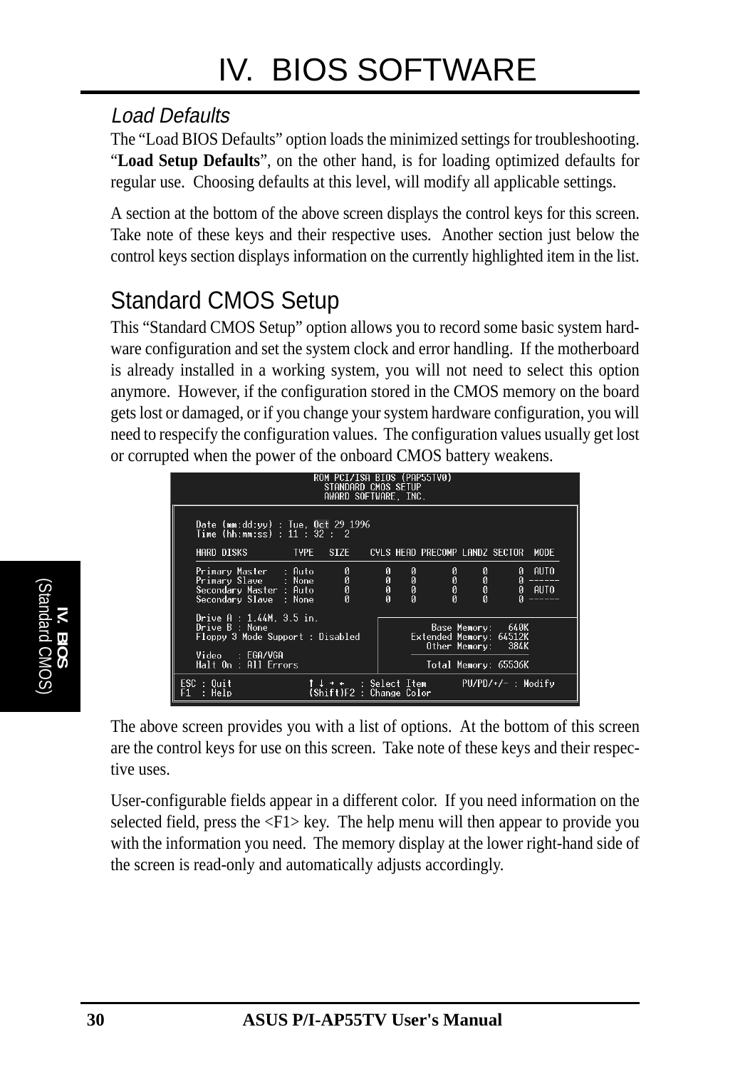### *Load Defaults*

The “Load BIOS Defaults” option loads the minimized settings for troubleshooting. “**Load Setup Defaults**”, on the other hand, is for loading optimized defaults for regular use. Choosing defaults at this level, will modify all applicable settings.

A section at the bottom of the above screen displays the control keys for this screen. Take note of these keys and their respective uses. Another section just below the control keys section displays information on the currently highlighted item in the list.

## Standard CMOS Setup

This “Standard CMOS Setup” option allows you to record some basic system hardware configuration and set the system clock and error handling. If the motherboard is already installed in a working system, you will not need to select this option anymore. However, if the configuration stored in the CMOS memory on the board gets lost or damaged, or if you change your system hardware configuration, you will need to respecify the configuration values. The configuration values usually get lost or corrupted when the power of the onboard CMOS battery weakens.

```
                      ROM PCI/ISA BIOS (PAP55TV0)
                         STANDARD CMOS SETUP
                         AWARD SOFTWARE, INC.

  Date (mm:dd:yy) : Tue, Oct 29 1996
  Time (hh:mm:ss) : 11 : 32 :  2

  HARD DISKS         TYPE   SIZE    CYLS HEAD PRECOMP LANDZ SECTOR  MODE

  Primary Master   : Auto      0      0    0       0     0      0  AUTO
  Primary Slave    : None      0      0    0       0     0      0 ------
  Secondary Master : Auto      0      0    0       0     0      0  AUTO
  Secondary Slave  : None      0      0    0       0     0      0 ------

  Drive A : 1.44M, 3.5 in.
  Drive B : None                            Base Memory:    640K
  Floppy 3 Mode Support : Disabled      Extended Memory:  64512K
                                            Other Memory:    384K
  Video   : EGA/VGA
  Halt On : All Errors                      Total Memory:  65536K

ESC : Quit              ↑ ↓ → ←   : Select Item       PU/PD/+/- : Modify
F1  : Help              (Shift)F2 : Change Color
```

The above screen provides you with a list of options. At the bottom of this screen are the control keys for use on this screen. Take note of these keys and their respective uses.

User-configurable fields appear in a different color. If you need information on the selected field, press the <F1> key. The help menu will then appear to provide you with the information you need. The memory display at the lower right-hand side of the screen is read-only and automatically adjusts accordingly.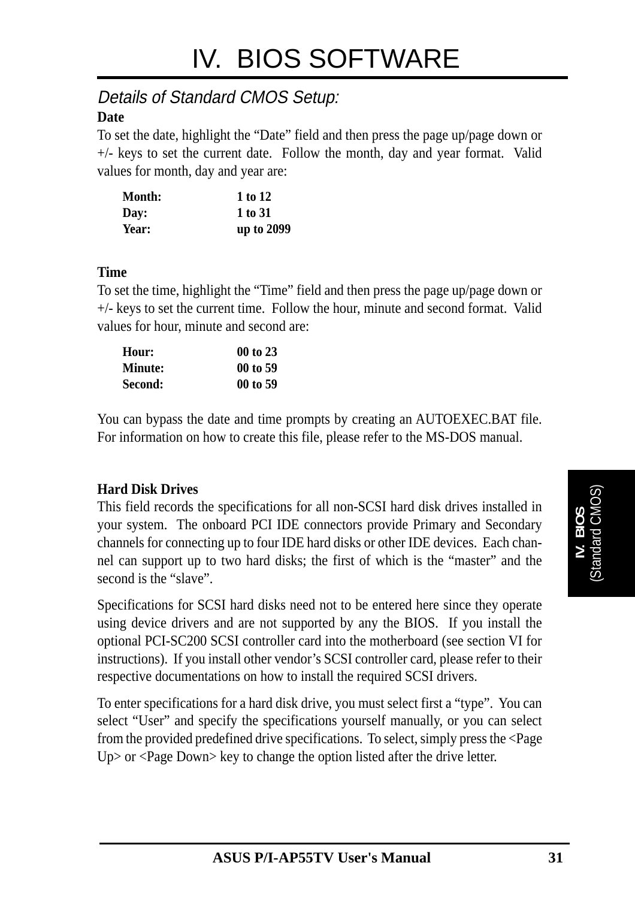### *Details of Standard CMOS Setup:*

**Date**

To set the date, highlight the "Date" field and then press the page up/page down or +/- keys to set the current date. Follow the month, day and year format. Valid values for month, day and year are:

| | |
|---|---|
| **Month:** | **1 to 12** |
| **Day:** | **1 to 31** |
| **Year:** | **up to 2099** |

**Time**

To set the time, highlight the "Time" field and then press the page up/page down or +/- keys to set the current time. Follow the hour, minute and second format. Valid values for hour, minute and second are:

| | |
|---|---|
| **Hour:** | **00 to 23** |
| **Minute:** | **00 to 59** |
| **Second:** | **00 to 59** |

You can bypass the date and time prompts by creating an AUTOEXEC.BAT file. For information on how to create this file, please refer to the MS-DOS manual.

**Hard Disk Drives**

This field records the specifications for all non-SCSI hard disk drives installed in your system. The onboard PCI IDE connectors provide Primary and Secondary channels for connecting up to four IDE hard disks or other IDE devices. Each channel can support up to two hard disks; the first of which is the "master" and the second is the "slave".

Specifications for SCSI hard disks need not to be entered here since they operate using device drivers and are not supported by any the BIOS. If you install the optional PCI-SC200 SCSI controller card into the motherboard (see section VI for instructions). If you install other vendor's SCSI controller card, please refer to their respective documentations on how to install the required SCSI drivers.

To enter specifications for a hard disk drive, you must select first a "type". You can select "User" and specify the specifications yourself manually, or you can select from the provided predefined drive specifications. To select, simply press the <Page Up> or <Page Down> key to change the option listed after the drive letter.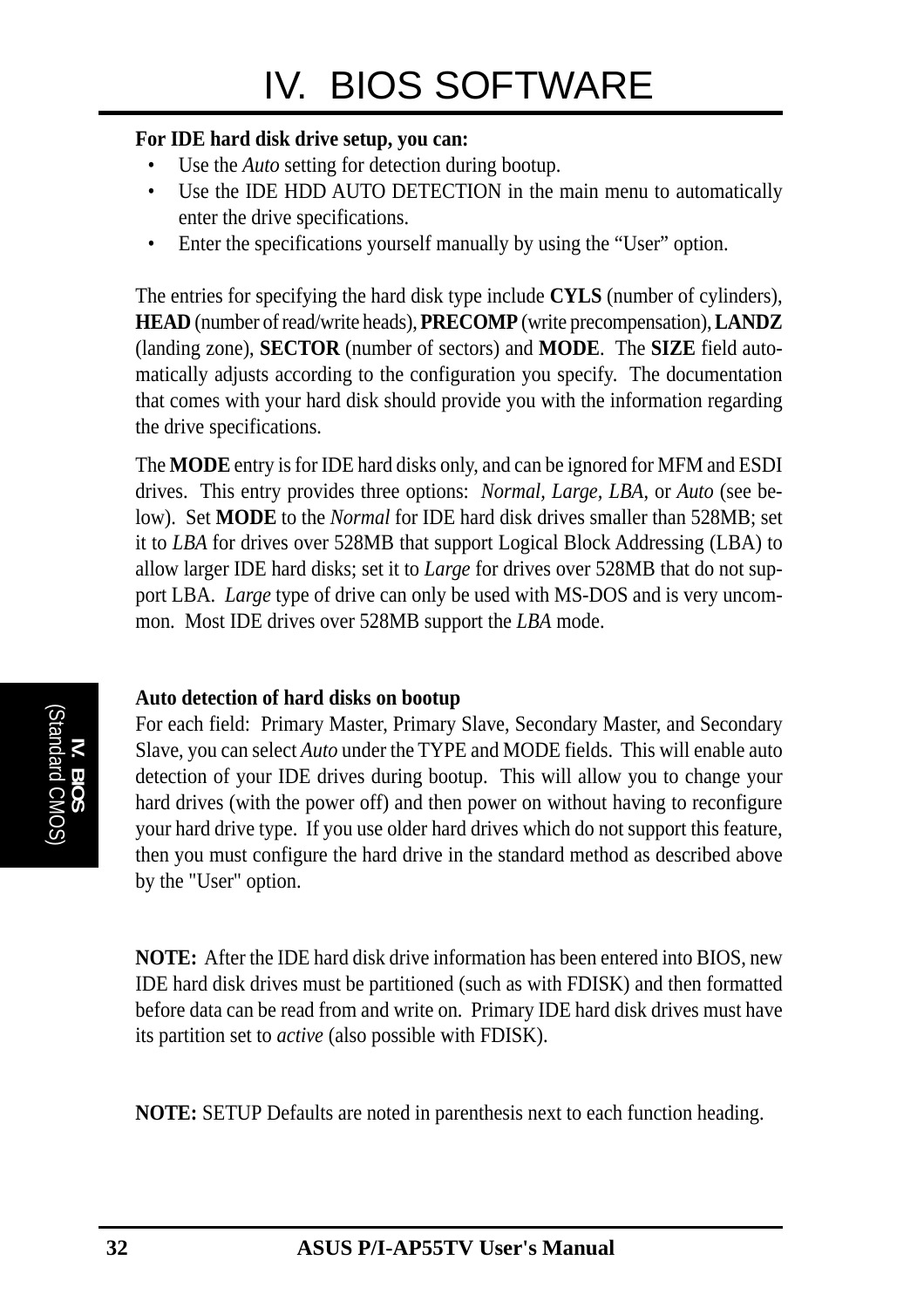**For IDE hard disk drive setup, you can:**

- Use the *Auto* setting for detection during bootup.
- Use the IDE HDD AUTO DETECTION in the main menu to automatically enter the drive specifications.
- Enter the specifications yourself manually by using the “User” option.

The entries for specifying the hard disk type include **CYLS** (number of cylinders), **HEAD** (number of read/write heads), **PRECOMP** (write precompensation), **LANDZ** (landing zone), **SECTOR** (number of sectors) and **MODE**. The **SIZE** field automatically adjusts according to the configuration you specify. The documentation that comes with your hard disk should provide you with the information regarding the drive specifications.

The **MODE** entry is for IDE hard disks only, and can be ignored for MFM and ESDI drives. This entry provides three options: *Normal, Large, LBA*, or *Auto* (see below). Set **MODE** to the *Normal* for IDE hard disk drives smaller than 528MB; set it to *LBA* for drives over 528MB that support Logical Block Addressing (LBA) to allow larger IDE hard disks; set it to *Large* for drives over 528MB that do not support LBA. *Large* type of drive can only be used with MS-DOS and is very uncommon. Most IDE drives over 528MB support the *LBA* mode.

**Auto detection of hard disks on bootup**

For each field: Primary Master, Primary Slave, Secondary Master, and Secondary Slave, you can select *Auto* under the TYPE and MODE fields. This will enable auto detection of your IDE drives during bootup. This will allow you to change your hard drives (with the power off) and then power on without having to reconfigure your hard drive type. If you use older hard drives which do not support this feature, then you must configure the hard drive in the standard method as described above by the "User" option.

**NOTE:** After the IDE hard disk drive information has been entered into BIOS, new IDE hard disk drives must be partitioned (such as with FDISK) and then formatted before data can be read from and write on. Primary IDE hard disk drives must have its partition set to *active* (also possible with FDISK).

**NOTE:** SETUP Defaults are noted in parenthesis next to each function heading.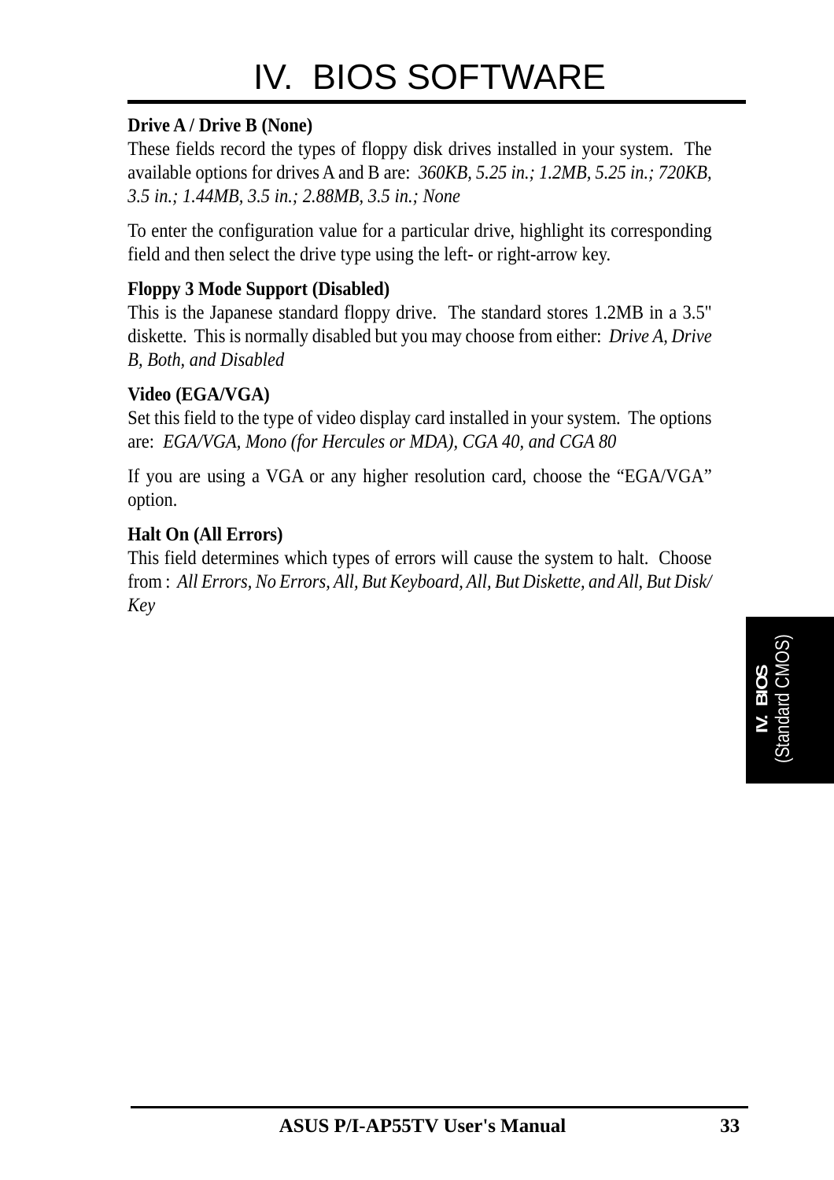**Drive A / Drive B (None)**
These fields record the types of floppy disk drives installed in your system. The available options for drives A and B are: *360KB, 5.25 in.; 1.2MB, 5.25 in.; 720KB, 3.5 in.; 1.44MB, 3.5 in.; 2.88MB, 3.5 in.; None*

To enter the configuration value for a particular drive, highlight its corresponding field and then select the drive type using the left- or right-arrow key.

**Floppy 3 Mode Support (Disabled)**
This is the Japanese standard floppy drive. The standard stores 1.2MB in a 3.5" diskette. This is normally disabled but you may choose from either: *Drive A, Drive B, Both, and Disabled*

**Video (EGA/VGA)**
Set this field to the type of video display card installed in your system. The options are: *EGA/VGA, Mono (for Hercules or MDA), CGA 40, and CGA 80*

If you are using a VGA or any higher resolution card, choose the “EGA/VGA” option.

**Halt On (All Errors)**
This field determines which types of errors will cause the system to halt. Choose from : *All Errors, No Errors, All, But Keyboard, All, But Diskette, and All, But Disk/Key*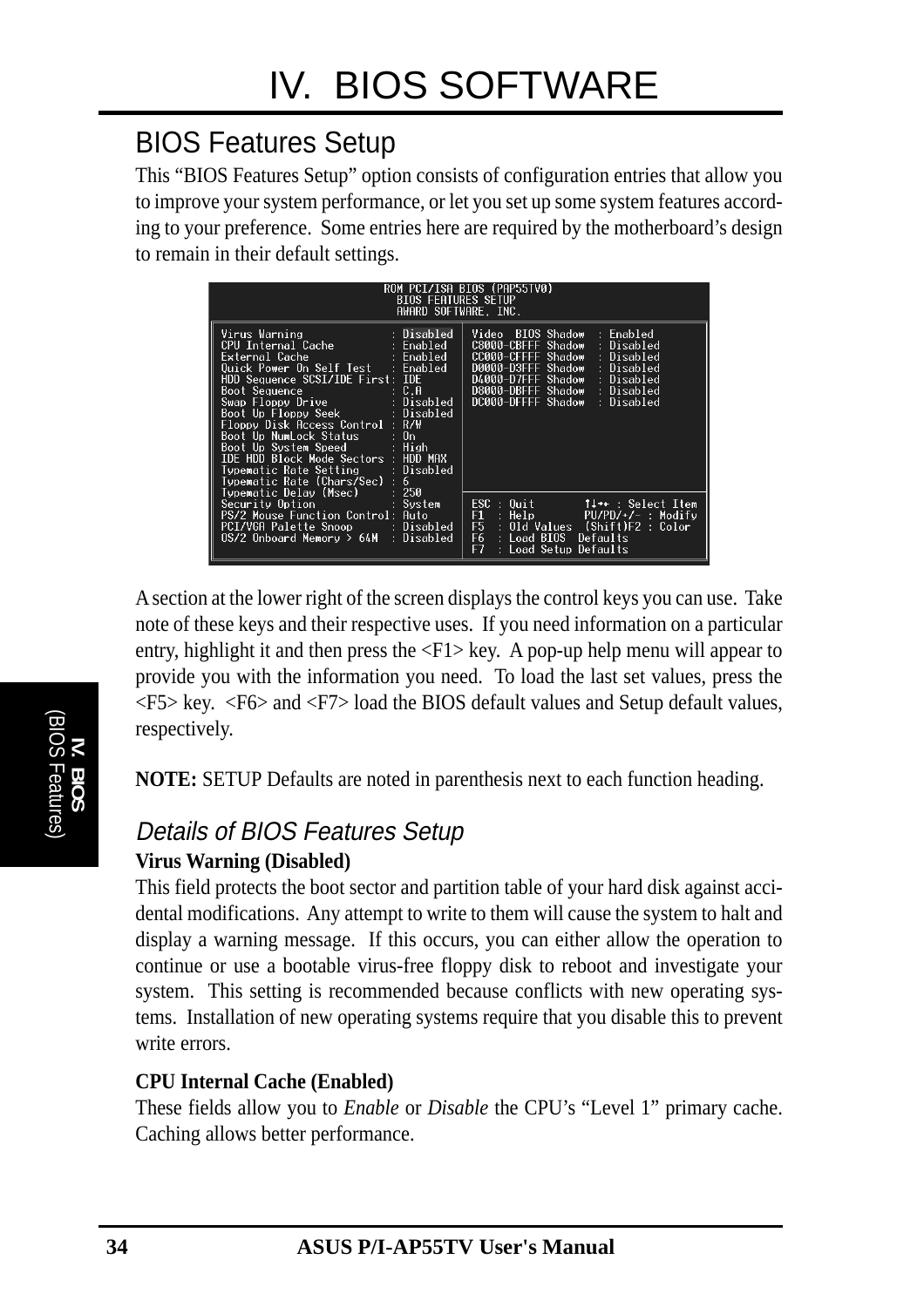# IV. BIOS SOFTWARE

## BIOS Features Setup

This "BIOS Features Setup" option consists of configuration entries that allow you to improve your system performance, or let you set up some system features according to your preference. Some entries here are required by the motherboard's design to remain in their default settings.

```
                    ROM PCI/ISA BIOS (PAP55TV0)
                       BIOS FEATURES SETUP
                       AWARD SOFTWARE, INC.

Virus Warning              : Disabled    Video  BIOS Shadow  : Enabled
CPU Internal Cache         : Enabled     C8000-CBFFF Shadow  : Disabled
External Cache             : Enabled     CC000-CFFFF Shadow  : Disabled
Quick Power On Self Test   : Enabled     D0000-D3FFF Shadow  : Disabled
HDD Sequence SCSI/IDE First: IDE         D4000-D7FFF Shadow  : Disabled
Boot Sequence              : C,A         D8000-DBFFF Shadow  : Disabled
Swap Floppy Drive          : Disabled    DC000-DFFFF Shadow  : Disabled
Boot Up Floppy Seek        : Disabled
Floppy Disk Access Control : R/W
Boot Up NumLock Status     : On
Boot Up System Speed       : High
IDE HDD Block Mode Sectors : HDD MAX
Typematic Rate Setting     : Disabled
Typematic Rate (Chars/Sec) : 6
Typematic Delay (Msec)     : 250
Security Option            : System      ESC : Quit        ↑↓→← : Select Item
PS/2 Mouse Function Control: Auto        F1  : Help        PU/PD/+/- : Modify
PCI/VGA Palette Snoop      : Disabled    F5  : Old Values  (Shift)F2 : Color
OS/2 Onboard Memory > 64M  : Disabled    F6  : Load BIOS  Defaults
                                         F7  : Load Setup Defaults
```

A section at the lower right of the screen displays the control keys you can use. Take note of these keys and their respective uses. If you need information on a particular entry, highlight it and then press the <F1> key. A pop-up help menu will appear to provide you with the information you need. To load the last set values, press the <F5> key. <F6> and <F7> load the BIOS default values and Setup default values, respectively.

**NOTE:** SETUP Defaults are noted in parenthesis next to each function heading.

### *Details of BIOS Features Setup*

**Virus Warning (Disabled)**

This field protects the boot sector and partition table of your hard disk against accidental modifications. Any attempt to write to them will cause the system to halt and display a warning message. If this occurs, you can either allow the operation to continue or use a bootable virus-free floppy disk to reboot and investigate your system. This setting is recommended because conflicts with new operating systems. Installation of new operating systems require that you disable this to prevent write errors.

**CPU Internal Cache (Enabled)**

These fields allow you to *Enable* or *Disable* the CPU's "Level 1" primary cache. Caching allows better performance.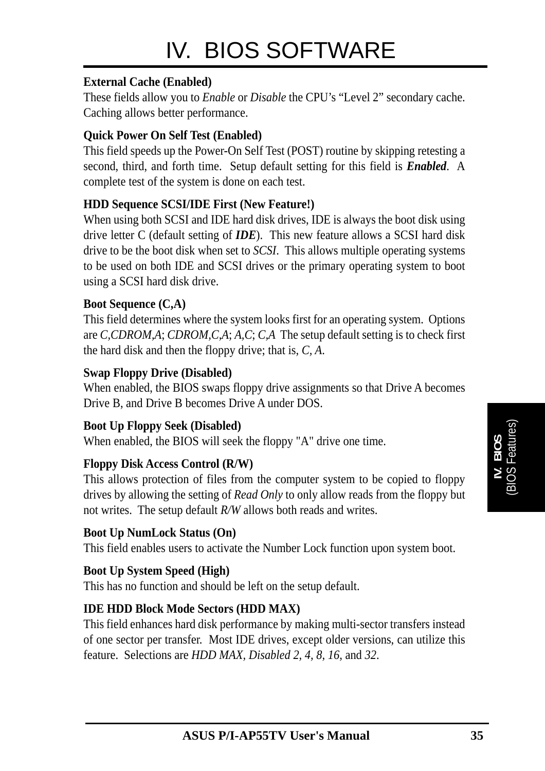**External Cache (Enabled)**
These fields allow you to *Enable* or *Disable* the CPU's "Level 2" secondary cache. Caching allows better performance.

**Quick Power On Self Test (Enabled)**
This field speeds up the Power-On Self Test (POST) routine by skipping retesting a second, third, and forth time. Setup default setting for this field is ***Enabled***. A complete test of the system is done on each test.

**HDD Sequence SCSI/IDE First (New Feature!)**
When using both SCSI and IDE hard disk drives, IDE is always the boot disk using drive letter C (default setting of ***IDE***). This new feature allows a SCSI hard disk drive to be the boot disk when set to *SCSI*. This allows multiple operating systems to be used on both IDE and SCSI drives or the primary operating system to boot using a SCSI hard disk drive.

**Boot Sequence (C,A)**
This field determines where the system looks first for an operating system. Options are *C,CDROM,A*; *CDROM,C,A*; *A,C*; *C,A* The setup default setting is to check first the hard disk and then the floppy drive; that is, *C, A*.

**Swap Floppy Drive (Disabled)**
When enabled, the BIOS swaps floppy drive assignments so that Drive A becomes Drive B, and Drive B becomes Drive A under DOS.

**Boot Up Floppy Seek (Disabled)**
When enabled, the BIOS will seek the floppy "A" drive one time.

**Floppy Disk Access Control (R/W)**
This allows protection of files from the computer system to be copied to floppy drives by allowing the setting of *Read Only* to only allow reads from the floppy but not writes. The setup default *R/W* allows both reads and writes.

**Boot Up NumLock Status (On)**
This field enables users to activate the Number Lock function upon system boot.

**Boot Up System Speed (High)**
This has no function and should be left on the setup default.

**IDE HDD Block Mode Sectors (HDD MAX)**
This field enhances hard disk performance by making multi-sector transfers instead of one sector per transfer. Most IDE drives, except older versions, can utilize this feature. Selections are *HDD MAX, Disabled 2, 4, 8, 16,* and *32*.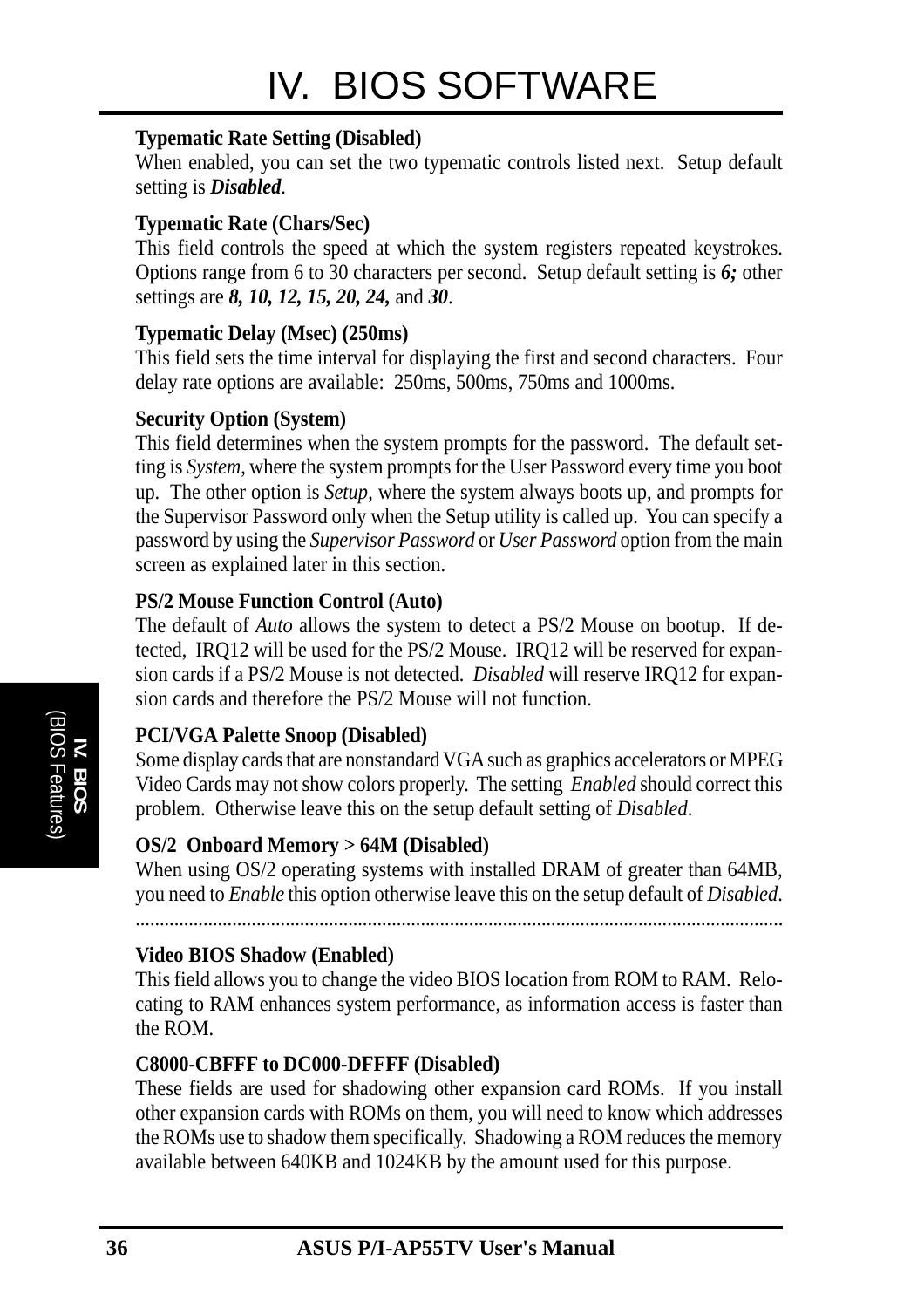**Typematic Rate Setting (Disabled)**
When enabled, you can set the two typematic controls listed next. Setup default setting is ***Disabled***.

**Typematic Rate (Chars/Sec)**
This field controls the speed at which the system registers repeated keystrokes. Options range from 6 to 30 characters per second. Setup default setting is ***6;*** other settings are ***8, 10, 12, 15, 20, 24,*** and ***30***.

**Typematic Delay (Msec) (250ms)**
This field sets the time interval for displaying the first and second characters. Four delay rate options are available: 250ms, 500ms, 750ms and 1000ms.

**Security Option (System)**
This field determines when the system prompts for the password. The default setting is *System*, where the system prompts for the User Password every time you boot up. The other option is *Setup*, where the system always boots up, and prompts for the Supervisor Password only when the Setup utility is called up. You can specify a password by using the *Supervisor Password* or *User Password* option from the main screen as explained later in this section.

**PS/2 Mouse Function Control (Auto)**
The default of *Auto* allows the system to detect a PS/2 Mouse on bootup. If detected, IRQ12 will be used for the PS/2 Mouse. IRQ12 will be reserved for expansion cards if a PS/2 Mouse is not detected. *Disabled* will reserve IRQ12 for expansion cards and therefore the PS/2 Mouse will not function.

**PCI/VGA Palette Snoop (Disabled)**
Some display cards that are nonstandard VGA such as graphics accelerators or MPEG Video Cards may not show colors properly. The setting *Enabled* should correct this problem. Otherwise leave this on the setup default setting of *Disabled*.

**OS/2 Onboard Memory > 64M (Disabled)**
When using OS/2 operating systems with installed DRAM of greater than 64MB, you need to *Enable* this option otherwise leave this on the setup default of *Disabled*.

---

**Video BIOS Shadow (Enabled)**
This field allows you to change the video BIOS location from ROM to RAM. Relocating to RAM enhances system performance, as information access is faster than the ROM.

**C8000-CBFFF to DC000-DFFFF (Disabled)**
These fields are used for shadowing other expansion card ROMs. If you install other expansion cards with ROMs on them, you will need to know which addresses the ROMs use to shadow them specifically. Shadowing a ROM reduces the memory available between 640KB and 1024KB by the amount used for this purpose.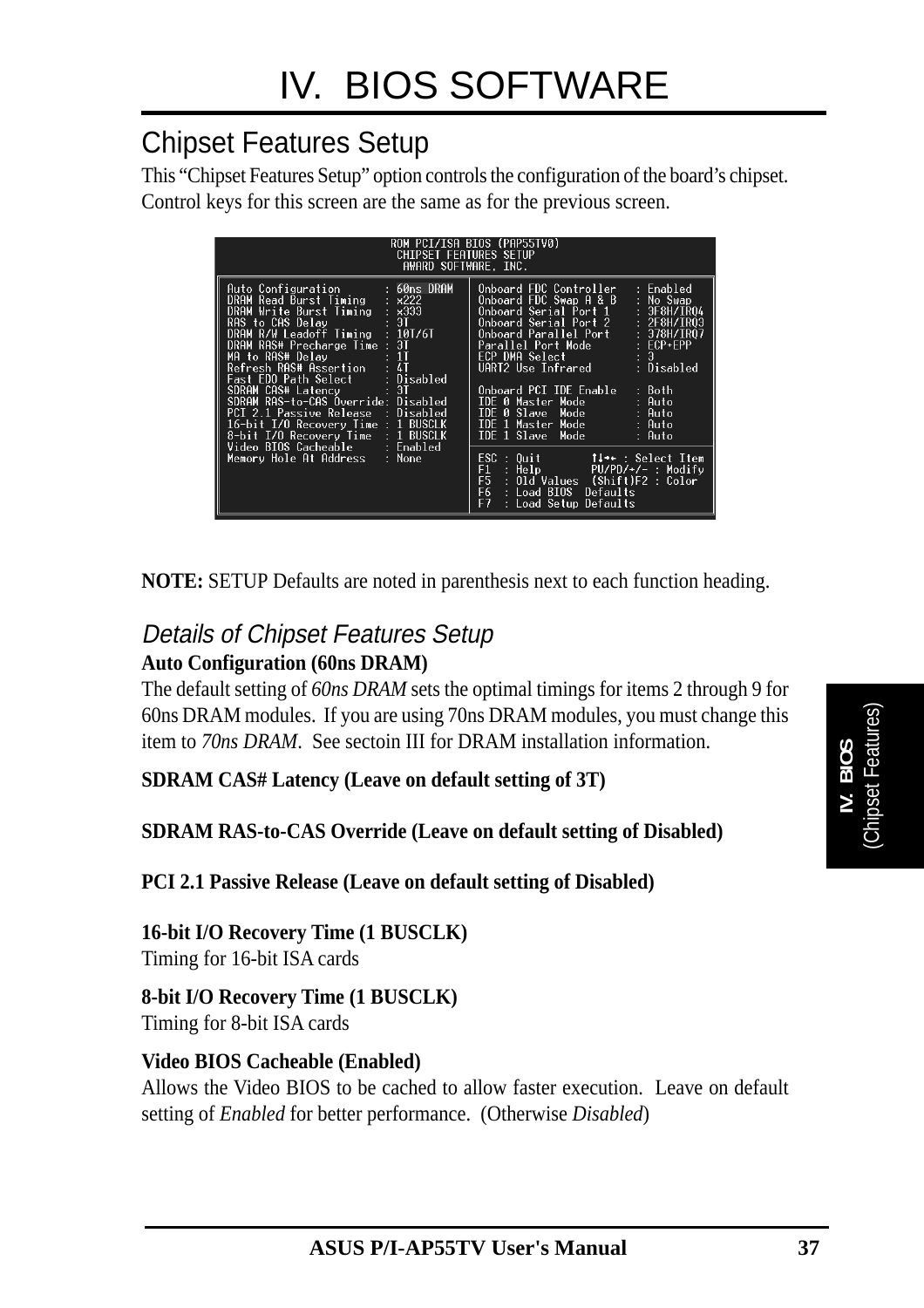## Chipset Features Setup

This "Chipset Features Setup" option controls the configuration of the board's chipset. Control keys for this screen are the same as for the previous screen.

```
                    ROM PCI/ISA BIOS (PAP55TV0)
                      CHIPSET FEATURES SETUP
                       AWARD SOFTWARE, INC.

Auto Configuration        : 60ns DRAM   Onboard FDC Controller   : Enabled
DRAM Read Burst Timing    : x222        Onboard FDC Swap A & B   : No Swap
DRAM Write Burst Timing   : x333        Onboard Serial Port 1    : 3F8H/IRQ4
RAS to CAS Delay          : 3T          Onboard Serial Port 2    : 2F8H/IRQ3
DRAM R/W Leadoff Timing   : 10T/6T      Onboard Parallel Port    : 378H/IRQ7
DRAM RAS# Precharge Time  : 3T          Parallel Port Mode       : ECP+EPP
MA to RAS# Delay          : 1T          ECP DMA Select           : 3
Refresh RAS# Assertion    : 4T          UART2 Use Infrared       : Disabled
Fast EDO Path Select      : Disabled
SDRAM CAS# Latency        : 3T          Onboard PCI IDE Enable   : Both
SDRAM RAS-to-CAS Override : Disabled    IDE 0 Master Mode        : Auto
PCI 2.1 Passive Release   : Disabled    IDE 0 Slave  Mode        : Auto
16-bit I/O Recovery Time  : 1 BUSCLK    IDE 1 Master Mode        : Auto
8-bit I/O Recovery Time   : 1 BUSCLK    IDE 1 Slave  Mode        : Auto
Video BIOS Cacheable      : Enabled
Memory Hole At Address    : None        ESC : Quit        ↑↓→← : Select Item
                                        F1  : Help        PU/PD/+/- : Modify
                                        F5  : Old Values  (Shift)F2 : Color
                                        F6  : Load BIOS  Defaults
                                        F7  : Load Setup Defaults
```

**NOTE:** SETUP Defaults are noted in parenthesis next to each function heading.

### *Details of Chipset Features Setup*

**Auto Configuration (60ns DRAM)**

The default setting of *60ns DRAM* sets the optimal timings for items 2 through 9 for 60ns DRAM modules. If you are using 70ns DRAM modules, you must change this item to *70ns DRAM*. See sectoin III for DRAM installation information.

**SDRAM CAS# Latency (Leave on default setting of 3T)**

**SDRAM RAS-to-CAS Override (Leave on default setting of Disabled)**

**PCI 2.1 Passive Release (Leave on default setting of Disabled)**

**16-bit I/O Recovery Time (1 BUSCLK)**

Timing for 16-bit ISA cards

**8-bit I/O Recovery Time (1 BUSCLK)**

Timing for 8-bit ISA cards

**Video BIOS Cacheable (Enabled)**

Allows the Video BIOS to be cached to allow faster execution. Leave on default setting of *Enabled* for better performance. (Otherwise *Disabled*)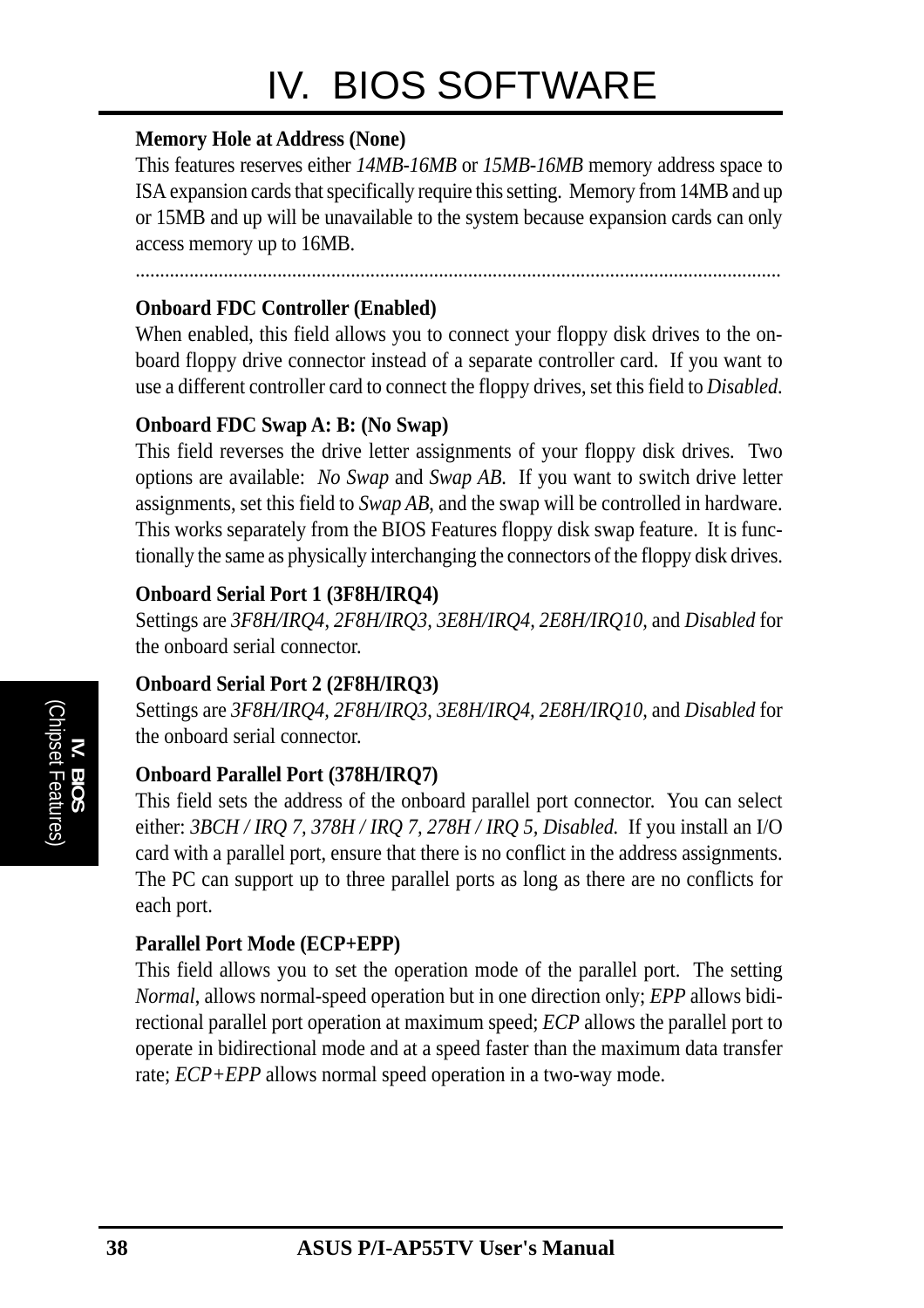**Memory Hole at Address (None)**

This features reserves either *14MB-16MB* or *15MB-16MB* memory address space to ISA expansion cards that specifically require this setting. Memory from 14MB and up or 15MB and up will be unavailable to the system because expansion cards can only access memory up to 16MB.

---

**Onboard FDC Controller (Enabled)**

When enabled, this field allows you to connect your floppy disk drives to the on-board floppy drive connector instead of a separate controller card. If you want to use a different controller card to connect the floppy drives, set this field to *Disabled*.

**Onboard FDC Swap A: B: (No Swap)**

This field reverses the drive letter assignments of your floppy disk drives. Two options are available: *No Swap* and *Swap AB*. If you want to switch drive letter assignments, set this field to *Swap AB*, and the swap will be controlled in hardware. This works separately from the BIOS Features floppy disk swap feature. It is functionally the same as physically interchanging the connectors of the floppy disk drives.

**Onboard Serial Port 1 (3F8H/IRQ4)**

Settings are *3F8H/IRQ4*, *2F8H/IRQ3, 3E8H/IRQ4, 2E8H/IRQ10,* and *Disabled* for the onboard serial connector.

**Onboard Serial Port 2 (2F8H/IRQ3)**

Settings are *3F8H/IRQ4, 2F8H/IRQ3*, *3E8H/IRQ4, 2E8H/IRQ10,* and *Disabled* for the onboard serial connector.

**Onboard Parallel Port (378H/IRQ7)**

This field sets the address of the onboard parallel port connector. You can select either: *3BCH / IRQ 7, 378H / IRQ 7, 278H / IRQ 5, Disabled.* If you install an I/O card with a parallel port, ensure that there is no conflict in the address assignments. The PC can support up to three parallel ports as long as there are no conflicts for each port.

**Parallel Port Mode (ECP+EPP)**

This field allows you to set the operation mode of the parallel port. The setting *Normal*, allows normal-speed operation but in one direction only; *EPP* allows bidirectional parallel port operation at maximum speed; *ECP* allows the parallel port to operate in bidirectional mode and at a speed faster than the maximum data transfer rate; *ECP+EPP* allows normal speed operation in a two-way mode.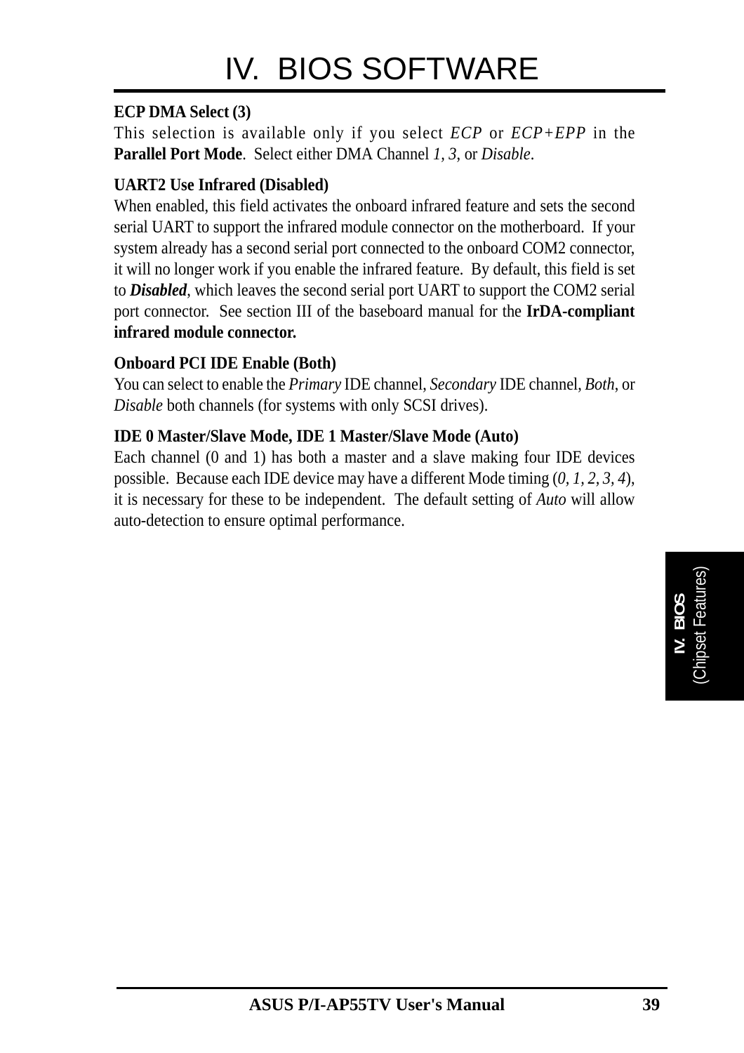**ECP DMA Select (3)**
This selection is available only if you select *ECP* or *ECP+EPP* in the **Parallel Port Mode**. Select either DMA Channel *1*, *3*, or *Disable*.

**UART2 Use Infrared (Disabled)**
When enabled, this field activates the onboard infrared feature and sets the second serial UART to support the infrared module connector on the motherboard. If your system already has a second serial port connected to the onboard COM2 connector, it will no longer work if you enable the infrared feature. By default, this field is set to ***Disabled***, which leaves the second serial port UART to support the COM2 serial port connector. See section III of the baseboard manual for the **IrDA-compliant infrared module connector.**

**Onboard PCI IDE Enable (Both)**
You can select to enable the *Primary* IDE channel, *Secondary* IDE channel, *Both*, or *Disable* both channels (for systems with only SCSI drives).

**IDE 0 Master/Slave Mode, IDE 1 Master/Slave Mode (Auto)**
Each channel (0 and 1) has both a master and a slave making four IDE devices possible. Because each IDE device may have a different Mode timing (*0, 1, 2, 3, 4*), it is necessary for these to be independent. The default setting of *Auto* will allow auto-detection to ensure optimal performance.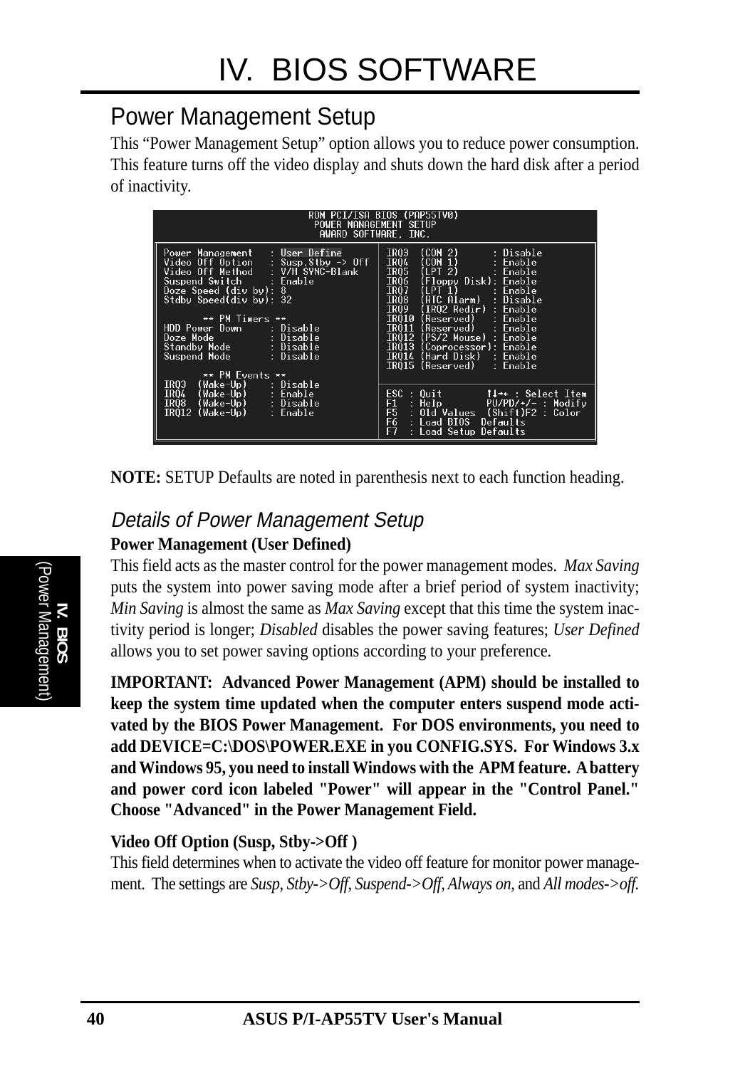# IV. BIOS SOFTWARE

## Power Management Setup

This “Power Management Setup” option allows you to reduce power consumption. This feature turns off the video display and shuts down the hard disk after a period of inactivity.

```
                    ROM PCI/ISA BIOS (PAP55TV0)
                      POWER MANAGEMENT SETUP
                       AWARD SOFTWARE, INC.

Power Management   : User Define         IRQ3  (COM 2)        : Disable
Video Off Option   : Susp,Stby -> Off    IRQ4  (COM 1)        : Enable
Video Off Method   : V/H SYNC+Blank      IRQ5  (LPT 2)        : Enable
Suspend Switch     : Enable              IRQ6  (Floppy Disk): Enable
Doze Speed (div by): 8                   IRQ7  (LPT 1)        : Enable
Stdby Speed(div by): 32                  IRQ8  (RTC Alarm)    : Disable
                                         IRQ9  (IRQ2 Redir)   : Enable
        ** PM Timers **                  IRQ10 (Reserved)     : Enable
HDD Power Down     : Disable             IRQ11 (Reserved)     : Enable
Doze Mode          : Disable             IRQ12 (PS/2 Mouse)   : Enable
Standby Mode       : Disable             IRQ13 (Coprocessor): Enable
Suspend Mode       : Disable             IRQ14 (Hard Disk)    : Enable
                                         IRQ15 (Reserved)     : Enable
        ** PM Events **
IRQ3  (Wake-Up)    : Disable             ESC : Quit       ↑↓→← : Select Item
IRQ4  (Wake-Up)    : Enable              F1  : Help       PU/PD/+/- : Modify
IRQ8  (Wake-Up)    : Disable             F5  : Old Values  (Shift)F2 : Color
IRQ12 (Wake-Up)    : Enable              F6  : Load BIOS  Defaults
                                         F7  : Load Setup Defaults
```

**NOTE:** SETUP Defaults are noted in parenthesis next to each function heading.

### *Details of Power Management Setup*

**Power Management (User Defined)**

This field acts as the master control for the power management modes. *Max Saving* puts the system into power saving mode after a brief period of system inactivity; *Min Saving* is almost the same as *Max Saving* except that this time the system inactivity period is longer; *Disabled* disables the power saving features; *User Defined* allows you to set power saving options according to your preference.

**IMPORTANT: Advanced Power Management (APM) should be installed to keep the system time updated when the computer enters suspend mode activated by the BIOS Power Management. For DOS environments, you need to add DEVICE=C:\DOS\POWER.EXE in you CONFIG.SYS. For Windows 3.x and Windows 95, you need to install Windows with the APM feature. A battery and power cord icon labeled "Power" will appear in the "Control Panel." Choose "Advanced" in the Power Management Field.**

**Video Off Option (Susp, Stby->Off )**

This field determines when to activate the video off feature for monitor power management. The settings are *Susp, Stby->Off, Suspend->Off, Always on,* and *All modes->off*.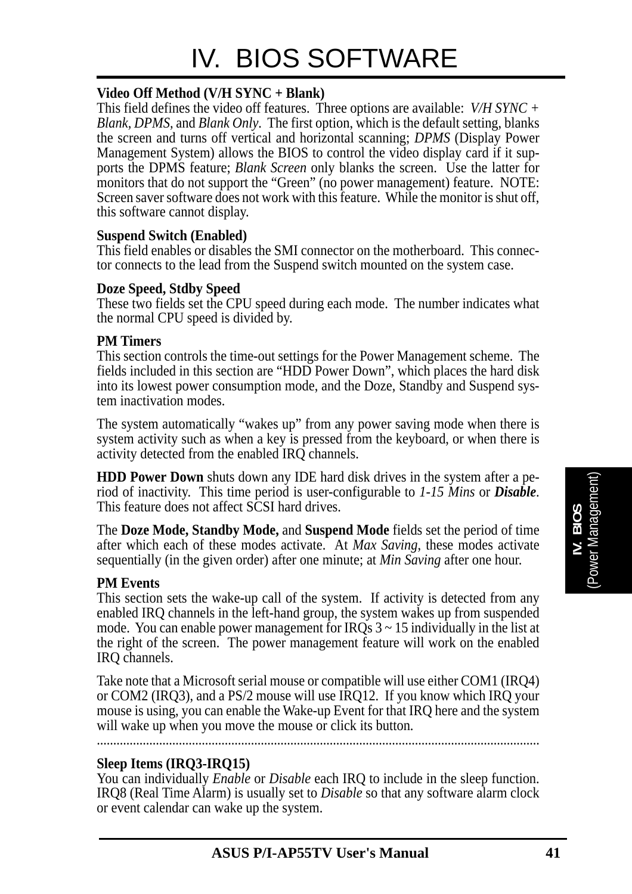**Video Off Method (V/H SYNC + Blank)**
This field defines the video off features. Three options are available: *V/H SYNC + Blank, DPMS,* and *Blank Only*. The first option, which is the default setting, blanks the screen and turns off vertical and horizontal scanning; *DPMS* (Display Power Management System) allows the BIOS to control the video display card if it supports the DPMS feature; *Blank Screen* only blanks the screen. Use the latter for monitors that do not support the "Green" (no power management) feature. NOTE: Screen saver software does not work with this feature. While the monitor is shut off, this software cannot display.

**Suspend Switch (Enabled)**
This field enables or disables the SMI connector on the motherboard. This connector connects to the lead from the Suspend switch mounted on the system case.

**Doze Speed, Stdby Speed**
These two fields set the CPU speed during each mode. The number indicates what the normal CPU speed is divided by.

**PM Timers**
This section controls the time-out settings for the Power Management scheme. The fields included in this section are "HDD Power Down", which places the hard disk into its lowest power consumption mode, and the Doze, Standby and Suspend system inactivation modes.

The system automatically "wakes up" from any power saving mode when there is system activity such as when a key is pressed from the keyboard, or when there is activity detected from the enabled IRQ channels.

**HDD Power Down** shuts down any IDE hard disk drives in the system after a period of inactivity. This time period is user-configurable to *1-15 Mins* or ***Disable***. This feature does not affect SCSI hard drives.

The **Doze Mode, Standby Mode,** and **Suspend Mode** fields set the period of time after which each of these modes activate. At *Max Saving*, these modes activate sequentially (in the given order) after one minute; at *Min Saving* after one hour.

**PM Events**
This section sets the wake-up call of the system. If activity is detected from any enabled IRQ channels in the left-hand group, the system wakes up from suspended mode. You can enable power management for IRQs 3 ~ 15 individually in the list at the right of the screen. The power management feature will work on the enabled IRQ channels.

Take note that a Microsoft serial mouse or compatible will use either COM1 (IRQ4) or COM2 (IRQ3), and a PS/2 mouse will use IRQ12. If you know which IRQ your mouse is using, you can enable the Wake-up Event for that IRQ here and the system will wake up when you move the mouse or click its button.

.....................................................................................................................................

**Sleep Items (IRQ3-IRQ15)**
You can individually *Enable* or *Disable* each IRQ to include in the sleep function. IRQ8 (Real Time Alarm) is usually set to *Disable* so that any software alarm clock or event calendar can wake up the system.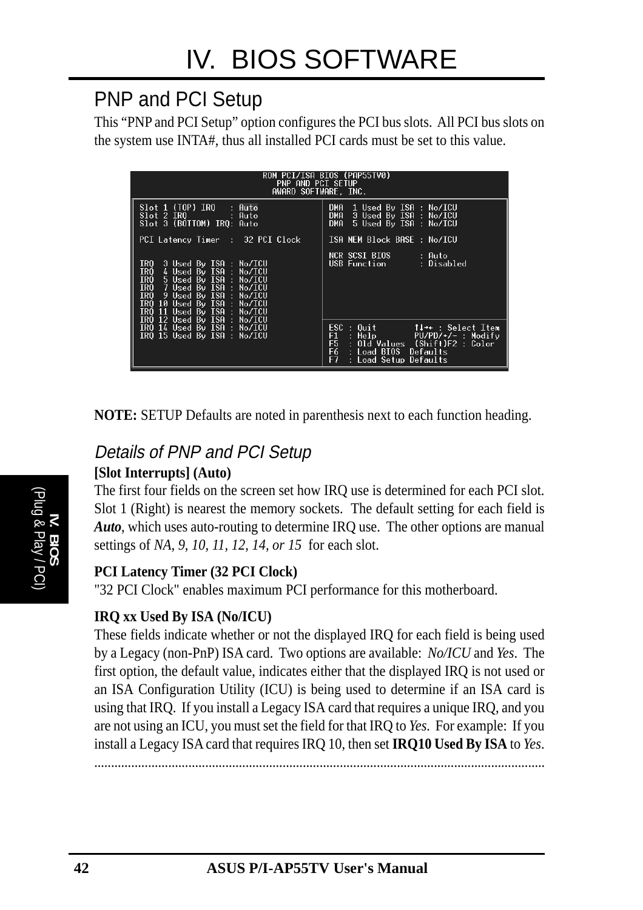# IV. BIOS SOFTWARE

## PNP and PCI Setup

This "PNP and PCI Setup" option configures the PCI bus slots. All PCI bus slots on the system use INTA#, thus all installed PCI cards must be set to this value.

```
                    ROM PCI/ISA BIOS (PAP55TV0)
                        PNP AND PCI SETUP
                       AWARD SOFTWARE, INC.

Slot 1 (TOP) IRQ    : Auto           DMA  1 Used By ISA : No/ICU
Slot 2 IRQ          : Auto           DMA  3 Used By ISA : No/ICU
Slot 3 (BOTTOM) IRQ: Auto            DMA  5 Used By ISA : No/ICU

PCI Latency Timer  :  32 PCI Clock   ISA MEM Block BASE : No/ICU

                                     NCR SCSI BIOS      : Auto
IRQ  3 Used By ISA : No/ICU          USB Function       : Disabled
IRQ  4 Used By ISA : No/ICU
IRQ  5 Used By ISA : No/ICU
IRQ  7 Used By ISA : No/ICU
IRQ  9 Used By ISA : No/ICU
IRQ 10 Used By ISA : No/ICU
IRQ 11 Used By ISA : No/ICU
IRQ 12 Used By ISA : No/ICU
IRQ 14 Used By ISA : No/ICU          ESC : Quit        ↑↓→← : Select Item
IRQ 15 Used By ISA : No/ICU          F1  : Help        PU/PD/+/- : Modify
                                     F5  : Old Values  (Shift)F2 : Color
                                     F6  : Load BIOS  Defaults
                                     F7  : Load Setup Defaults
```

**NOTE:** SETUP Defaults are noted in parenthesis next to each function heading.

### *Details of PNP and PCI Setup*

**[Slot Interrupts] (Auto)**

The first four fields on the screen set how IRQ use is determined for each PCI slot. Slot 1 (Right) is nearest the memory sockets. The default setting for each field is ***Auto***, which uses auto-routing to determine IRQ use. The other options are manual settings of *NA, 9, 10, 11, 12, 14, or 15* for each slot.

**PCI Latency Timer (32 PCI Clock)**

"32 PCI Clock" enables maximum PCI performance for this motherboard.

**IRQ xx Used By ISA (No/ICU)**

These fields indicate whether or not the displayed IRQ for each field is being used by a Legacy (non-PnP) ISA card. Two options are available: *No/ICU* and *Yes*. The first option, the default value, indicates either that the displayed IRQ is not used or an ISA Configuration Utility (ICU) is being used to determine if an ISA card is using that IRQ. If you install a Legacy ISA card that requires a unique IRQ, and you are not using an ICU, you must set the field for that IRQ to *Yes*. For example: If you install a Legacy ISA card that requires IRQ 10, then set **IRQ10 Used By ISA** to *Yes*.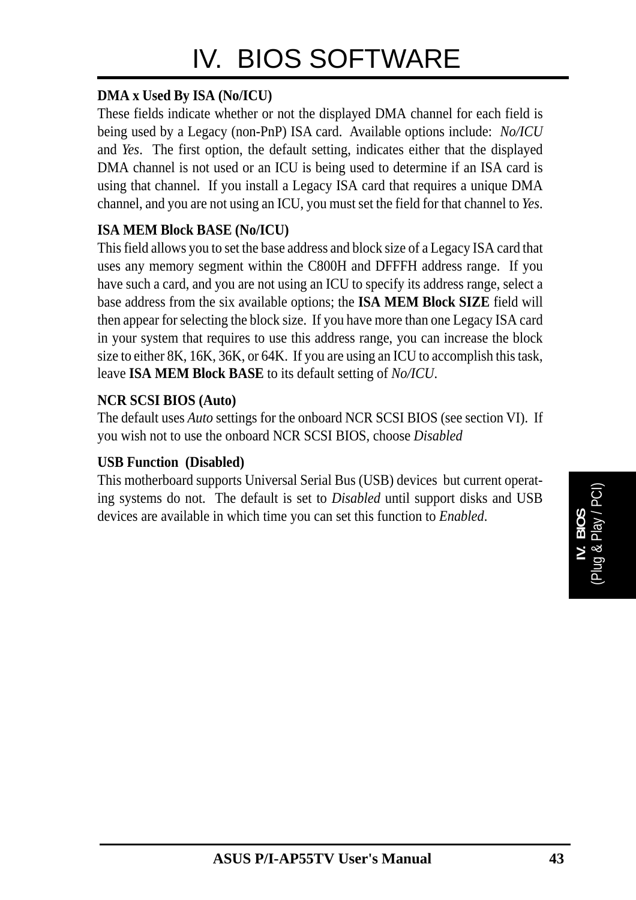**DMA x Used By ISA (No/ICU)**

These fields indicate whether or not the displayed DMA channel for each field is being used by a Legacy (non-PnP) ISA card. Available options include: *No/ICU* and *Yes*. The first option, the default setting, indicates either that the displayed DMA channel is not used or an ICU is being used to determine if an ISA card is using that channel. If you install a Legacy ISA card that requires a unique DMA channel, and you are not using an ICU, you must set the field for that channel to *Yes*.

**ISA MEM Block BASE (No/ICU)**

This field allows you to set the base address and block size of a Legacy ISA card that uses any memory segment within the C800H and DFFFH address range. If you have such a card, and you are not using an ICU to specify its address range, select a base address from the six available options; the **ISA MEM Block SIZE** field will then appear for selecting the block size. If you have more than one Legacy ISA card in your system that requires to use this address range, you can increase the block size to either 8K, 16K, 36K, or 64K. If you are using an ICU to accomplish this task, leave **ISA MEM Block BASE** to its default setting of *No/ICU*.

**NCR SCSI BIOS (Auto)**

The default uses *Auto* settings for the onboard NCR SCSI BIOS (see section VI). If you wish not to use the onboard NCR SCSI BIOS, choose *Disabled*

**USB Function (Disabled)**

This motherboard supports Universal Serial Bus (USB) devices but current operating systems do not. The default is set to *Disabled* until support disks and USB devices are available in which time you can set this function to *Enabled*.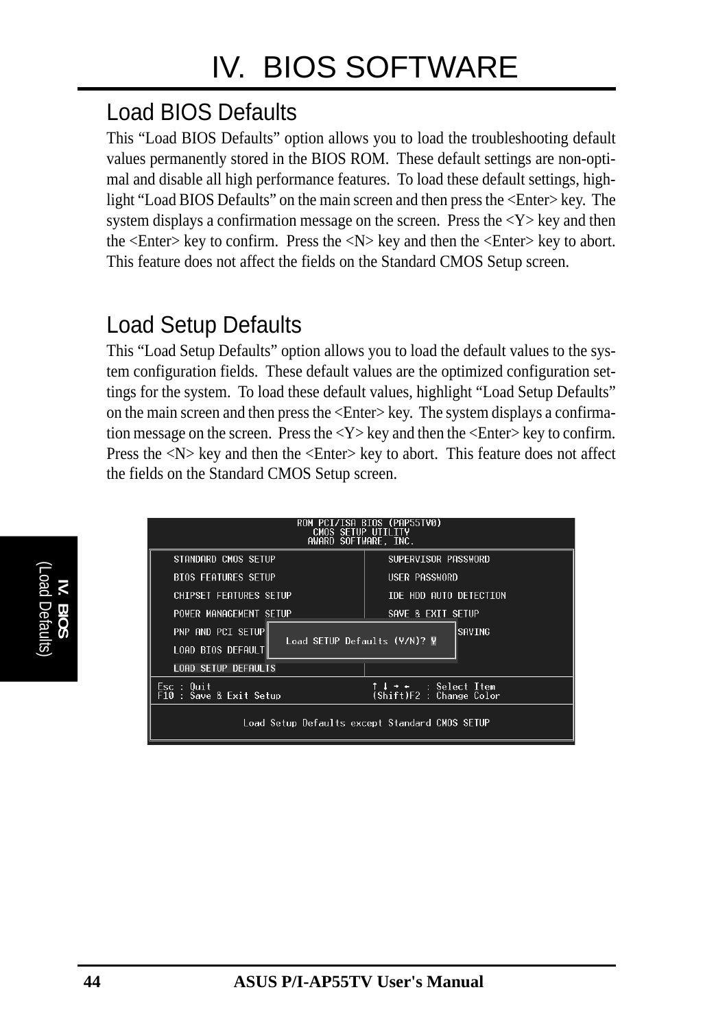## Load BIOS Defaults

This "Load BIOS Defaults" option allows you to load the troubleshooting default values permanently stored in the BIOS ROM. These default settings are non-optimal and disable all high performance features. To load these default settings, highlight "Load BIOS Defaults" on the main screen and then press the <Enter> key. The system displays a confirmation message on the screen. Press the <Y> key and then the <Enter> key to confirm. Press the <N> key and then the <Enter> key to abort. This feature does not affect the fields on the Standard CMOS Setup screen.

## Load Setup Defaults

This "Load Setup Defaults" option allows you to load the default values to the system configuration fields. These default values are the optimized configuration settings for the system. To load these default values, highlight "Load Setup Defaults" on the main screen and then press the <Enter> key. The system displays a confirmation message on the screen. Press the <Y> key and then the <Enter> key to confirm. Press the <N> key and then the <Enter> key to abort. This feature does not affect the fields on the Standard CMOS Setup screen.

```
                    ROM PCI/ISA BIOS (PAP55TV0)
                        CMOS SETUP UTILITY
                       AWARD SOFTWARE, INC.

   STANDARD CMOS SETUP                 SUPERVISOR PASSWORD
   BIOS FEATURES SETUP                 USER PASSWORD
   CHIPSET FEATURES SETUP              IDE HDD AUTO DETECTION
   POWER MANAGEMENT SETUP              SAVE & EXIT SETUP
   PNP AND PCI SETUP                   SAVING
   LOAD BIOS DEFAULT   Load SETUP Defaults (Y/N)? Y
   LOAD SETUP DEFAULTS

Esc : Quit                             ↑ ↓ → ←    : Select Item
F10 : Save & Exit Setup                (Shift)F2  : Change Color

             Load Setup Defaults except Standard CMOS SETUP
```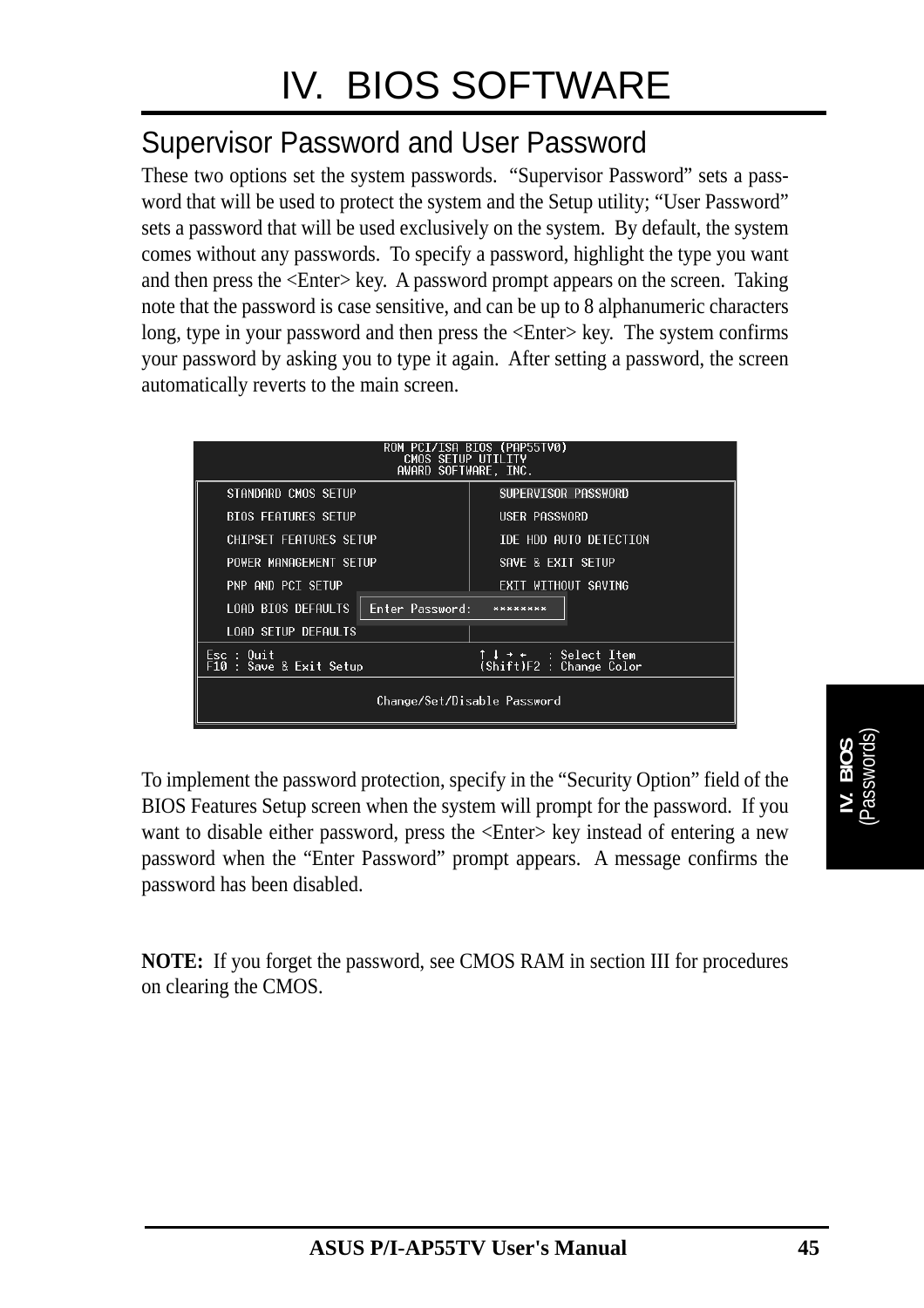# IV. BIOS SOFTWARE

## Supervisor Password and User Password

These two options set the system passwords. "Supervisor Password" sets a password that will be used to protect the system and the Setup utility; "User Password" sets a password that will be used exclusively on the system. By default, the system comes without any passwords. To specify a password, highlight the type you want and then press the <Enter> key. A password prompt appears on the screen. Taking note that the password is case sensitive, and can be up to 8 alphanumeric characters long, type in your password and then press the <Enter> key. The system confirms your password by asking you to type it again. After setting a password, the screen automatically reverts to the main screen.

```
ROM PCI/ISA BIOS (PAP55TV0)
CMOS SETUP UTILITY
AWARD SOFTWARE, INC.

STANDARD CMOS SETUP          SUPERVISOR PASSWORD
BIOS FEATURES SETUP          USER PASSWORD
CHIPSET FEATURES SETUP       IDE HDD AUTO DETECTION
POWER MANAGEMENT SETUP       SAVE & EXIT SETUP
PNP AND PCI SETUP            EXIT WITHOUT SAVING
LOAD BIOS DEFAULTS   Enter Password:   ********
LOAD SETUP DEFAULTS

Esc : Quit                   ↑ ↓ → ←   : Select Item
F10 : Save & Exit Setup      (Shift)F2 : Change Color

Change/Set/Disable Password
```

To implement the password protection, specify in the "Security Option" field of the BIOS Features Setup screen when the system will prompt for the password. If you want to disable either password, press the <Enter> key instead of entering a new password when the "Enter Password" prompt appears. A message confirms the password has been disabled.

**NOTE:** If you forget the password, see CMOS RAM in section III for procedures on clearing the CMOS.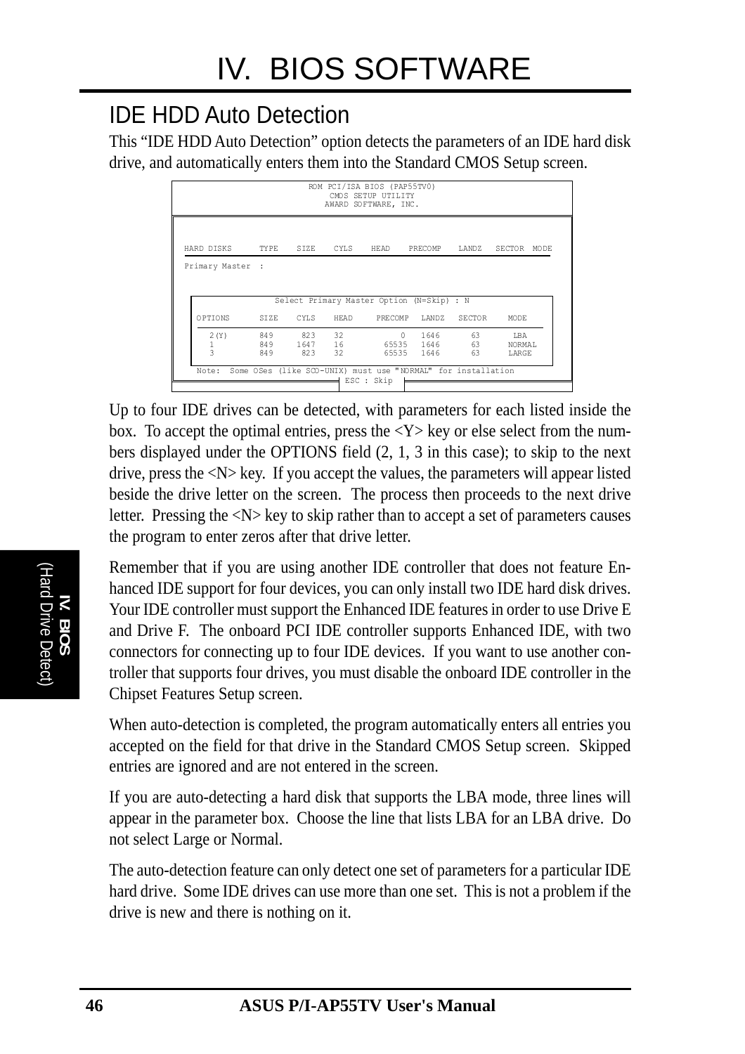## IDE HDD Auto Detection

This "IDE HDD Auto Detection" option detects the parameters of an IDE hard disk drive, and automatically enters them into the Standard CMOS Setup screen.

```
                        ROM PCI/ISA BIOS (PAP55TV0)
                            CMOS SETUP UTILITY
                           AWARD SOFTWARE, INC.


HARD DISKS      TYPE    SIZE    CYLS    HEAD    PRECOMP    LANDZ   SECTOR  MODE

Primary Master  :


              Select Primary Master Option (N=Skip) : N

   OPTIONS      SIZE    CYLS    HEAD     PRECOMP   LANDZ   SECTOR     MODE

     2(Y)       849      823    32           0     1646      63        LBA
     1          849     1647    16       65535     1646      63       NORMAL
     3          849      823    32       65535     1646      63       LARGE

   Note:  Some OSes (like SCO-UNIX) must use "NORMAL" for installation
                              ESC : Skip
```

Up to four IDE drives can be detected, with parameters for each listed inside the box. To accept the optimal entries, press the <Y> key or else select from the numbers displayed under the OPTIONS field (2, 1, 3 in this case); to skip to the next drive, press the <N> key. If you accept the values, the parameters will appear listed beside the drive letter on the screen. The process then proceeds to the next drive letter. Pressing the <N> key to skip rather than to accept a set of parameters causes the program to enter zeros after that drive letter.

Remember that if you are using another IDE controller that does not feature Enhanced IDE support for four devices, you can only install two IDE hard disk drives. Your IDE controller must support the Enhanced IDE features in order to use Drive E and Drive F. The onboard PCI IDE controller supports Enhanced IDE, with two connectors for connecting up to four IDE devices. If you want to use another controller that supports four drives, you must disable the onboard IDE controller in the Chipset Features Setup screen.

When auto-detection is completed, the program automatically enters all entries you accepted on the field for that drive in the Standard CMOS Setup screen. Skipped entries are ignored and are not entered in the screen.

If you are auto-detecting a hard disk that supports the LBA mode, three lines will appear in the parameter box. Choose the line that lists LBA for an LBA drive. Do not select Large or Normal.

The auto-detection feature can only detect one set of parameters for a particular IDE hard drive. Some IDE drives can use more than one set. This is not a problem if the drive is new and there is nothing on it.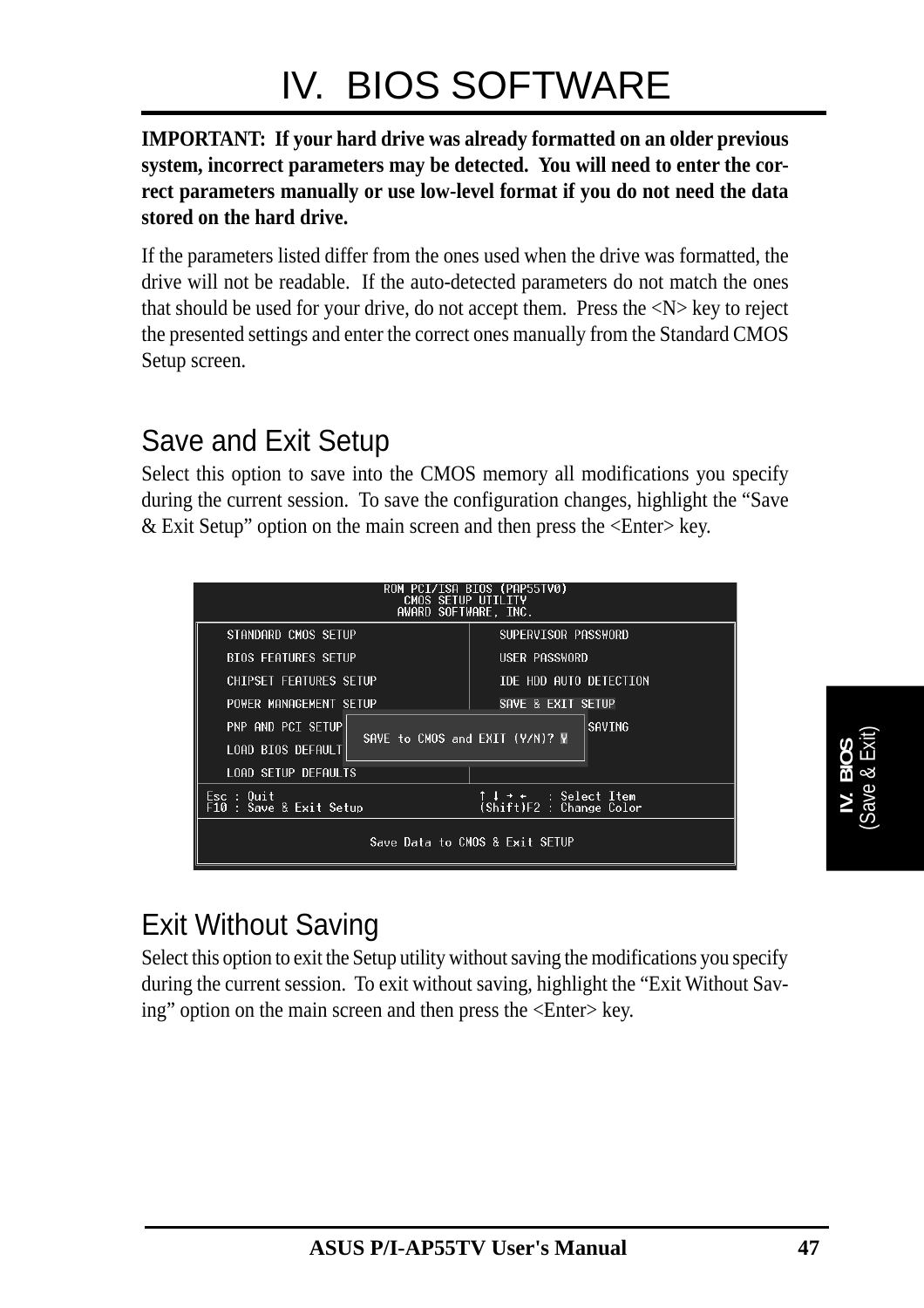# IV. BIOS SOFTWARE

**IMPORTANT: If your hard drive was already formatted on an older previous system, incorrect parameters may be detected. You will need to enter the correct parameters manually or use low-level format if you do not need the data stored on the hard drive.**

If the parameters listed differ from the ones used when the drive was formatted, the drive will not be readable. If the auto-detected parameters do not match the ones that should be used for your drive, do not accept them. Press the <N> key to reject the presented settings and enter the correct ones manually from the Standard CMOS Setup screen.

## Save and Exit Setup

Select this option to save into the CMOS memory all modifications you specify during the current session. To save the configuration changes, highlight the "Save & Exit Setup" option on the main screen and then press the <Enter> key.

```
ROM PCI/ISA BIOS (PAP55TV0)
CMOS SETUP UTILITY
AWARD SOFTWARE, INC.

STANDARD CMOS SETUP          SUPERVISOR PASSWORD
BIOS FEATURES SETUP          USER PASSWORD
CHIPSET FEATURES SETUP       IDE HDD AUTO DETECTION
POWER MANAGEMENT SETUP       SAVE & EXIT SETUP
PNP AND PCI SETUP   SAVE to CMOS and EXIT (Y/N)? Y   SAVING
LOAD BIOS DEFAULT
LOAD SETUP DEFAULTS

Esc : Quit                   ↑ ↓ → ←   : Select Item
F10 : Save & Exit Setup      (Shift)F2 : Change Color

Save Data to CMOS & Exit SETUP
```

## Exit Without Saving

Select this option to exit the Setup utility without saving the modifications you specify during the current session. To exit without saving, highlight the "Exit Without Saving" option on the main screen and then press the <Enter> key.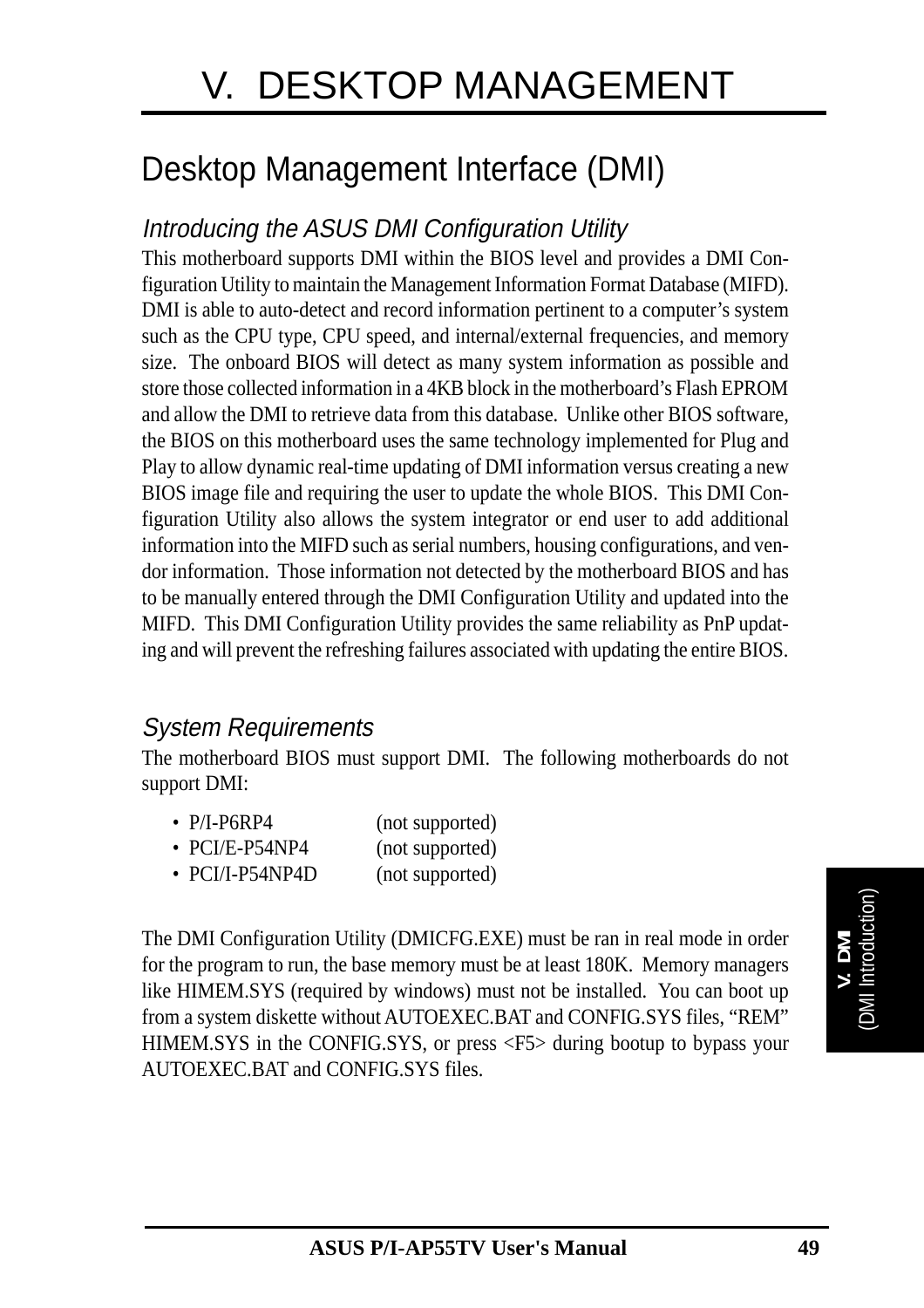# V. DESKTOP MANAGEMENT

## Desktop Management Interface (DMI)

### *Introducing the ASUS DMI Configuration Utility*

This motherboard supports DMI within the BIOS level and provides a DMI Configuration Utility to maintain the Management Information Format Database (MIFD). DMI is able to auto-detect and record information pertinent to a computer's system such as the CPU type, CPU speed, and internal/external frequencies, and memory size. The onboard BIOS will detect as many system information as possible and store those collected information in a 4KB block in the motherboard's Flash EPROM and allow the DMI to retrieve data from this database. Unlike other BIOS software, the BIOS on this motherboard uses the same technology implemented for Plug and Play to allow dynamic real-time updating of DMI information versus creating a new BIOS image file and requiring the user to update the whole BIOS. This DMI Configuration Utility also allows the system integrator or end user to add additional information into the MIFD such as serial numbers, housing configurations, and vendor information. Those information not detected by the motherboard BIOS and has to be manually entered through the DMI Configuration Utility and updated into the MIFD. This DMI Configuration Utility provides the same reliability as PnP updating and will prevent the refreshing failures associated with updating the entire BIOS.

### *System Requirements*

The motherboard BIOS must support DMI. The following motherboards do not support DMI:

- P/I-P6RP4 (not supported)
- PCI/E-P54NP4 (not supported)
- PCI/I-P54NP4D (not supported)

The DMI Configuration Utility (DMICFG.EXE) must be ran in real mode in order for the program to run, the base memory must be at least 180K. Memory managers like HIMEM.SYS (required by windows) must not be installed. You can boot up from a system diskette without AUTOEXEC.BAT and CONFIG.SYS files, "REM" HIMEM.SYS in the CONFIG.SYS, or press <F5> during bootup to bypass your AUTOEXEC.BAT and CONFIG.SYS files.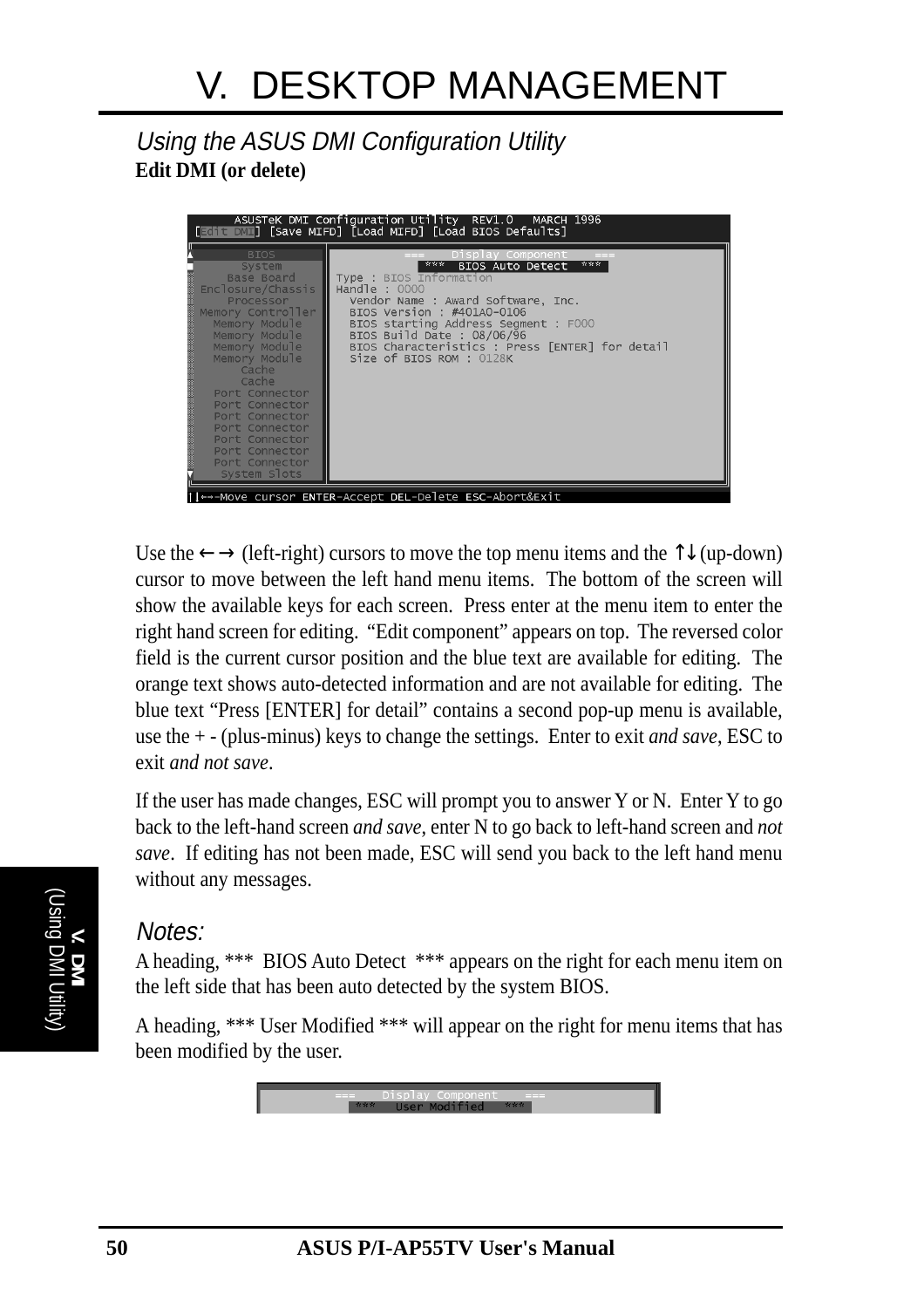# V. DESKTOP MANAGEMENT

## *Using the ASUS DMI Configuration Utility*

**Edit DMI (or delete)**

```
      ASUSTeK DMI Configuration Utility  REV1.0   MARCH 1996
[Edit DMI] [Save MIFD] [Load MIFD] [Load BIOS Defaults]

        BIOS          ===    Display Component    ===
       System             ***  BIOS Auto Detect  ***
     Base Board       Type : BIOS Information
 Enclosure/Chassis    Handle : 0000
     Processor          Vendor Name : Award Software, Inc.
 Memory Controller      BIOS Version : #401A0-0106
   Memory Module        BIOS starting Address Segment : F000
   Memory Module        BIOS Build Date : 08/06/96
   Memory Module        BIOS Characteristics : Press [ENTER] for detail
   Memory Module        Size of BIOS ROM : 0128K
       Cache
       Cache
   Port Connector
   Port Connector
   Port Connector
   Port Connector
   Port Connector
   Port Connector
   Port Connector
    System Slots
↑↓←→-Move cursor ENTER-Accept DEL-Delete ESC-Abort&Exit
```

Use the ←→ (left-right) cursors to move the top menu items and the ↑↓ (up-down) cursor to move between the left hand menu items. The bottom of the screen will show the available keys for each screen. Press enter at the menu item to enter the right hand screen for editing. "Edit component" appears on top. The reversed color field is the current cursor position and the blue text are available for editing. The orange text shows auto-detected information and are not available for editing. The blue text "Press [ENTER] for detail" contains a second pop-up menu is available, use the + - (plus-minus) keys to change the settings. Enter to exit *and save*, ESC to exit *and not save*.

If the user has made changes, ESC will prompt you to answer Y or N. Enter Y to go back to the left-hand screen *and save,* enter N to go back to left-hand screen and *not save*. If editing has not been made, ESC will send you back to the left hand menu without any messages.

### *Notes:*

A heading, *** BIOS Auto Detect *** appears on the right for each menu item on the left side that has been auto detected by the system BIOS.

A heading, *** User Modified *** will appear on the right for menu items that has been modified by the user.

```
===    Display Component    ===
  ***   User Modified   ***
```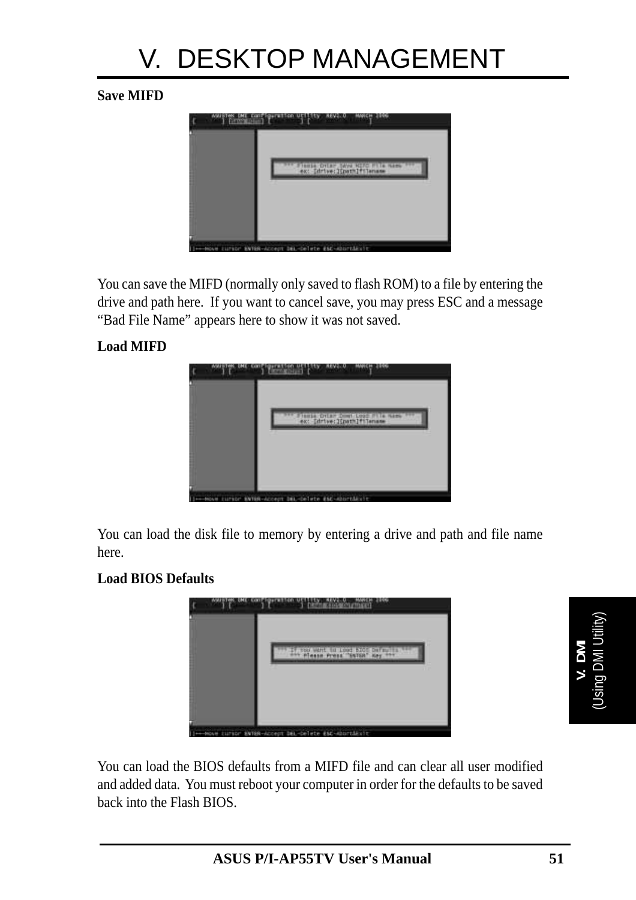# V. DESKTOP MANAGEMENT

**Save MIFD**

You can save the MIFD (normally only saved to flash ROM) to a file by entering the drive and path here. If you want to cancel save, you may press ESC and a message "Bad File Name" appears here to show it was not saved.

**Load MIFD**

You can load the disk file to memory by entering a drive and path and file name here.

**Load BIOS Defaults**

You can load the BIOS defaults from a MIFD file and can clear all user modified and added data. You must reboot your computer in order for the defaults to be saved back into the Flash BIOS.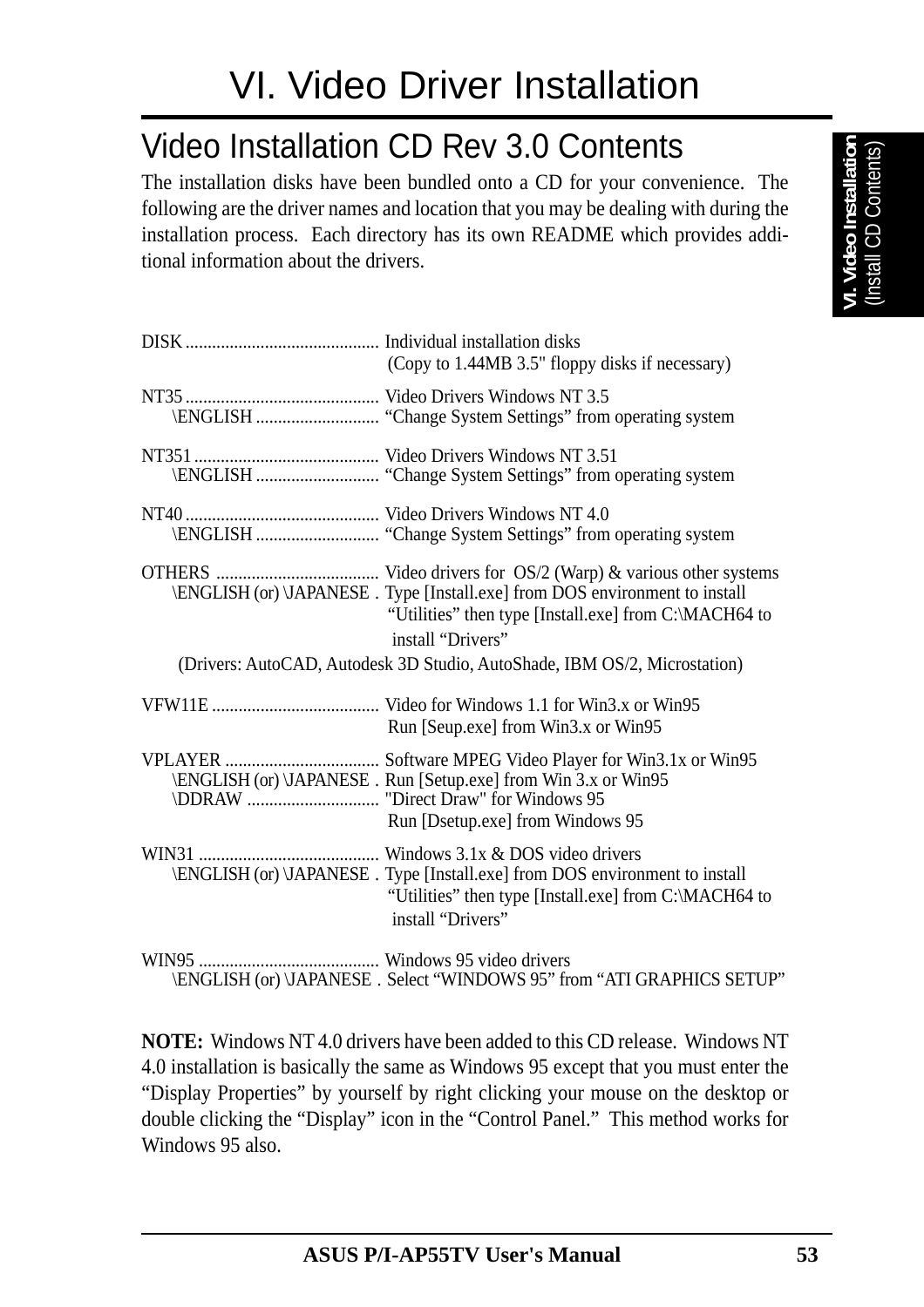# VI. Video Driver Installation

## Video Installation CD Rev 3.0 Contents

The installation disks have been bundled onto a CD for your convenience. The following are the driver names and location that you may be dealing with during the installation process. Each directory has its own README which provides additional information about the drivers.

DISK ........................................... Individual installation disks
(Copy to 1.44MB 3.5" floppy disks if necessary)

NT35 ........................................... Video Drivers Windows NT 3.5
\ENGLISH ........................... "Change System Settings" from operating system

NT351 .......................................... Video Drivers Windows NT 3.51
\ENGLISH ........................... "Change System Settings" from operating system

NT40 ........................................... Video Drivers Windows NT 4.0
\ENGLISH ........................... "Change System Settings" from operating system

OTHERS .................................... Video drivers for OS/2 (Warp) & various other systems
\ENGLISH (or) \JAPANESE . Type [Install.exe] from DOS environment to install "Utilities" then type [Install.exe] from C:\MACH64 to install "Drivers"
(Drivers: AutoCAD, Autodesk 3D Studio, AutoShade, IBM OS/2, Microstation)

VFW11E ..................................... Video for Windows 1.1 for Win3.x or Win95
Run [Seup.exe] from Win3.x or Win95

VPLAYER .................................. Software MPEG Video Player for Win3.1x or Win95
\ENGLISH (or) \JAPANESE . Run [Setup.exe] from Win 3.x or Win95
\DDRAW ............................. "Direct Draw" for Windows 95
Run [Dsetup.exe] from Windows 95

WIN31 ........................................ Windows 3.1x & DOS video drivers
\ENGLISH (or) \JAPANESE . Type [Install.exe] from DOS environment to install "Utilities" then type [Install.exe] from C:\MACH64 to install "Drivers"

WIN95 ........................................ Windows 95 video drivers
\ENGLISH (or) \JAPANESE . Select "WINDOWS 95" from "ATI GRAPHICS SETUP"

**NOTE:** Windows NT 4.0 drivers have been added to this CD release. Windows NT 4.0 installation is basically the same as Windows 95 except that you must enter the "Display Properties" by yourself by right clicking your mouse on the desktop or double clicking the "Display" icon in the "Control Panel." This method works for Windows 95 also.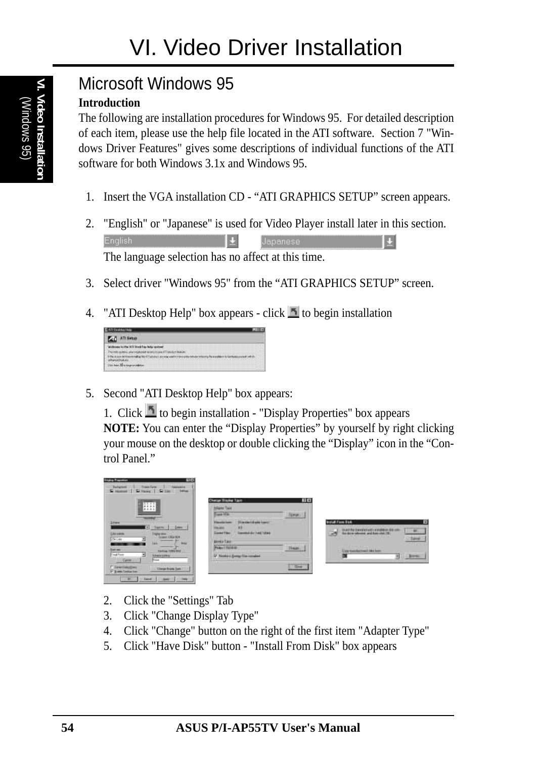# VI. Video Driver Installation

## Microsoft Windows 95

**Introduction**

The following are installation procedures for Windows 95. For detailed description of each item, please use the help file located in the ATI software. Section 7 "Windows Driver Features" gives some descriptions of individual functions of the ATI software for both Windows 3.1x and Windows 95.

1. Insert the VGA installation CD - “ATI GRAPHICS SETUP” screen appears.
2. "English" or "Japanese" is used for Video Player install later in this section.

   English | Japanese

   The language selection has no affect at this time.
3. Select driver "Windows 95" from the “ATI GRAPHICS SETUP” screen.
4. "ATI Desktop Help" box appears - click to begin installation
5. Second "ATI Desktop Help" box appears:

   1. Click to begin installation - "Display Properties" box appears

   **NOTE:** You can enter the “Display Properties” by yourself by right clicking your mouse on the desktop or double clicking the “Display” icon in the “Control Panel.”

   2. Click the "Settings" Tab
   3. Click "Change Display Type"
   4. Click "Change" button on the right of the first item "Adapter Type"
   5. Click "Have Disk" button - "Install From Disk" box appears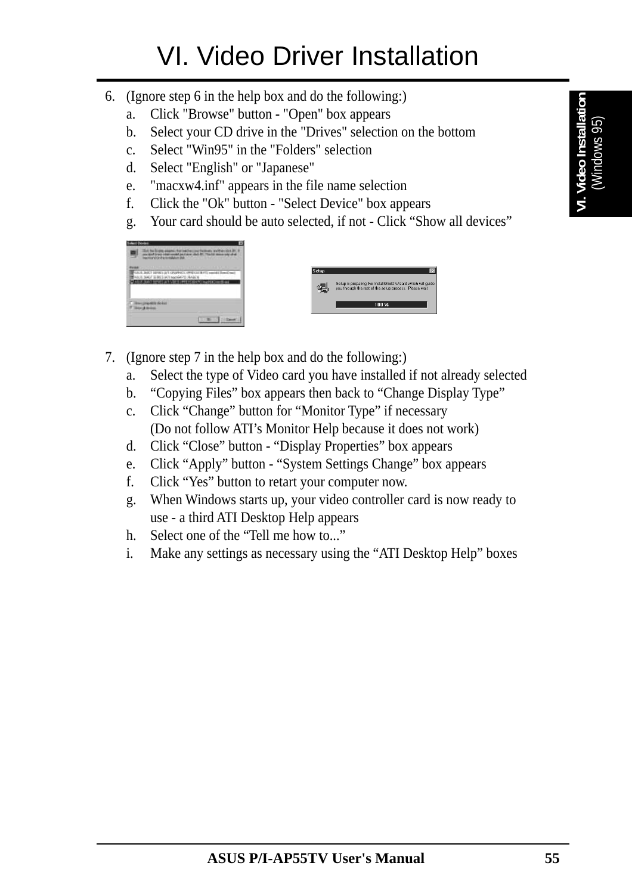# VI. Video Driver Installation

6. (Ignore step 6 in the help box and do the following:)
   a. Click "Browse" button - "Open" box appears
   b. Select your CD drive in the "Drives" selection on the bottom
   c. Select "Win95" in the "Folders" selection
   d. Select "English" or "Japanese"
   e. "macxw4.inf" appears in the file name selection
   f. Click the "Ok" button - "Select Device" box appears
   g. Your card should be auto selected, if not - Click "Show all devices"

7. (Ignore step 7 in the help box and do the following:)
   a. Select the type of Video card you have installed if not already selected
   b. "Copying Files" box appears then back to "Change Display Type"
   c. Click "Change" button for "Monitor Type" if necessary
      (Do not follow ATI's Monitor Help because it does not work)
   d. Click "Close" button - "Display Properties" box appears
   e. Click "Apply" button - "System Settings Change" box appears
   f. Click "Yes" button to retart your computer now.
   g. When Windows starts up, your video controller card is now ready to use - a third ATI Desktop Help appears
   h. Select one of the "Tell me how to..."
   i. Make any settings as necessary using the "ATI Desktop Help" boxes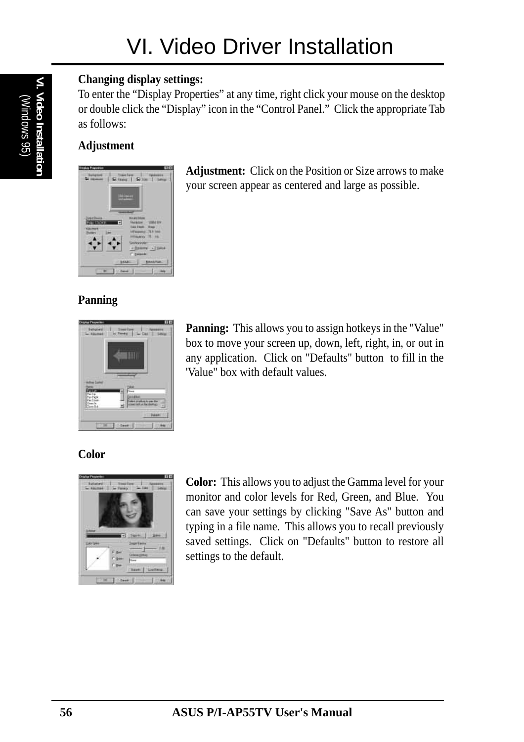# VI. Video Driver Installation

**Changing display settings:**

To enter the "Display Properties" at any time, right click your mouse on the desktop or double click the "Display" icon in the "Control Panel." Click the appropriate Tab as follows:

**Adjustment**

**Adjustment:** Click on the Position or Size arrows to make your screen appear as centered and large as possible.

**Panning**

**Panning:** This allows you to assign hotkeys in the "Value" box to move your screen up, down, left, right, in, or out in any application. Click on "Defaults" button to fill in the 'Value" box with default values.

**Color**

**Color:** This allows you to adjust the Gamma level for your monitor and color levels for Red, Green, and Blue. You can save your settings by clicking "Save As" button and typing in a file name. This allows you to recall previously saved settings. Click on "Defaults" button to restore all settings to the default.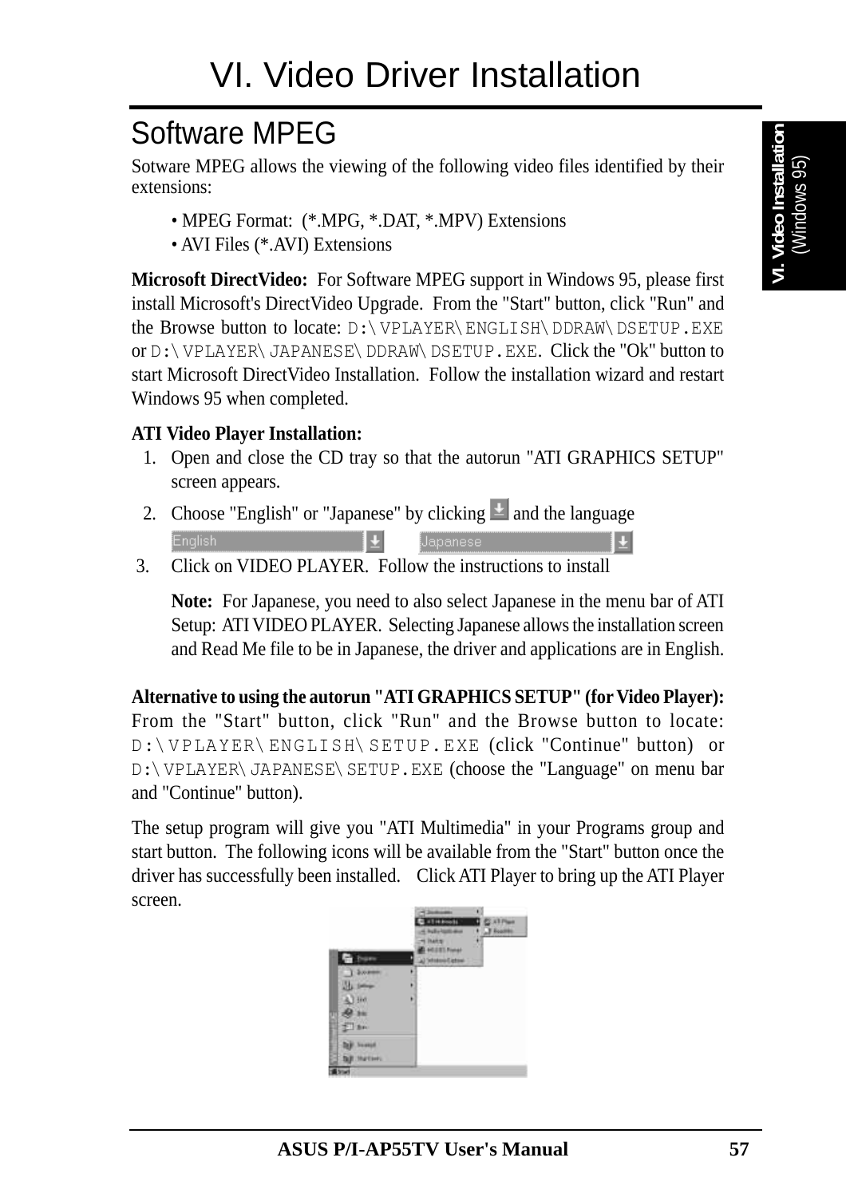# VI. Video Driver Installation

## Software MPEG

Sotware MPEG allows the viewing of the following video files identified by their extensions:

- MPEG Format: (*.MPG, *.DAT, *.MPV) Extensions
- AVI Files (*.AVI) Extensions

**Microsoft DirectVideo:** For Software MPEG support in Windows 95, please first install Microsoft's DirectVideo Upgrade. From the "Start" button, click "Run" and the Browse button to locate: `D:\VPLAYER\ENGLISH\DDRAW\DSETUP.EXE` or `D:\VPLAYER\JAPANESE\DDRAW\DSETUP.EXE`. Click the "Ok" button to start Microsoft DirectVideo Installation. Follow the installation wizard and restart Windows 95 when completed.

**ATI Video Player Installation:**

1. Open and close the CD tray so that the autorun "ATI GRAPHICS SETUP" screen appears.
2. Choose "English" or "Japanese" by clicking and the language

   English    Japanese

3. Click on VIDEO PLAYER. Follow the instructions to install

   **Note:** For Japanese, you need to also select Japanese in the menu bar of ATI Setup: ATI VIDEO PLAYER. Selecting Japanese allows the installation screen and Read Me file to be in Japanese, the driver and applications are in English.

**Alternative to using the autorun "ATI GRAPHICS SETUP" (for Video Player):** From the "Start" button, click "Run" and the Browse button to locate: `D:\VPLAYER\ENGLISH\SETUP.EXE` (click "Continue" button) or `D:\VPLAYER\JAPANESE\SETUP.EXE` (choose the "Language" on menu bar and "Continue" button).

The setup program will give you "ATI Multimedia" in your Programs group and start button. The following icons will be available from the "Start" button once the driver has successfully been installed. Click ATI Player to bring up the ATI Player screen.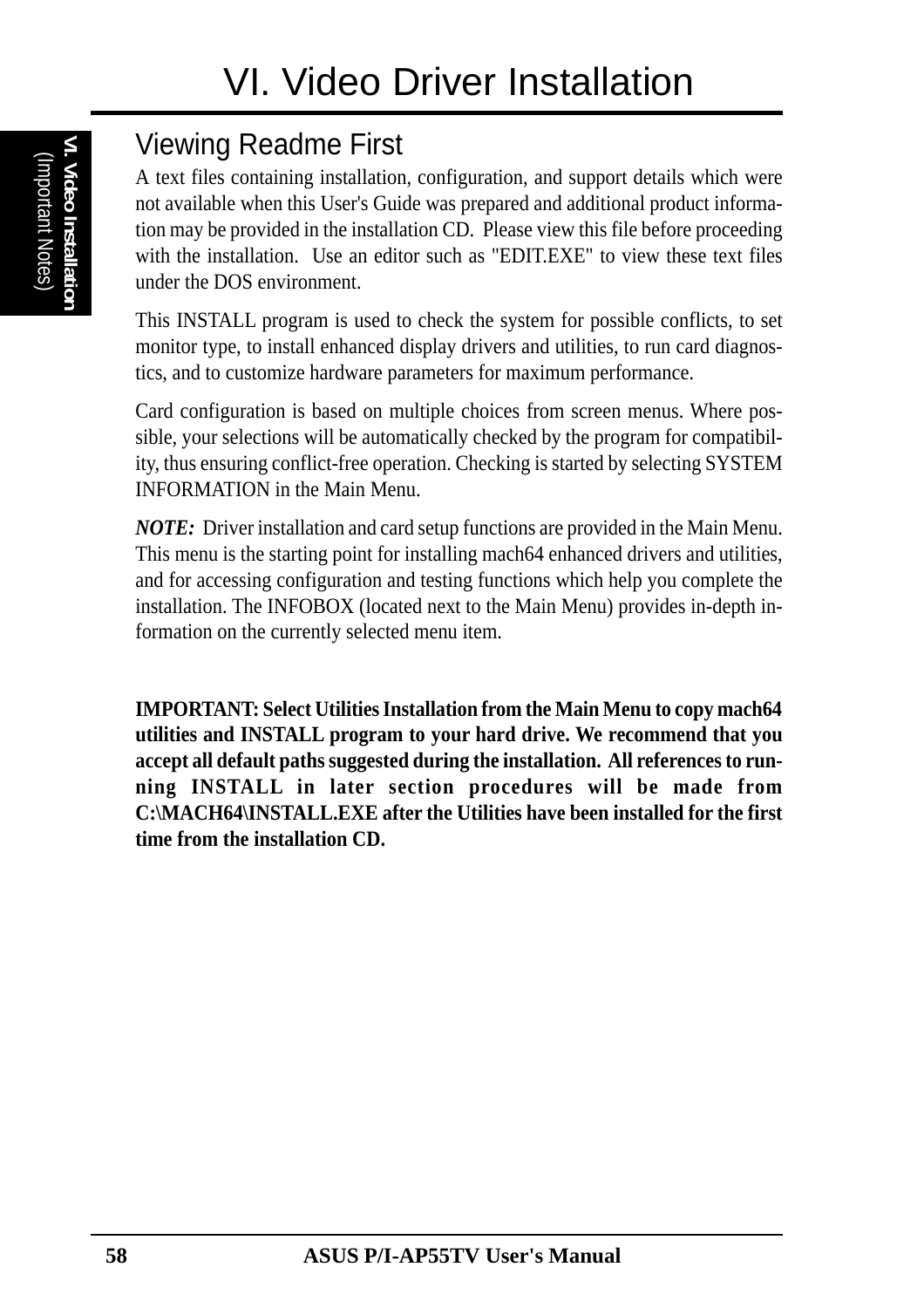# VI. Video Driver Installation

## Viewing Readme First

A text files containing installation, configuration, and support details which were not available when this User's Guide was prepared and additional product information may be provided in the installation CD. Please view this file before proceeding with the installation. Use an editor such as "EDIT.EXE" to view these text files under the DOS environment.

This INSTALL program is used to check the system for possible conflicts, to set monitor type, to install enhanced display drivers and utilities, to run card diagnostics, and to customize hardware parameters for maximum performance.

Card configuration is based on multiple choices from screen menus. Where possible, your selections will be automatically checked by the program for compatibility, thus ensuring conflict-free operation. Checking is started by selecting SYSTEM INFORMATION in the Main Menu.

***NOTE:*** Driver installation and card setup functions are provided in the Main Menu. This menu is the starting point for installing mach64 enhanced drivers and utilities, and for accessing configuration and testing functions which help you complete the installation. The INFOBOX (located next to the Main Menu) provides in-depth information on the currently selected menu item.

**IMPORTANT: Select Utilities Installation from the Main Menu to copy mach64 utilities and INSTALL program to your hard drive. We recommend that you accept all default paths suggested during the installation. All references to running INSTALL in later section procedures will be made from C:\MACH64\INSTALL.EXE after the Utilities have been installed for the first time from the installation CD.**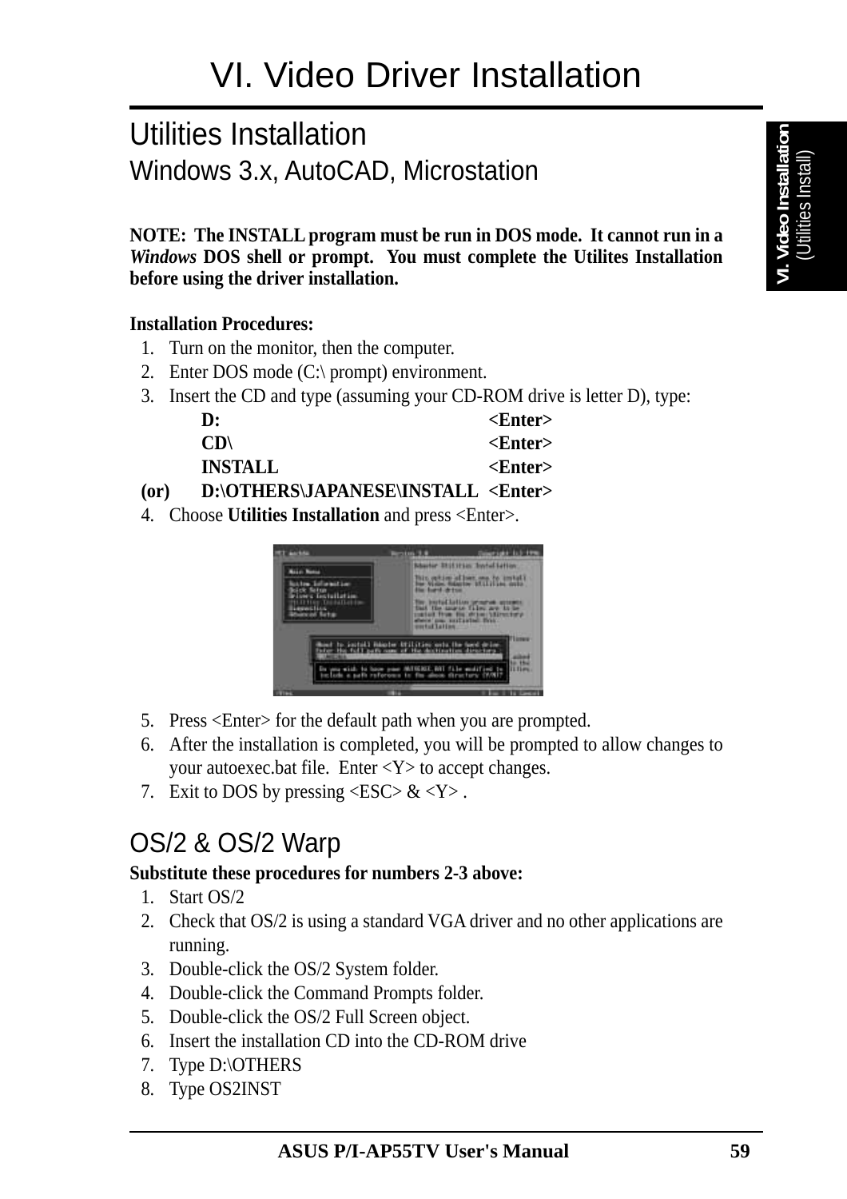# VI. Video Driver Installation

## Utilities Installation

### Windows 3.x, AutoCAD, Microstation

**NOTE: The INSTALL program must be run in DOS mode. It cannot run in a *Windows* DOS shell or prompt. You must complete the Utilites Installation before using the driver installation.**

**Installation Procedures:**

1. Turn on the monitor, then the computer.
2. Enter DOS mode (C:\ prompt) environment.
3. Insert the CD and type (assuming your CD-ROM drive is letter D), type:

| | | |
|---|---|---|
| | **D:** | **<Enter>** |
| | **CD\\** | **<Enter>** |
| | **INSTALL** | **<Enter>** |
| **(or)** | **D:\OTHERS\JAPANESE\INSTALL** | **<Enter>** |

4. Choose **Utilities Installation** and press <Enter>.
5. Press <Enter> for the default path when you are prompted.
6. After the installation is completed, you will be prompted to allow changes to your autoexec.bat file. Enter <Y> to accept changes.
7. Exit to DOS by pressing <ESC> & <Y> .

### OS/2 & OS/2 Warp

**Substitute these procedures for numbers 2-3 above:**

1. Start OS/2
2. Check that OS/2 is using a standard VGA driver and no other applications are running.
3. Double-click the OS/2 System folder.
4. Double-click the Command Prompts folder.
5. Double-click the OS/2 Full Screen object.
6. Insert the installation CD into the CD-ROM drive
7. Type D:\OTHERS
8. Type OS2INST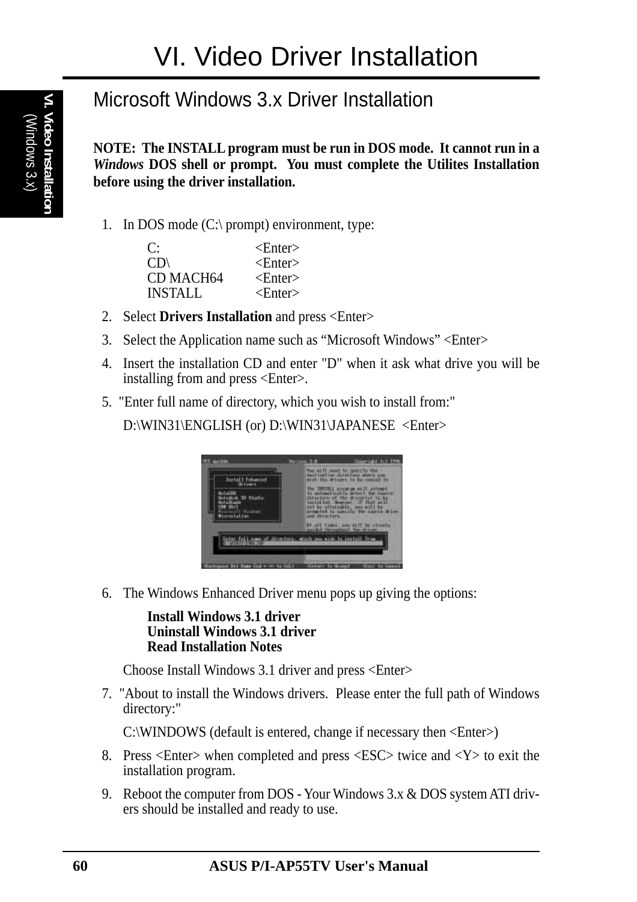# VI. Video Driver Installation

## Microsoft Windows 3.x Driver Installation

**NOTE: The INSTALL program must be run in DOS mode. It cannot run in a *Windows* DOS shell or prompt. You must complete the Utilites Installation before using the driver installation.**

1. In DOS mode (C:\ prompt) environment, type:

   ```
   C:              <Enter>
   CD\             <Enter>
   CD MACH64       <Enter>
   INSTALL         <Enter>
   ```

2. Select **Drivers Installation** and press <Enter>
3. Select the Application name such as "Microsoft Windows" <Enter>
4. Insert the installation CD and enter "D" when it ask what drive you will be installing from and press <Enter>.
5. "Enter full name of directory, which you wish to install from:"

   D:\WIN31\ENGLISH (or) D:\WIN31\JAPANESE <Enter>

6. The Windows Enhanced Driver menu pops up giving the options:

   **Install Windows 3.1 driver**
   **Uninstall Windows 3.1 driver**
   **Read Installation Notes**

   Choose Install Windows 3.1 driver and press <Enter>

7. "About to install the Windows drivers. Please enter the full path of Windows directory:"

   C:\WINDOWS (default is entered, change if necessary then <Enter>)

8. Press <Enter> when completed and press <ESC> twice and <Y> to exit the installation program.
9. Reboot the computer from DOS - Your Windows 3.x & DOS system ATI drivers should be installed and ready to use.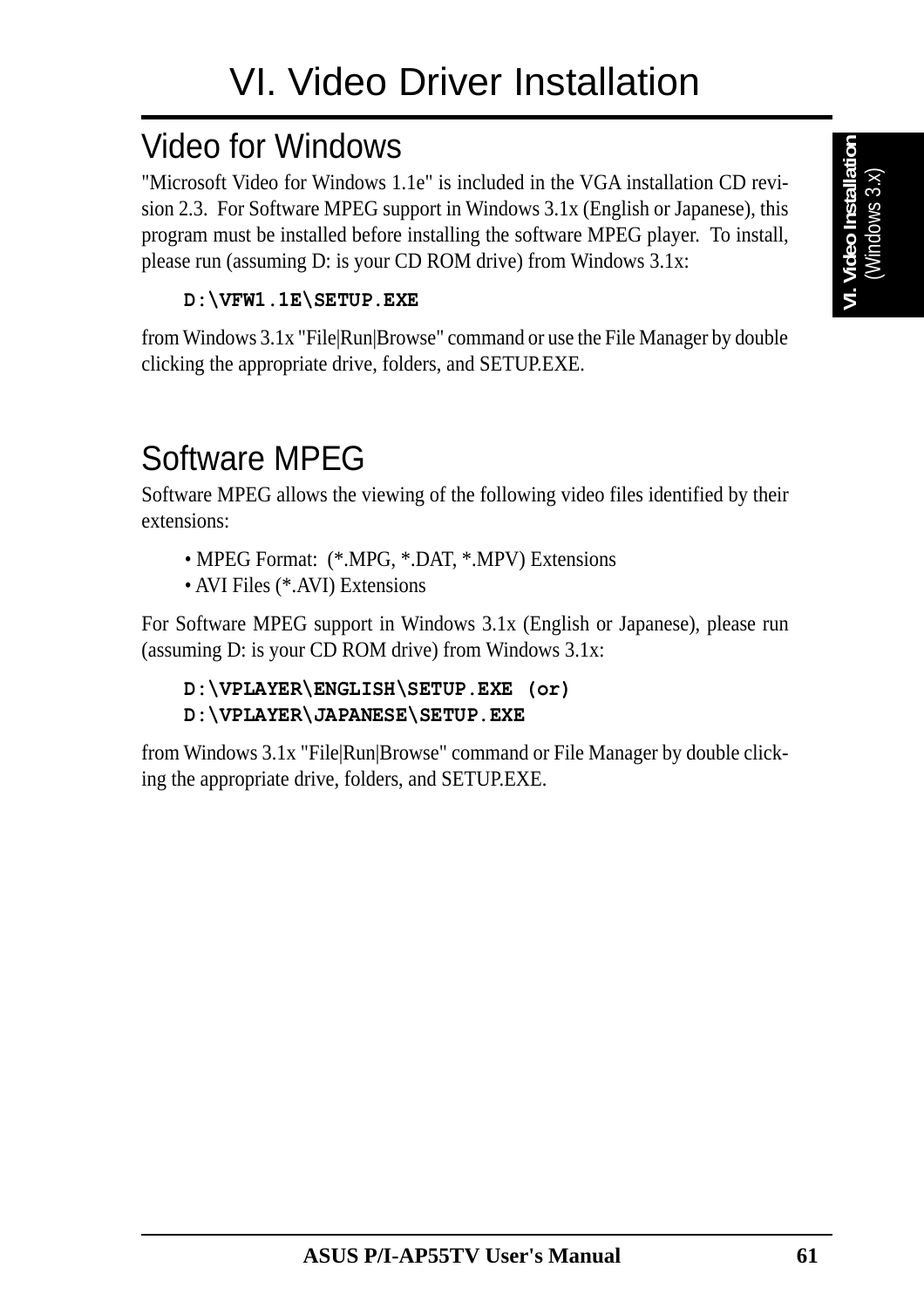# VI. Video Driver Installation

## Video for Windows

"Microsoft Video for Windows 1.1e" is included in the VGA installation CD revision 2.3. For Software MPEG support in Windows 3.1x (English or Japanese), this program must be installed before installing the software MPEG player. To install, please run (assuming D: is your CD ROM drive) from Windows 3.1x:

```
D:\VFW1.1E\SETUP.EXE
```

from Windows 3.1x "File|Run|Browse" command or use the File Manager by double clicking the appropriate drive, folders, and SETUP.EXE.

## Software MPEG

Software MPEG allows the viewing of the following video files identified by their extensions:

- MPEG Format: (*.MPG, *.DAT, *.MPV) Extensions
- AVI Files (*.AVI) Extensions

For Software MPEG support in Windows 3.1x (English or Japanese), please run (assuming D: is your CD ROM drive) from Windows 3.1x:

```
D:\VPLAYER\ENGLISH\SETUP.EXE (or)
D:\VPLAYER\JAPANESE\SETUP.EXE
```

from Windows 3.1x "File|Run|Browse" command or File Manager by double clicking the appropriate drive, folders, and SETUP.EXE.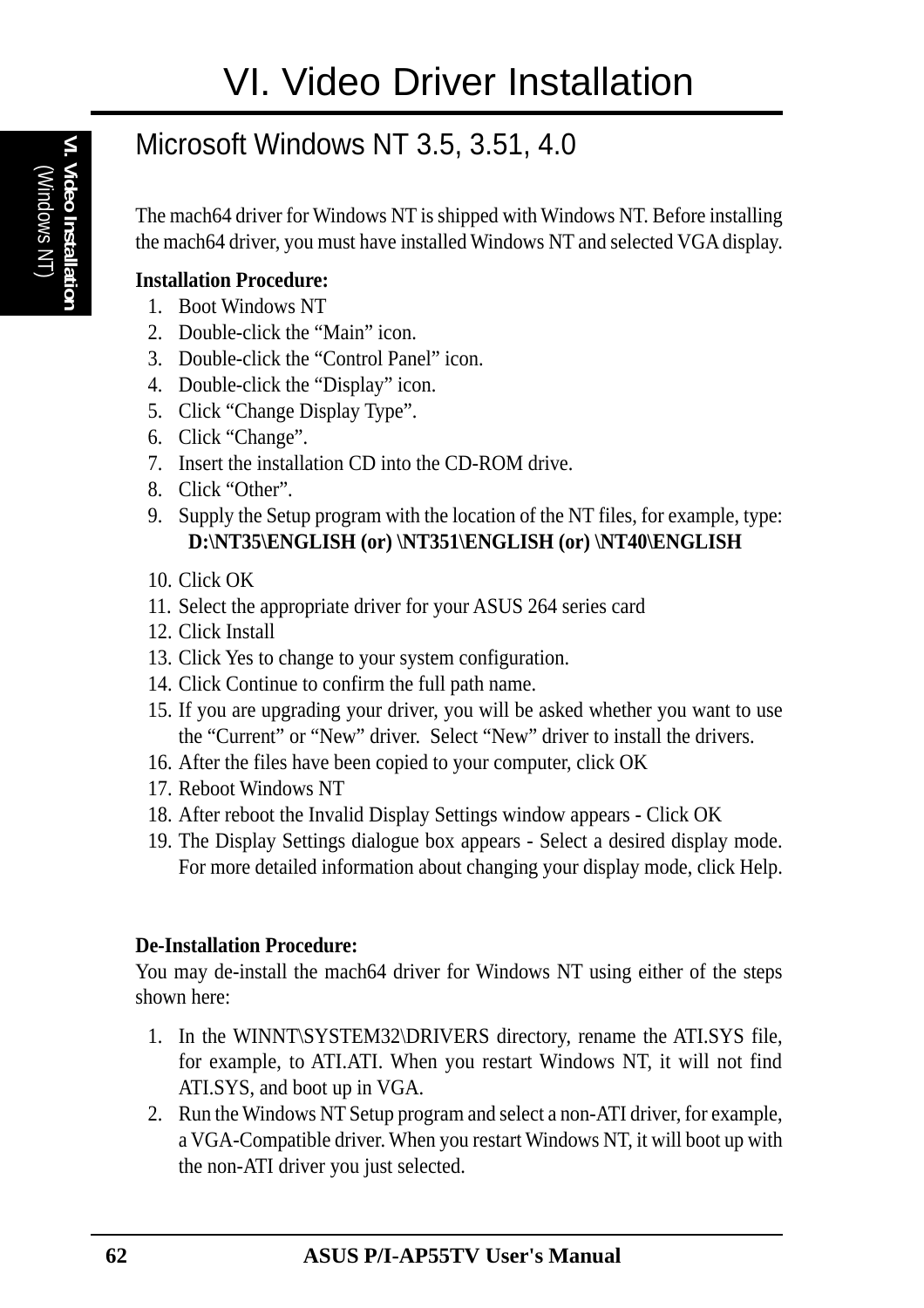# VI. Video Driver Installation

## Microsoft Windows NT 3.5, 3.51, 4.0

The mach64 driver for Windows NT is shipped with Windows NT. Before installing the mach64 driver, you must have installed Windows NT and selected VGA display.

**Installation Procedure:**

1. Boot Windows NT
2. Double-click the "Main" icon.
3. Double-click the "Control Panel" icon.
4. Double-click the "Display" icon.
5. Click "Change Display Type".
6. Click "Change".
7. Insert the installation CD into the CD-ROM drive.
8. Click "Other".
9. Supply the Setup program with the location of the NT files, for example, type:
   **D:\NT35\ENGLISH (or) \NT351\ENGLISH (or) \NT40\ENGLISH**
10. Click OK
11. Select the appropriate driver for your ASUS 264 series card
12. Click Install
13. Click Yes to change to your system configuration.
14. Click Continue to confirm the full path name.
15. If you are upgrading your driver, you will be asked whether you want to use the "Current" or "New" driver. Select "New" driver to install the drivers.
16. After the files have been copied to your computer, click OK
17. Reboot Windows NT
18. After reboot the Invalid Display Settings window appears - Click OK
19. The Display Settings dialogue box appears - Select a desired display mode. For more detailed information about changing your display mode, click Help.

**De-Installation Procedure:**

You may de-install the mach64 driver for Windows NT using either of the steps shown here:

1. In the WINNT\SYSTEM32\DRIVERS directory, rename the ATI.SYS file, for example, to ATI.ATI. When you restart Windows NT, it will not find ATI.SYS, and boot up in VGA.
2. Run the Windows NT Setup program and select a non-ATI driver, for example, a VGA-Compatible driver. When you restart Windows NT, it will boot up with the non-ATI driver you just selected.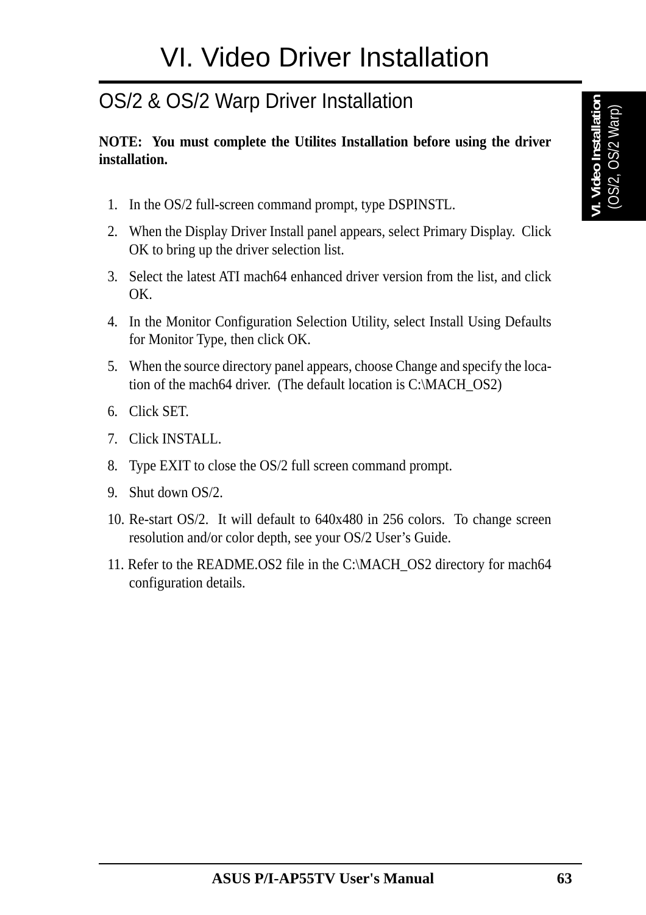# VI. Video Driver Installation

## OS/2 & OS/2 Warp Driver Installation

**NOTE: You must complete the Utilites Installation before using the driver installation.**

1. In the OS/2 full-screen command prompt, type DSPINSTL.
2. When the Display Driver Install panel appears, select Primary Display. Click OK to bring up the driver selection list.
3. Select the latest ATI mach64 enhanced driver version from the list, and click OK.
4. In the Monitor Configuration Selection Utility, select Install Using Defaults for Monitor Type, then click OK.
5. When the source directory panel appears, choose Change and specify the location of the mach64 driver. (The default location is C:\MACH_OS2)
6. Click SET.
7. Click INSTALL.
8. Type EXIT to close the OS/2 full screen command prompt.
9. Shut down OS/2.
10. Re-start OS/2. It will default to 640x480 in 256 colors. To change screen resolution and/or color depth, see your OS/2 User's Guide.
11. Refer to the README.OS2 file in the C:\MACH_OS2 directory for mach64 configuration details.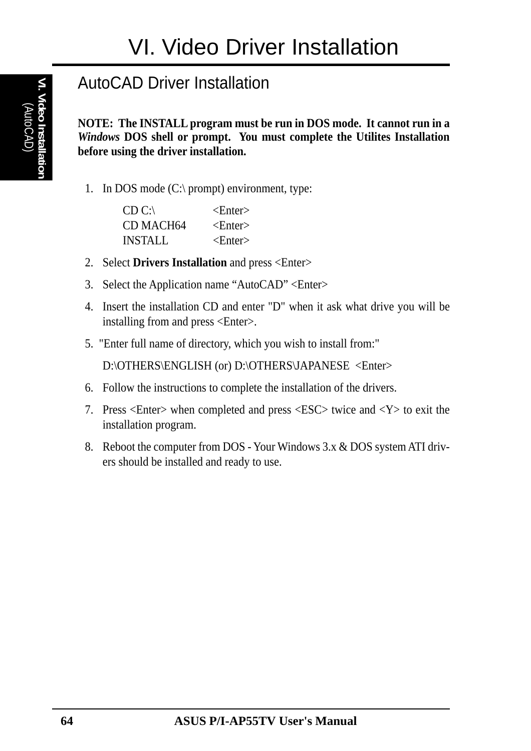# VI. Video Driver Installation

## AutoCAD Driver Installation

**NOTE: The INSTALL program must be run in DOS mode. It cannot run in a *Windows* DOS shell or prompt. You must complete the Utilites Installation before using the driver installation.**

1. In DOS mode (C:\ prompt) environment, type:

   ```
   CD C:\          <Enter>
   CD MACH64       <Enter>
   INSTALL         <Enter>
   ```

2. Select **Drivers Installation** and press <Enter>
3. Select the Application name “AutoCAD” <Enter>
4. Insert the installation CD and enter "D" when it ask what drive you will be installing from and press <Enter>.
5. "Enter full name of directory, which you wish to install from:"

   D:\OTHERS\ENGLISH (or) D:\OTHERS\JAPANESE <Enter>

6. Follow the instructions to complete the installation of the drivers.
7. Press <Enter> when completed and press <ESC> twice and <Y> to exit the installation program.
8. Reboot the computer from DOS - Your Windows 3.x & DOS system ATI drivers should be installed and ready to use.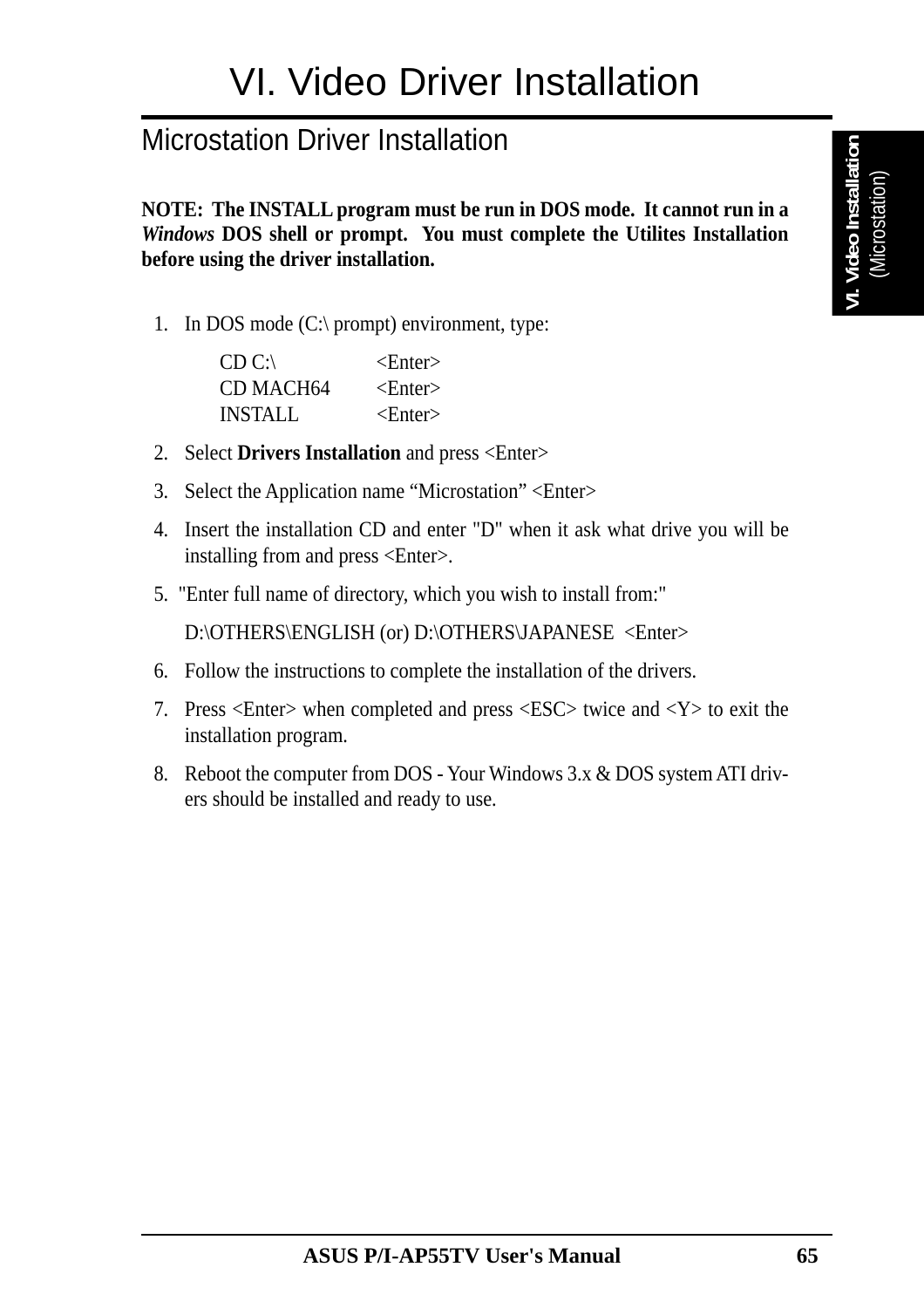# VI. Video Driver Installation

## Microstation Driver Installation

**NOTE: The INSTALL program must be run in DOS mode. It cannot run in a *Windows* DOS shell or prompt. You must complete the Utilites Installation before using the driver installation.**

1. In DOS mode (C:\ prompt) environment, type:

   ```
   CD C:\          <Enter>
   CD MACH64       <Enter>
   INSTALL         <Enter>
   ```

2. Select **Drivers Installation** and press <Enter>
3. Select the Application name “Microstation” <Enter>
4. Insert the installation CD and enter "D" when it ask what drive you will be installing from and press <Enter>.
5. "Enter full name of directory, which you wish to install from:"

   D:\OTHERS\ENGLISH (or) D:\OTHERS\JAPANESE <Enter>

6. Follow the instructions to complete the installation of the drivers.
7. Press <Enter> when completed and press <ESC> twice and <Y> to exit the installation program.
8. Reboot the computer from DOS - Your Windows 3.x & DOS system ATI drivers should be installed and ready to use.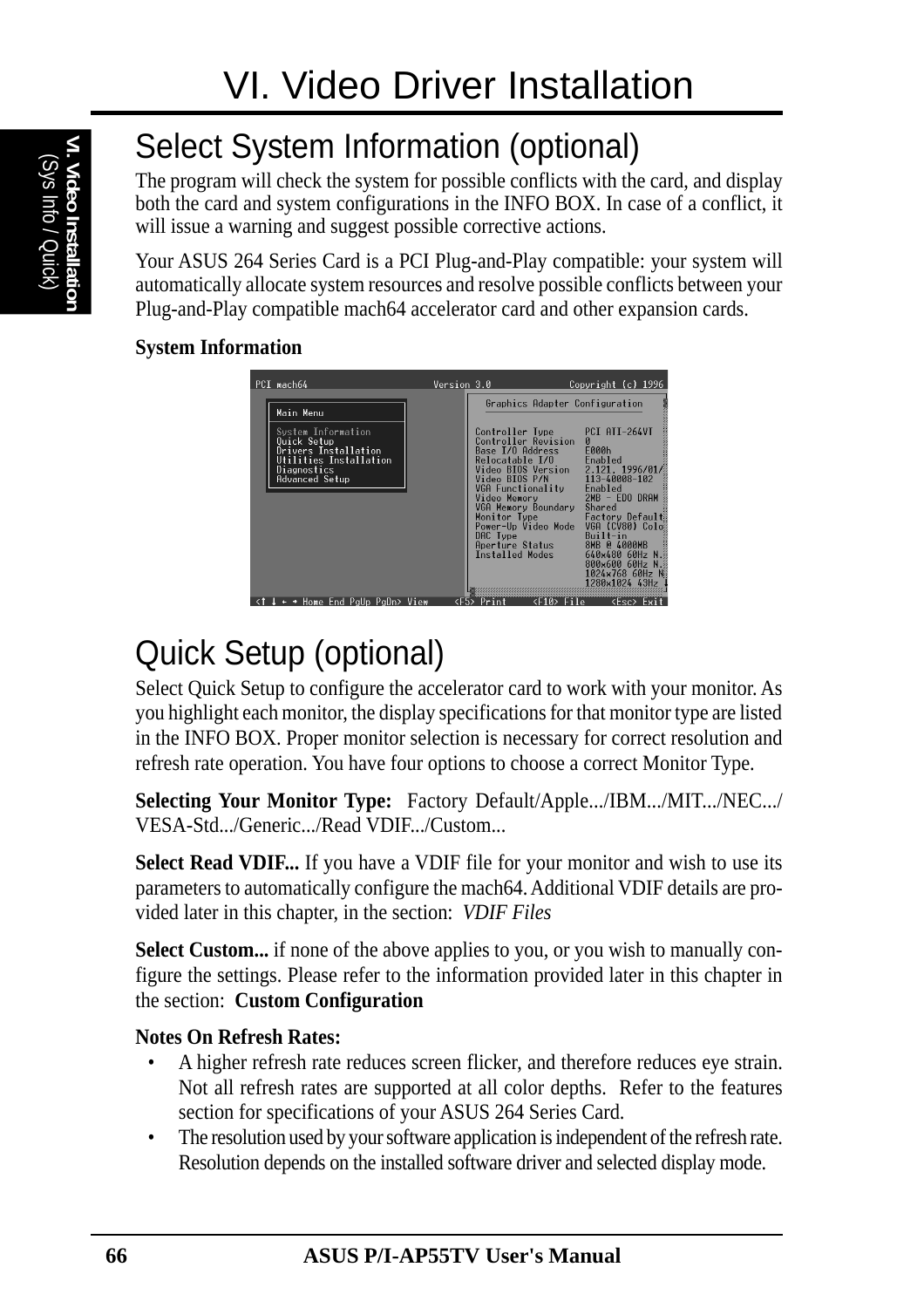## Select System Information (optional)

The program will check the system for possible conflicts with the card, and display both the card and system configurations in the INFO BOX. In case of a conflict, it will issue a warning and suggest possible corrective actions.

Your ASUS 264 Series Card is a PCI Plug-and-Play compatible: your system will automatically allocate system resources and resolve possible conflicts between your Plug-and-Play compatible mach64 accelerator card and other expansion cards.

**System Information**

```
PCI mach64                    Version 3.0             Copyright (c) 1996

 Main Menu                          Graphics Adapter Configuration

 System Information
 Quick Setup                        Controller Type       PCI ATI-264VT
 Drivers Installation               Controller Revision   0
 Utilities Installation             Base I/O Address      E000h
 Diagnostics                        Relocatable I/O       Enabled
 Advanced Setup                     Video BIOS Version    2.121, 1996/01/
                                    Video BIOS P/N        113-40008-102
                                    VGA Functionality     Enabled
                                    Video Memory          2MB - EDO DRAM
                                    VGA Memory Boundary   Shared
                                    Monitor Type          Factory Default
                                    Power-Up Video Mode   VGA (CV80) Colo
                                    DAC Type              Built-in
                                    Aperture Status       8MB @ 4000MB
                                    Installed Modes       640x480 60Hz N.
                                                          800x600 60Hz N.
                                                          1024x768 60Hz N.
                                                          1280x1024 43Hz I

<↑ ↓ ← → Home End PgUp PgDn> View    <F5> Print    <F10> File    <Esc> Exit
```

## Quick Setup (optional)

Select Quick Setup to configure the accelerator card to work with your monitor. As you highlight each monitor, the display specifications for that monitor type are listed in the INFO BOX. Proper monitor selection is necessary for correct resolution and refresh rate operation. You have four options to choose a correct Monitor Type.

**Selecting Your Monitor Type:** Factory Default/Apple.../IBM.../MIT.../NEC.../VESA-Std.../Generic.../Read VDIF.../Custom...

**Select Read VDIF...** If you have a VDIF file for your monitor and wish to use its parameters to automatically configure the mach64. Additional VDIF details are provided later in this chapter, in the section: *VDIF Files*

**Select Custom...** if none of the above applies to you, or you wish to manually configure the settings. Please refer to the information provided later in this chapter in the section: **Custom Configuration**

**Notes On Refresh Rates:**

- A higher refresh rate reduces screen flicker, and therefore reduces eye strain. Not all refresh rates are supported at all color depths. Refer to the features section for specifications of your ASUS 264 Series Card.
- The resolution used by your software application is independent of the refresh rate. Resolution depends on the installed software driver and selected display mode.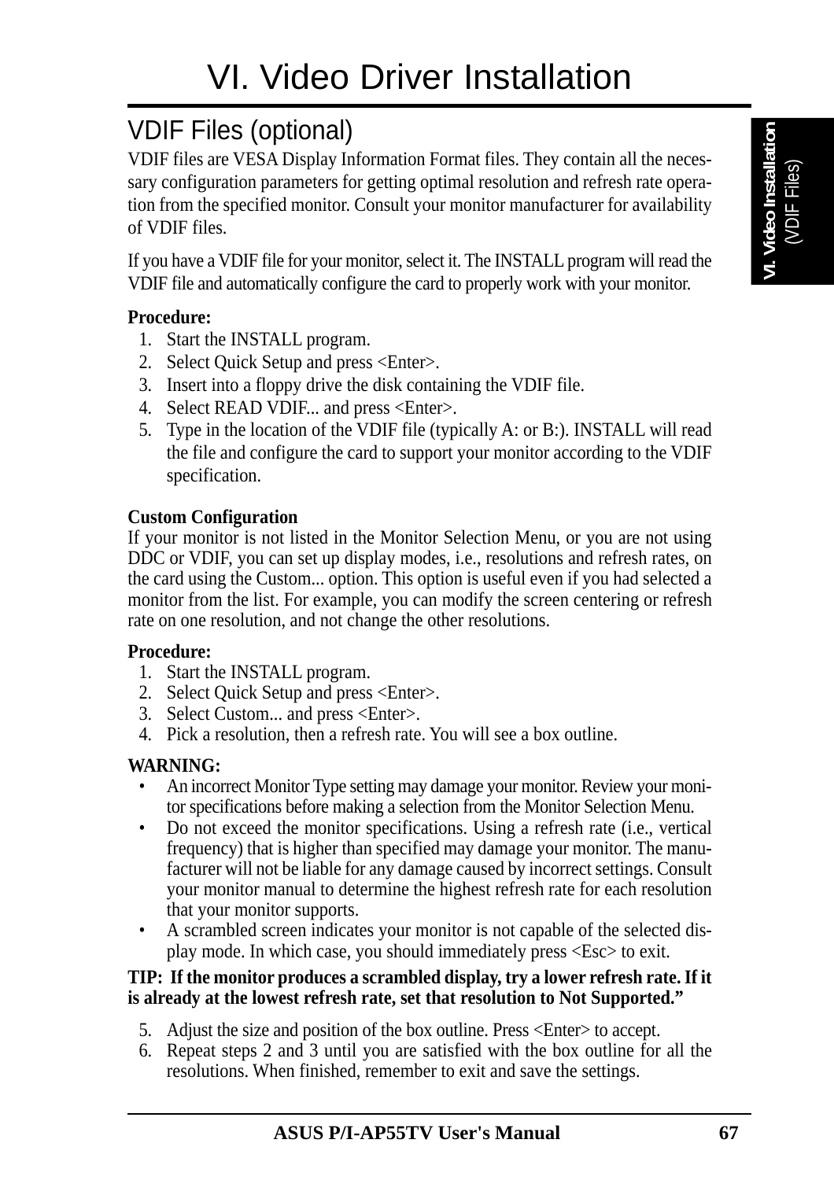# VI. Video Driver Installation

## VDIF Files (optional)

VDIF files are VESA Display Information Format files. They contain all the necessary configuration parameters for getting optimal resolution and refresh rate operation from the specified monitor. Consult your monitor manufacturer for availability of VDIF files.

If you have a VDIF file for your monitor, select it. The INSTALL program will read the VDIF file and automatically configure the card to properly work with your monitor.

**Procedure:**

1. Start the INSTALL program.
2. Select Quick Setup and press <Enter>.
3. Insert into a floppy drive the disk containing the VDIF file.
4. Select READ VDIF... and press <Enter>.
5. Type in the location of the VDIF file (typically A: or B:). INSTALL will read the file and configure the card to support your monitor according to the VDIF specification.

**Custom Configuration**

If your monitor is not listed in the Monitor Selection Menu, or you are not using DDC or VDIF, you can set up display modes, i.e., resolutions and refresh rates, on the card using the Custom... option. This option is useful even if you had selected a monitor from the list. For example, you can modify the screen centering or refresh rate on one resolution, and not change the other resolutions.

**Procedure:**

1. Start the INSTALL program.
2. Select Quick Setup and press <Enter>.
3. Select Custom... and press <Enter>.
4. Pick a resolution, then a refresh rate. You will see a box outline.

**WARNING:**

- An incorrect Monitor Type setting may damage your monitor. Review your monitor specifications before making a selection from the Monitor Selection Menu.
- Do not exceed the monitor specifications. Using a refresh rate (i.e., vertical frequency) that is higher than specified may damage your monitor. The manufacturer will not be liable for any damage caused by incorrect settings. Consult your monitor manual to determine the highest refresh rate for each resolution that your monitor supports.
- A scrambled screen indicates your monitor is not capable of the selected display mode. In which case, you should immediately press <Esc> to exit.

**TIP: If the monitor produces a scrambled display, try a lower refresh rate. If it is already at the lowest refresh rate, set that resolution to Not Supported."**

5. Adjust the size and position of the box outline. Press <Enter> to accept.
6. Repeat steps 2 and 3 until you are satisfied with the box outline for all the resolutions. When finished, remember to exit and save the settings.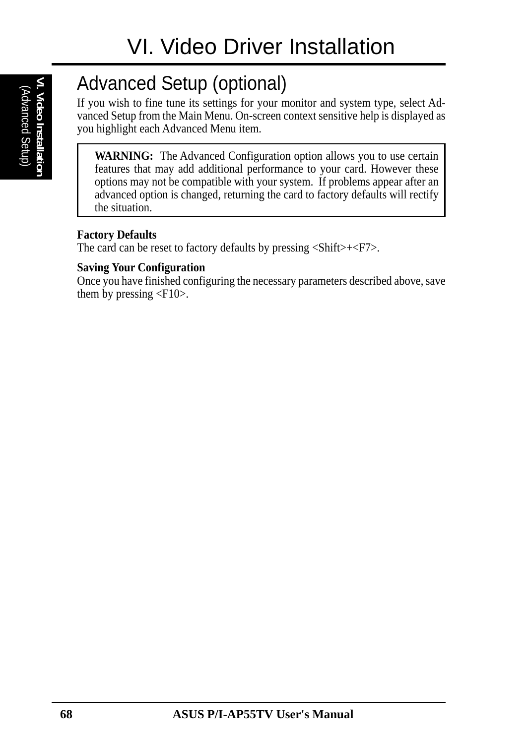## Advanced Setup (optional)

If you wish to fine tune its settings for your monitor and system type, select Advanced Setup from the Main Menu. On-screen context sensitive help is displayed as you highlight each Advanced Menu item.

> **WARNING:** The Advanced Configuration option allows you to use certain features that may add additional performance to your card. However these options may not be compatible with your system. If problems appear after an advanced option is changed, returning the card to factory defaults will rectify the situation.

**Factory Defaults**
The card can be reset to factory defaults by pressing <Shift>+<F7>.

**Saving Your Configuration**
Once you have finished configuring the necessary parameters described above, save them by pressing <F10>.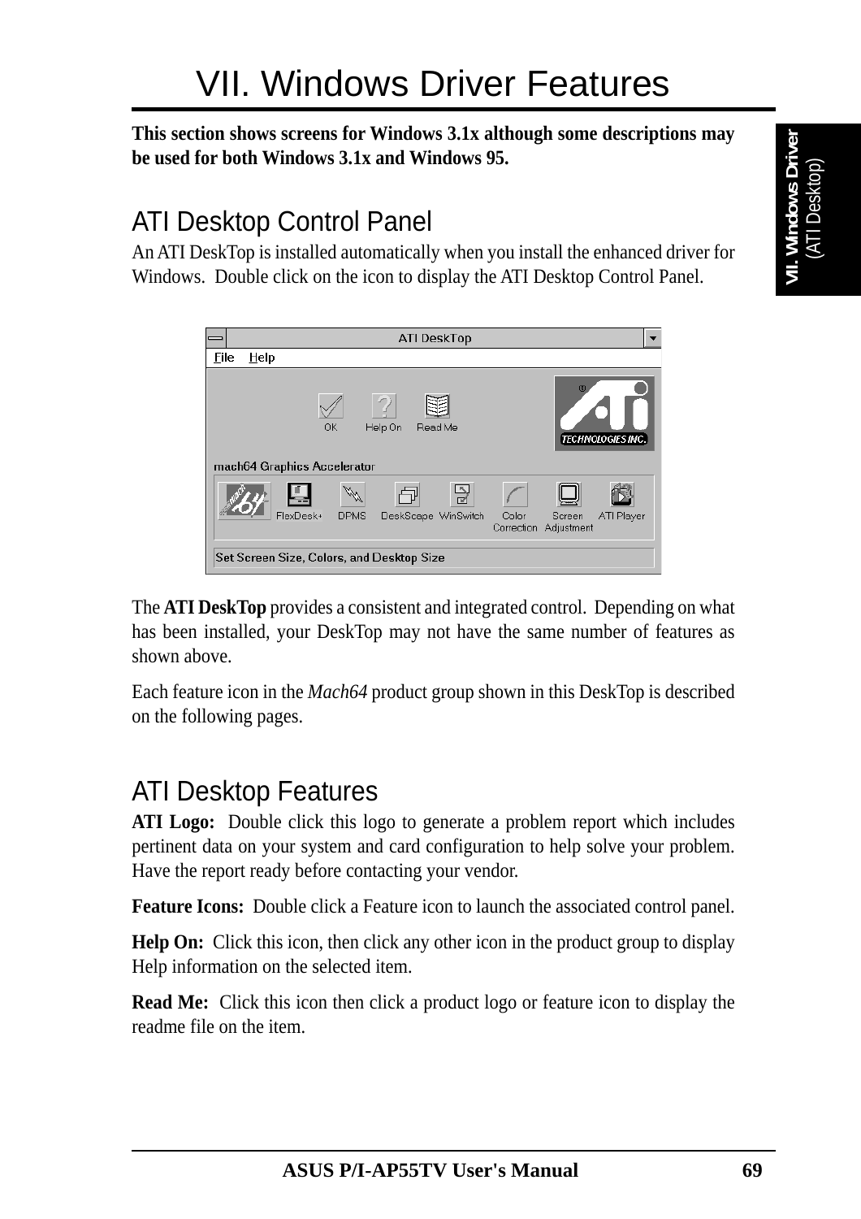# VII. Windows Driver Features

**This section shows screens for Windows 3.1x although some descriptions may be used for both Windows 3.1x and Windows 95.**

## ATI Desktop Control Panel

An ATI DeskTop is installed automatically when you install the enhanced driver for Windows. Double click on the icon to display the ATI Desktop Control Panel.

The **ATI DeskTop** provides a consistent and integrated control. Depending on what has been installed, your DeskTop may not have the same number of features as shown above.

Each feature icon in the *Mach64* product group shown in this DeskTop is described on the following pages.

## ATI Desktop Features

**ATI Logo:** Double click this logo to generate a problem report which includes pertinent data on your system and card configuration to help solve your problem. Have the report ready before contacting your vendor.

**Feature Icons:** Double click a Feature icon to launch the associated control panel.

**Help On:** Click this icon, then click any other icon in the product group to display Help information on the selected item.

**Read Me:** Click this icon then click a product logo or feature icon to display the readme file on the item.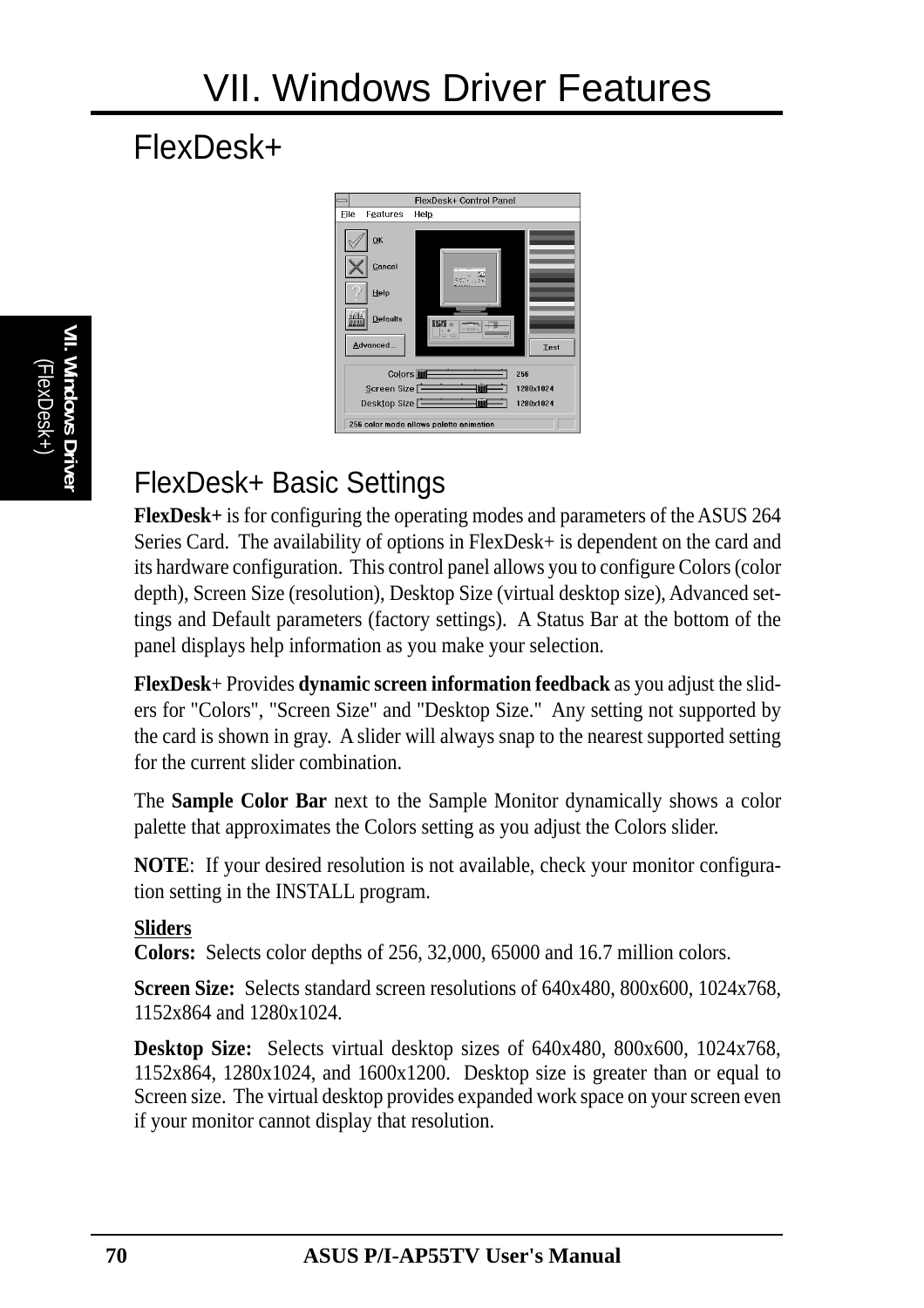# VII. Windows Driver Features

## FlexDesk+

## FlexDesk+ Basic Settings

**FlexDesk+** is for configuring the operating modes and parameters of the ASUS 264 Series Card. The availability of options in FlexDesk+ is dependent on the card and its hardware configuration. This control panel allows you to configure Colors (color depth), Screen Size (resolution), Desktop Size (virtual desktop size), Advanced settings and Default parameters (factory settings). A Status Bar at the bottom of the panel displays help information as you make your selection.

**FlexDesk**+ Provides **dynamic screen information feedback** as you adjust the sliders for "Colors", "Screen Size" and "Desktop Size." Any setting not supported by the card is shown in gray. A slider will always snap to the nearest supported setting for the current slider combination.

The **Sample Color Bar** next to the Sample Monitor dynamically shows a color palette that approximates the Colors setting as you adjust the Colors slider.

**NOTE**: If your desired resolution is not available, check your monitor configuration setting in the INSTALL program.

**Sliders**

**Colors:** Selects color depths of 256, 32,000, 65000 and 16.7 million colors.

**Screen Size:** Selects standard screen resolutions of 640x480, 800x600, 1024x768, 1152x864 and 1280x1024.

**Desktop Size:** Selects virtual desktop sizes of 640x480, 800x600, 1024x768, 1152x864, 1280x1024, and 1600x1200. Desktop size is greater than or equal to Screen size. The virtual desktop provides expanded work space on your screen even if your monitor cannot display that resolution.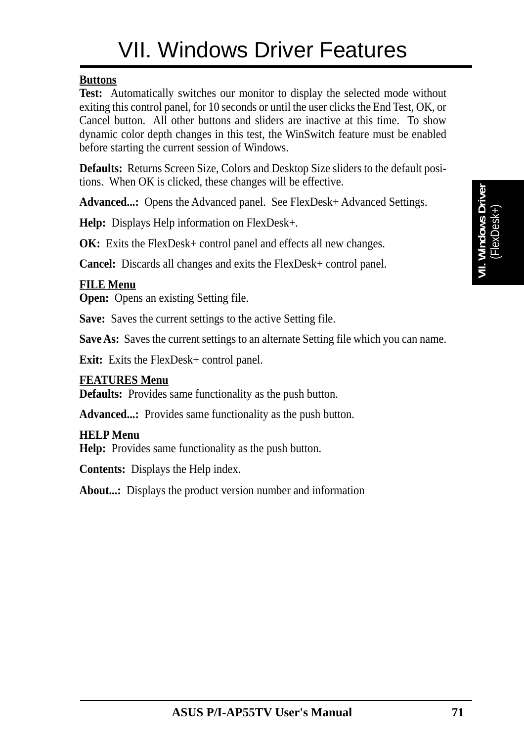**Buttons**

**Test:** Automatically switches our monitor to display the selected mode without exiting this control panel, for 10 seconds or until the user clicks the End Test, OK, or Cancel button. All other buttons and sliders are inactive at this time. To show dynamic color depth changes in this test, the WinSwitch feature must be enabled before starting the current session of Windows.

**Defaults:** Returns Screen Size, Colors and Desktop Size sliders to the default positions. When OK is clicked, these changes will be effective.

**Advanced...:** Opens the Advanced panel. See FlexDesk+ Advanced Settings.

**Help:** Displays Help information on FlexDesk+.

**OK:** Exits the FlexDesk+ control panel and effects all new changes.

**Cancel:** Discards all changes and exits the FlexDesk+ control panel.

**FILE Menu**

**Open:** Opens an existing Setting file.

**Save:** Saves the current settings to the active Setting file.

**Save As:** Saves the current settings to an alternate Setting file which you can name.

**Exit:** Exits the FlexDesk+ control panel.

**FEATURES Menu**

**Defaults:** Provides same functionality as the push button.

**Advanced...:** Provides same functionality as the push button.

**HELP Menu**

**Help:** Provides same functionality as the push button.

**Contents:** Displays the Help index.

**About...:** Displays the product version number and information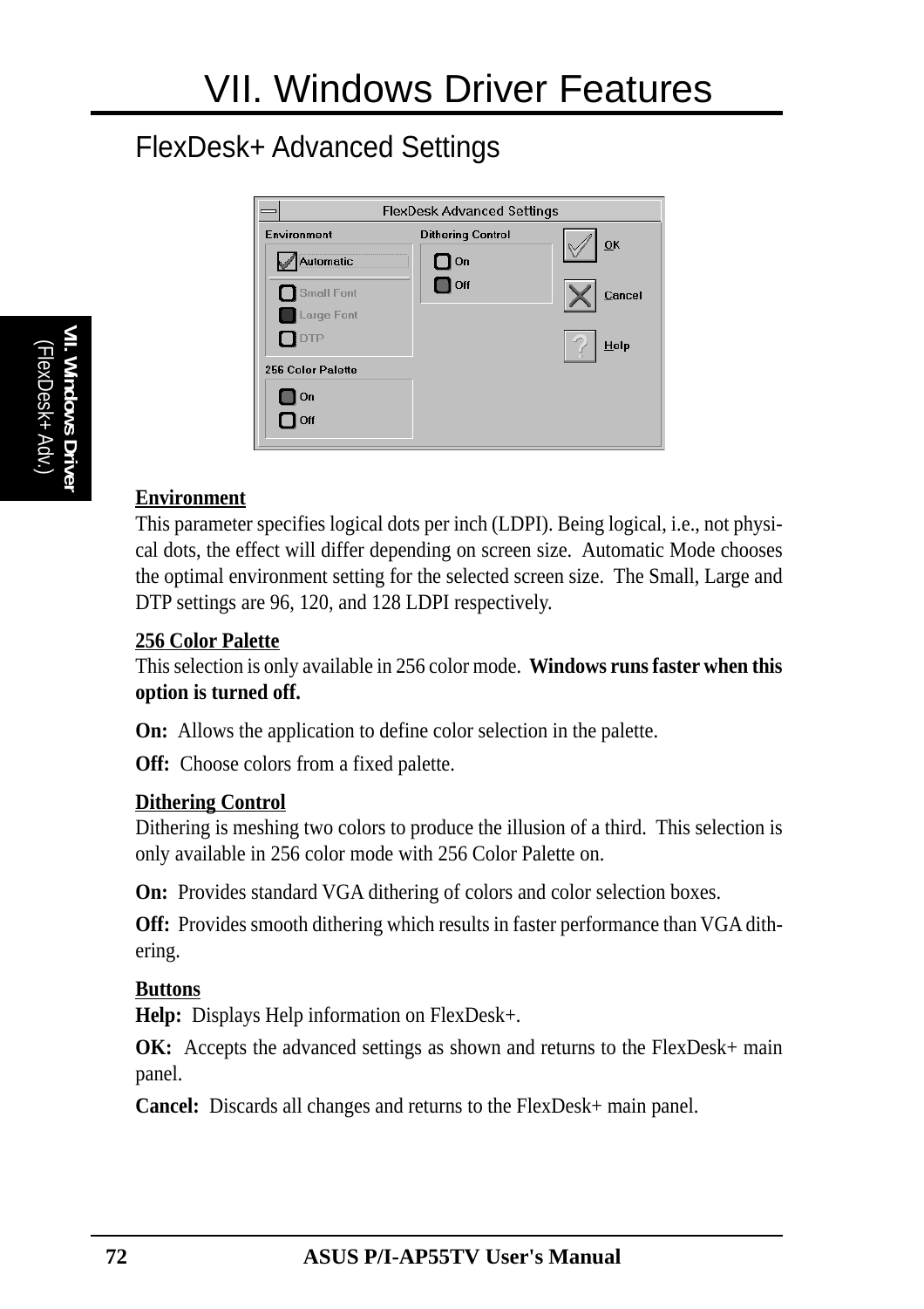# VII. Windows Driver Features

## FlexDesk+ Advanced Settings

**Environment**

This parameter specifies logical dots per inch (LDPI). Being logical, i.e., not physical dots, the effect will differ depending on screen size. Automatic Mode chooses the optimal environment setting for the selected screen size. The Small, Large and DTP settings are 96, 120, and 128 LDPI respectively.

**256 Color Palette**

This selection is only available in 256 color mode. **Windows runs faster when this option is turned off.**

**On:** Allows the application to define color selection in the palette.

**Off:** Choose colors from a fixed palette.

**Dithering Control**

Dithering is meshing two colors to produce the illusion of a third. This selection is only available in 256 color mode with 256 Color Palette on.

**On:** Provides standard VGA dithering of colors and color selection boxes.

**Off:** Provides smooth dithering which results in faster performance than VGA dithering.

**Buttons**

**Help:** Displays Help information on FlexDesk+.

**OK:** Accepts the advanced settings as shown and returns to the FlexDesk+ main panel.

**Cancel:** Discards all changes and returns to the FlexDesk+ main panel.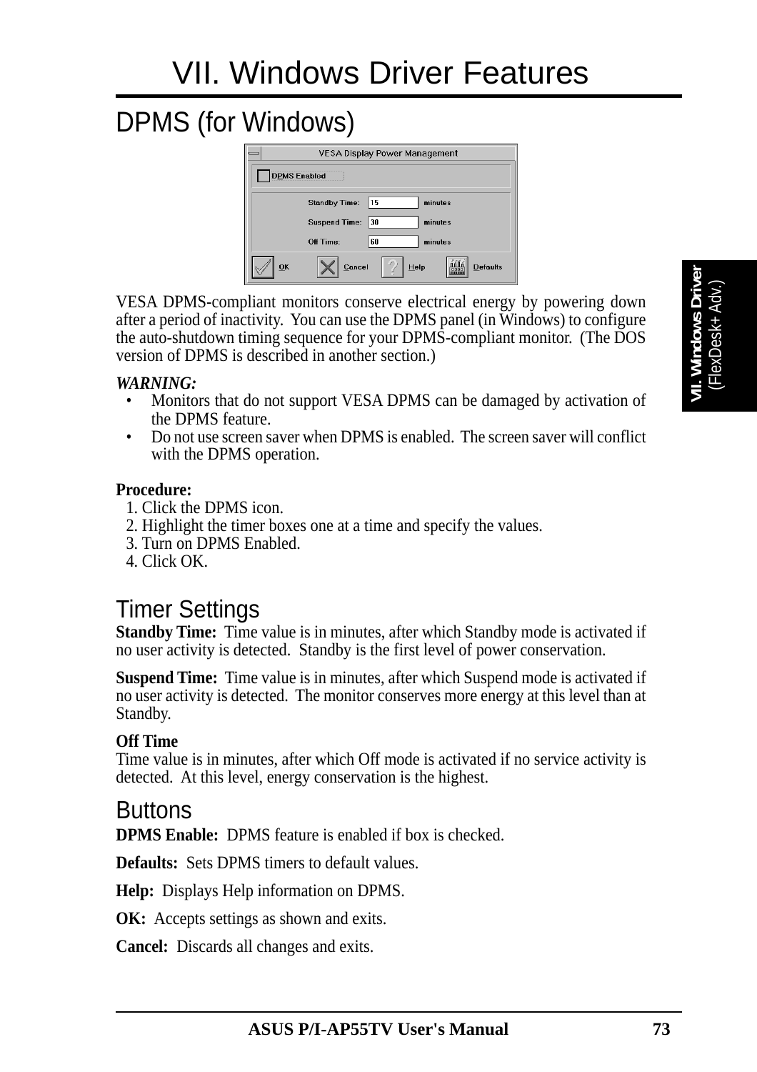# VII. Windows Driver Features

## DPMS (for Windows)

VESA DPMS-compliant monitors conserve electrical energy by powering down after a period of inactivity. You can use the DPMS panel (in Windows) to configure the auto-shutdown timing sequence for your DPMS-compliant monitor. (The DOS version of DPMS is described in another section.)

***WARNING:***

- Monitors that do not support VESA DPMS can be damaged by activation of the DPMS feature.
- Do not use screen saver when DPMS is enabled. The screen saver will conflict with the DPMS operation.

**Procedure:**

1. Click the DPMS icon.
2. Highlight the timer boxes one at a time and specify the values.
3. Turn on DPMS Enabled.
4. Click OK.

### Timer Settings

**Standby Time:** Time value is in minutes, after which Standby mode is activated if no user activity is detected. Standby is the first level of power conservation.

**Suspend Time:** Time value is in minutes, after which Suspend mode is activated if no user activity is detected. The monitor conserves more energy at this level than at Standby.

**Off Time**
Time value is in minutes, after which Off mode is activated if no service activity is detected. At this level, energy conservation is the highest.

### Buttons

**DPMS Enable:** DPMS feature is enabled if box is checked.

**Defaults:** Sets DPMS timers to default values.

**Help:** Displays Help information on DPMS.

**OK:** Accepts settings as shown and exits.

**Cancel:** Discards all changes and exits.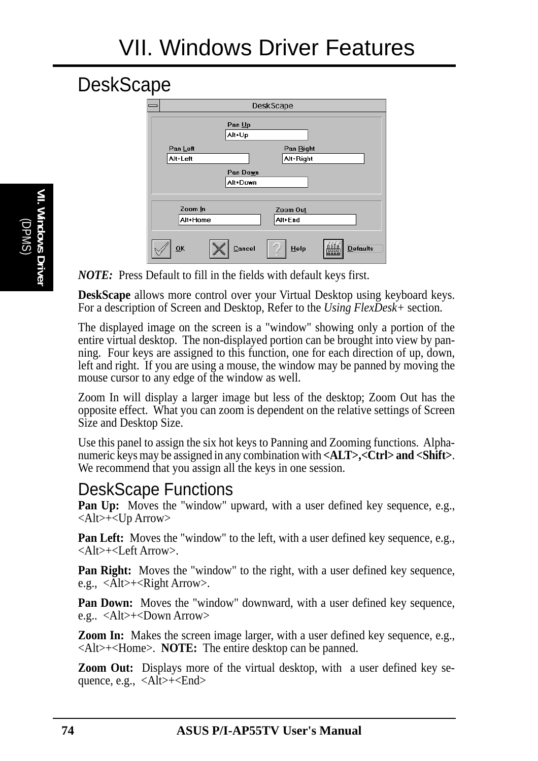# VII. Windows Driver Features

## DeskScape

*NOTE:* Press Default to fill in the fields with default keys first.

**DeskScape** allows more control over your Virtual Desktop using keyboard keys. For a description of Screen and Desktop, Refer to the *Using FlexDesk+* section.

The displayed image on the screen is a "window" showing only a portion of the entire virtual desktop. The non-displayed portion can be brought into view by panning. Four keys are assigned to this function, one for each direction of up, down, left and right. If you are using a mouse, the window may be panned by moving the mouse cursor to any edge of the window as well.

Zoom In will display a larger image but less of the desktop; Zoom Out has the opposite effect. What you can zoom is dependent on the relative settings of Screen Size and Desktop Size.

Use this panel to assign the six hot keys to Panning and Zooming functions. Alphanumeric keys may be assigned in any combination with **<ALT>,<Ctrl> and <Shift>**. We recommend that you assign all the keys in one session.

## DeskScape Functions

**Pan Up:** Moves the "window" upward, with a user defined key sequence, e.g., <Alt>+<Up Arrow>

**Pan Left:** Moves the "window" to the left, with a user defined key sequence, e.g., <Alt>+<Left Arrow>.

**Pan Right:** Moves the "window" to the right, with a user defined key sequence, e.g., <Alt>+<Right Arrow>.

**Pan Down:** Moves the "window" downward, with a user defined key sequence, e.g.. <Alt>+<Down Arrow>

**Zoom In:** Makes the screen image larger, with a user defined key sequence, e.g., <Alt>+<Home>. **NOTE:** The entire desktop can be panned.

**Zoom Out:** Displays more of the virtual desktop, with a user defined key sequence, e.g., <Alt>+<End>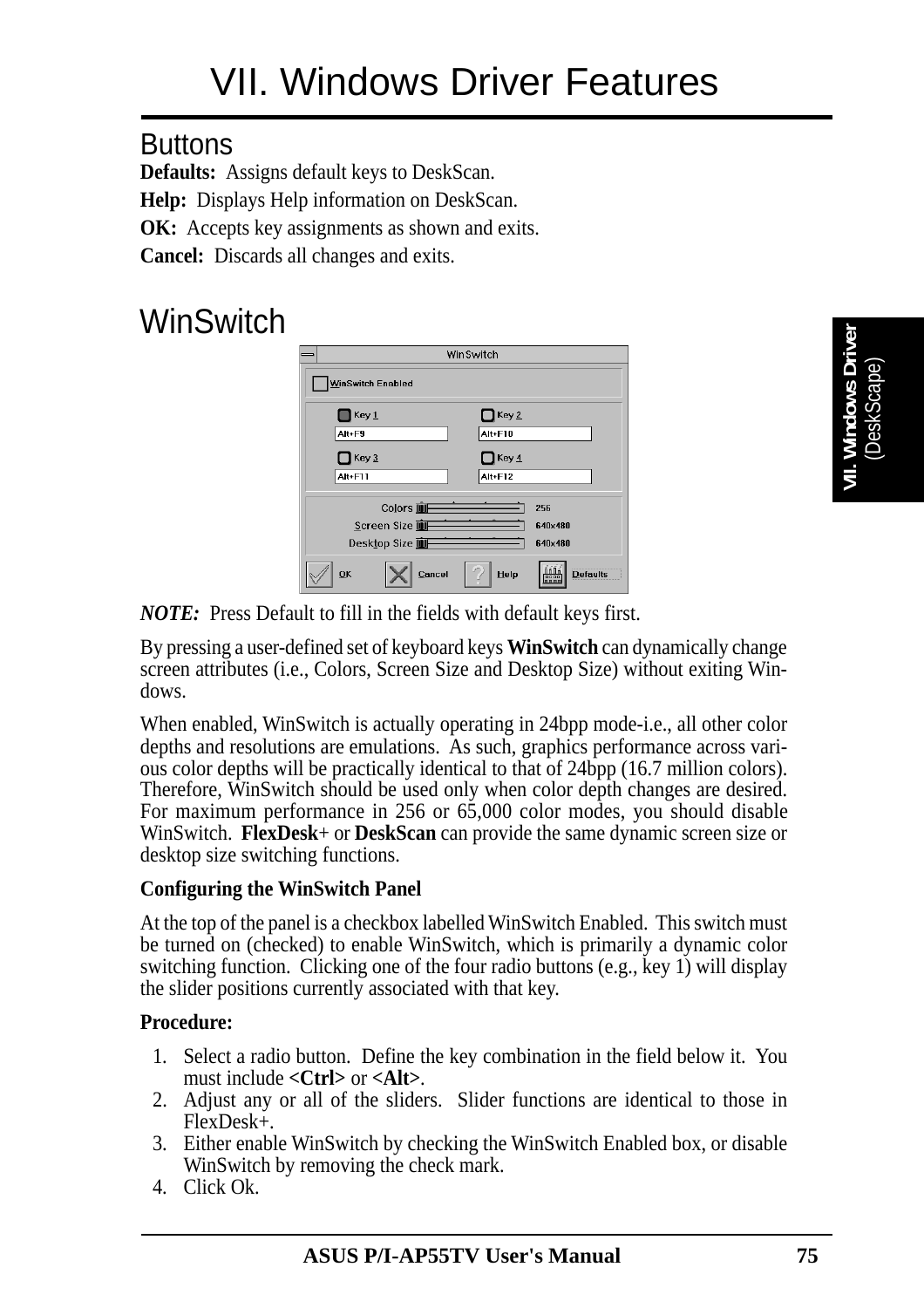# VII. Windows Driver Features

## Buttons

**Defaults:** Assigns default keys to DeskScan.

**Help:** Displays Help information on DeskScan.

**OK:** Accepts key assignments as shown and exits.

**Cancel:** Discards all changes and exits.

## WinSwitch

***NOTE:*** Press Default to fill in the fields with default keys first.

By pressing a user-defined set of keyboard keys **WinSwitch** can dynamically change screen attributes (i.e., Colors, Screen Size and Desktop Size) without exiting Windows.

When enabled, WinSwitch is actually operating in 24bpp mode-i.e., all other color depths and resolutions are emulations. As such, graphics performance across various color depths will be practically identical to that of 24bpp (16.7 million colors). Therefore, WinSwitch should be used only when color depth changes are desired. For maximum performance in 256 or 65,000 color modes, you should disable WinSwitch. **FlexDesk**+ or **DeskScan** can provide the same dynamic screen size or desktop size switching functions.

**Configuring the WinSwitch Panel**

At the top of the panel is a checkbox labelled WinSwitch Enabled. This switch must be turned on (checked) to enable WinSwitch, which is primarily a dynamic color switching function. Clicking one of the four radio buttons (e.g., key 1) will display the slider positions currently associated with that key.

**Procedure:**

1. Select a radio button. Define the key combination in the field below it. You must include **<Ctrl>** or **<Alt>**.
2. Adjust any or all of the sliders. Slider functions are identical to those in FlexDesk+.
3. Either enable WinSwitch by checking the WinSwitch Enabled box, or disable WinSwitch by removing the check mark.
4. Click Ok.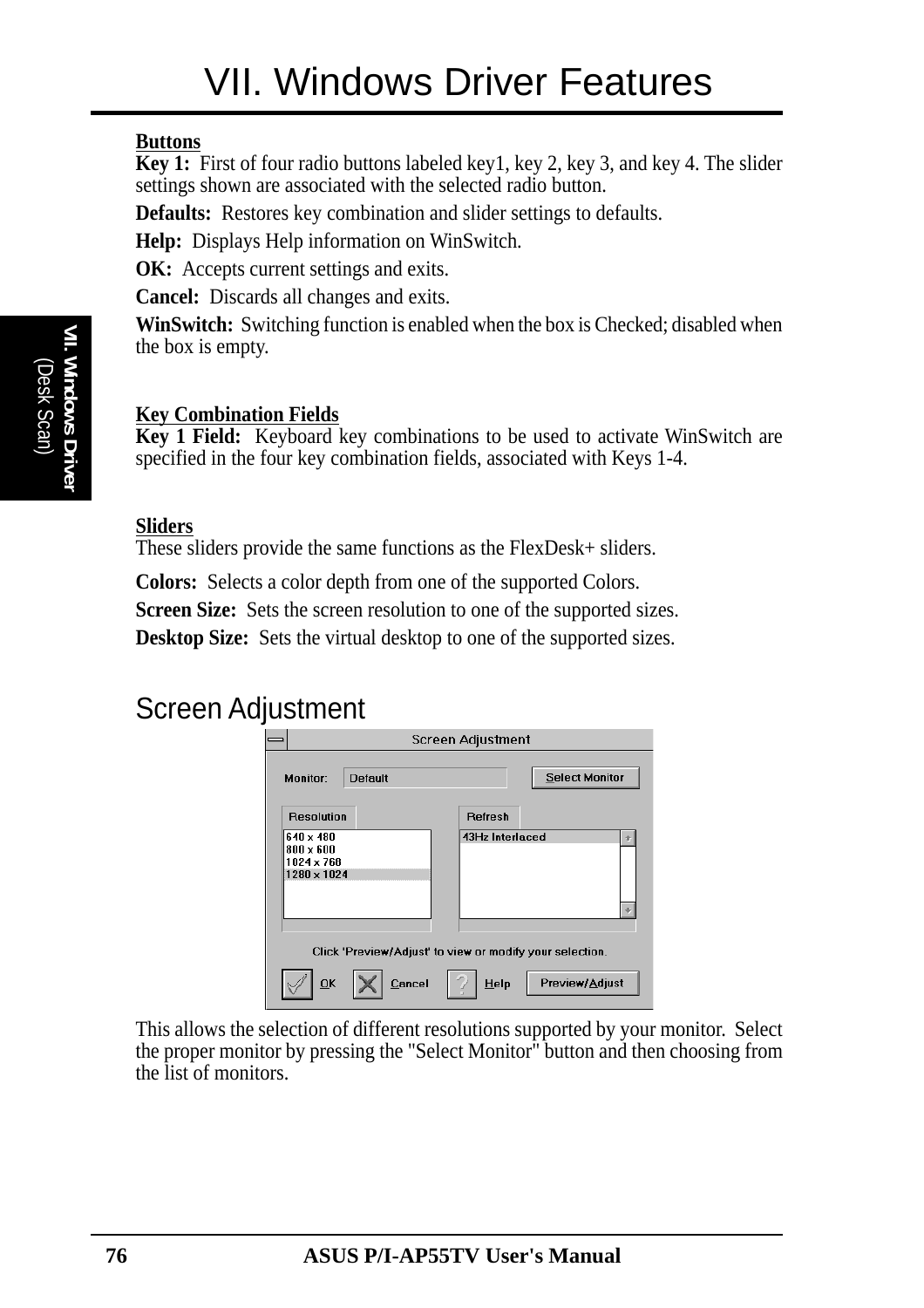**Buttons**

**Key 1:** First of four radio buttons labeled key1, key 2, key 3, and key 4. The slider settings shown are associated with the selected radio button.

**Defaults:** Restores key combination and slider settings to defaults.

**Help:** Displays Help information on WinSwitch.

**OK:** Accepts current settings and exits.

**Cancel:** Discards all changes and exits.

**WinSwitch:** Switching function is enabled when the box is Checked; disabled when the box is empty.

**Key Combination Fields**

**Key 1 Field:** Keyboard key combinations to be used to activate WinSwitch are specified in the four key combination fields, associated with Keys 1-4.

**Sliders**

These sliders provide the same functions as the FlexDesk+ sliders.

**Colors:** Selects a color depth from one of the supported Colors.

**Screen Size:** Sets the screen resolution to one of the supported sizes.

**Desktop Size:** Sets the virtual desktop to one of the supported sizes.

## Screen Adjustment

This allows the selection of different resolutions supported by your monitor. Select the proper monitor by pressing the "Select Monitor" button and then choosing from the list of monitors.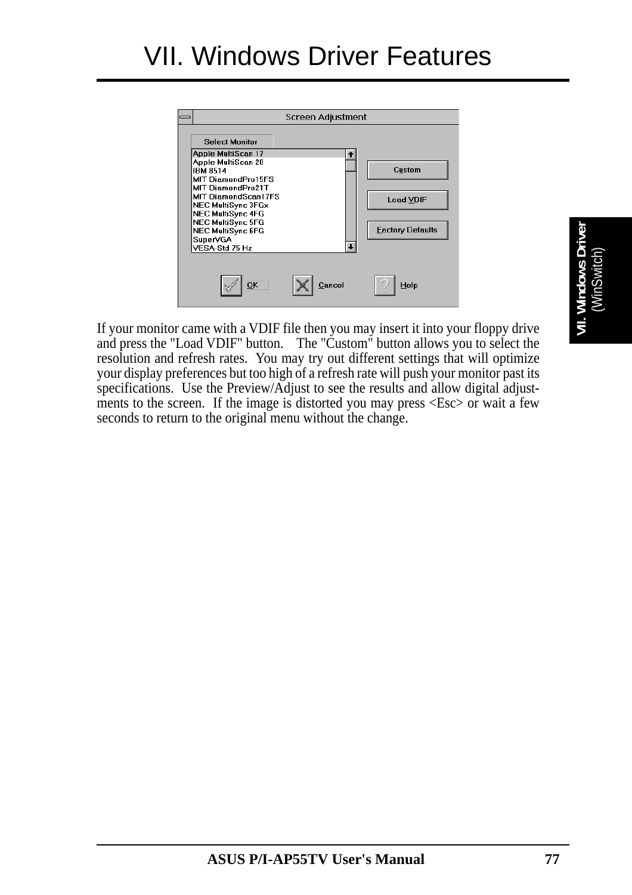# VII. Windows Driver Features

Screen Adjustment

Select Monitor

- Apple MultiScan 17
- Apple MultiScan 20
- IBM 8514
- MIT DiamondPro15FS
- MIT DiamondPro21T
- MIT DiamondScan17FS
- NEC MultiSync 3FGx
- NEC MultiSync 4FG
- NEC MultiSync 5FG
- NEC MultiSync 6FG
- SuperVGA
- VESA-Std 75 Hz

Custom | Load VDIF | Factory Defaults

OK | Cancel | Help

If your monitor came with a VDIF file then you may insert it into your floppy drive and press the "Load VDIF" button. The "Custom" button allows you to select the resolution and refresh rates. You may try out different settings that will optimize your display preferences but too high of a refresh rate will push your monitor past its specifications. Use the Preview/Adjust to see the results and allow digital adjustments to the screen. If the image is distorted you may press <Esc> or wait a few seconds to return to the original menu without the change.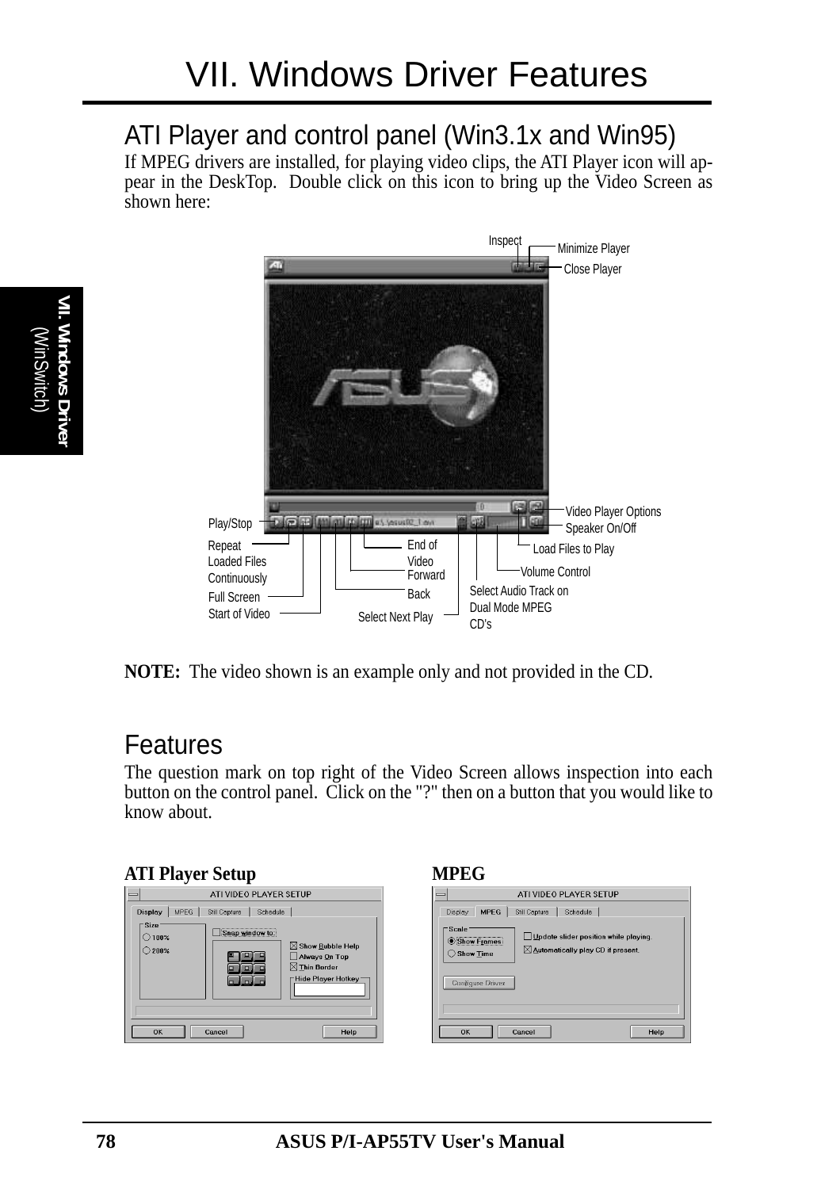# VII. Windows Driver Features

## ATI Player and control panel (Win3.1x and Win95)

If MPEG drivers are installed, for playing video clips, the ATI Player icon will appear in the DeskTop. Double click on this icon to bring up the Video Screen as shown here:

Inspect
Minimize Player
Close Player
Video Player Options
Speaker On/Off
Play/Stop
Repeat Loaded Files Continuously
End of Video
Load Files to Play
Forward
Volume Control
Full Screen
Back
Select Audio Track on Dual Mode MPEG CD's
Start of Video
Select Next Play

**NOTE:** The video shown is an example only and not provided in the CD.

## Features

The question mark on top right of the Video Screen allows inspection into each button on the control panel. Click on the "?" then on a button that you would like to know about.

**ATI Player Setup**

**MPEG**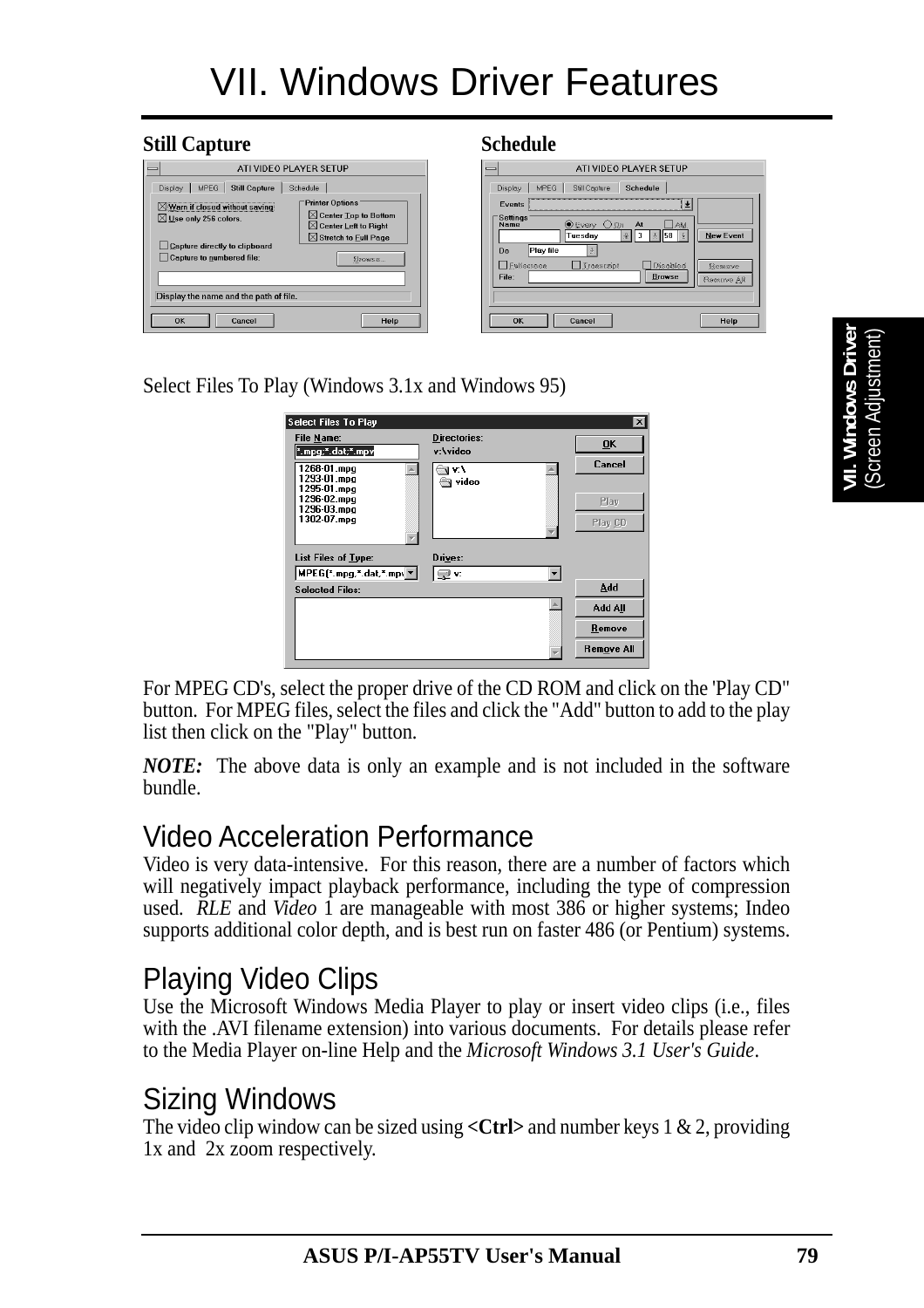# VII. Windows Driver Features

**Still Capture**

**Schedule**

Select Files To Play (Windows 3.1x and Windows 95)

For MPEG CD's, select the proper drive of the CD ROM and click on the 'Play CD" button. For MPEG files, select the files and click the "Add" button to add to the play list then click on the "Play" button.

***NOTE:*** The above data is only an example and is not included in the software bundle.

## Video Acceleration Performance

Video is very data-intensive. For this reason, there are a number of factors which will negatively impact playback performance, including the type of compression used. *RLE* and *Video* 1 are manageable with most 386 or higher systems; Indeo supports additional color depth, and is best run on faster 486 (or Pentium) systems.

## Playing Video Clips

Use the Microsoft Windows Media Player to play or insert video clips (i.e., files with the .AVI filename extension) into various documents. For details please refer to the Media Player on-line Help and the *Microsoft Windows 3.1 User's Guide*.

## Sizing Windows

The video clip window can be sized using **<Ctrl>** and number keys 1 & 2, providing 1x and 2x zoom respectively.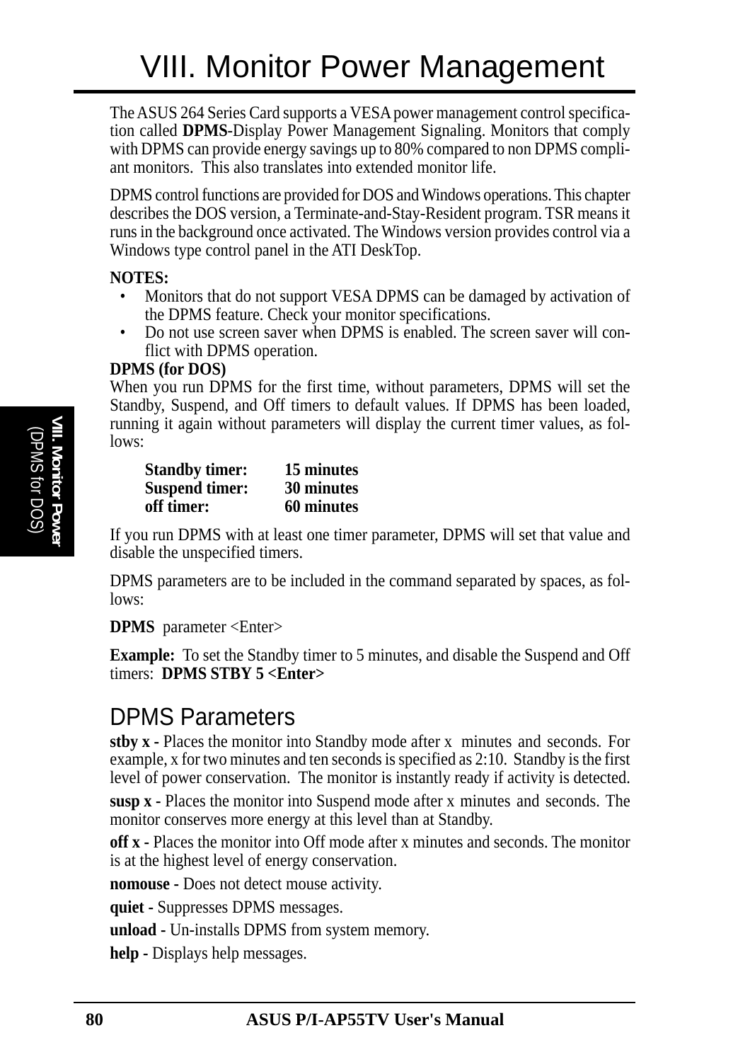# VIII. Monitor Power Management

The ASUS 264 Series Card supports a VESA power management control specification called **DPMS**-Display Power Management Signaling. Monitors that comply with DPMS can provide energy savings up to 80% compared to non DPMS compliant monitors. This also translates into extended monitor life.

DPMS control functions are provided for DOS and Windows operations. This chapter describes the DOS version, a Terminate-and-Stay-Resident program. TSR means it runs in the background once activated. The Windows version provides control via a Windows type control panel in the ATI DeskTop.

**NOTES:**

- Monitors that do not support VESA DPMS can be damaged by activation of the DPMS feature. Check your monitor specifications.
- Do not use screen saver when DPMS is enabled. The screen saver will conflict with DPMS operation.

**DPMS (for DOS)**

When you run DPMS for the first time, without parameters, DPMS will set the Standby, Suspend, and Off timers to default values. If DPMS has been loaded, running it again without parameters will display the current timer values, as follows:

| | |
|---|---|
| **Standby timer:** | **15 minutes** |
| **Suspend timer:** | **30 minutes** |
| **off timer:** | **60 minutes** |

If you run DPMS with at least one timer parameter, DPMS will set that value and disable the unspecified timers.

DPMS parameters are to be included in the command separated by spaces, as follows:

**DPMS** parameter <Enter>

**Example:** To set the Standby timer to 5 minutes, and disable the Suspend and Off timers: **DPMS STBY 5 <Enter>**

## DPMS Parameters

**stby x -** Places the monitor into Standby mode after x minutes and seconds. For example, x for two minutes and ten seconds is specified as 2:10. Standby is the first level of power conservation. The monitor is instantly ready if activity is detected.

**susp x -** Places the monitor into Suspend mode after x minutes and seconds. The monitor conserves more energy at this level than at Standby.

**off x -** Places the monitor into Off mode after x minutes and seconds. The monitor is at the highest level of energy conservation.

**nomouse -** Does not detect mouse activity.

**quiet -** Suppresses DPMS messages.

**unload -** Un-installs DPMS from system memory.

**help -** Displays help messages.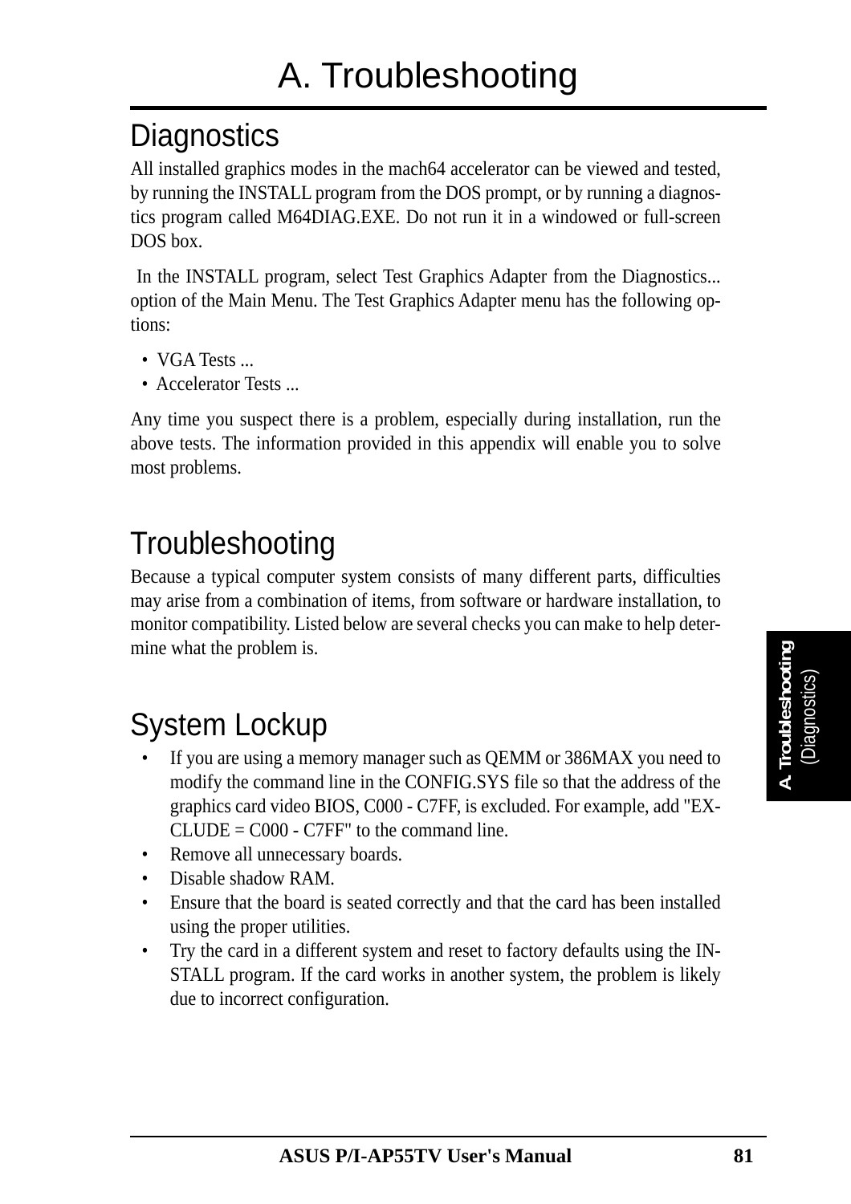# A. Troubleshooting

## Diagnostics

All installed graphics modes in the mach64 accelerator can be viewed and tested, by running the INSTALL program from the DOS prompt, or by running a diagnostics program called M64DIAG.EXE. Do not run it in a windowed or full-screen DOS box.

In the INSTALL program, select Test Graphics Adapter from the Diagnostics... option of the Main Menu. The Test Graphics Adapter menu has the following options:

- VGA Tests ...
- Accelerator Tests ...

Any time you suspect there is a problem, especially during installation, run the above tests. The information provided in this appendix will enable you to solve most problems.

## Troubleshooting

Because a typical computer system consists of many different parts, difficulties may arise from a combination of items, from software or hardware installation, to monitor compatibility. Listed below are several checks you can make to help determine what the problem is.

## System Lockup

- If you are using a memory manager such as QEMM or 386MAX you need to modify the command line in the CONFIG.SYS file so that the address of the graphics card video BIOS, C000 - C7FF, is excluded. For example, add "EXCLUDE = C000 - C7FF" to the command line.
- Remove all unnecessary boards.
- Disable shadow RAM.
- Ensure that the board is seated correctly and that the card has been installed using the proper utilities.
- Try the card in a different system and reset to factory defaults using the INSTALL program. If the card works in another system, the problem is likely due to incorrect configuration.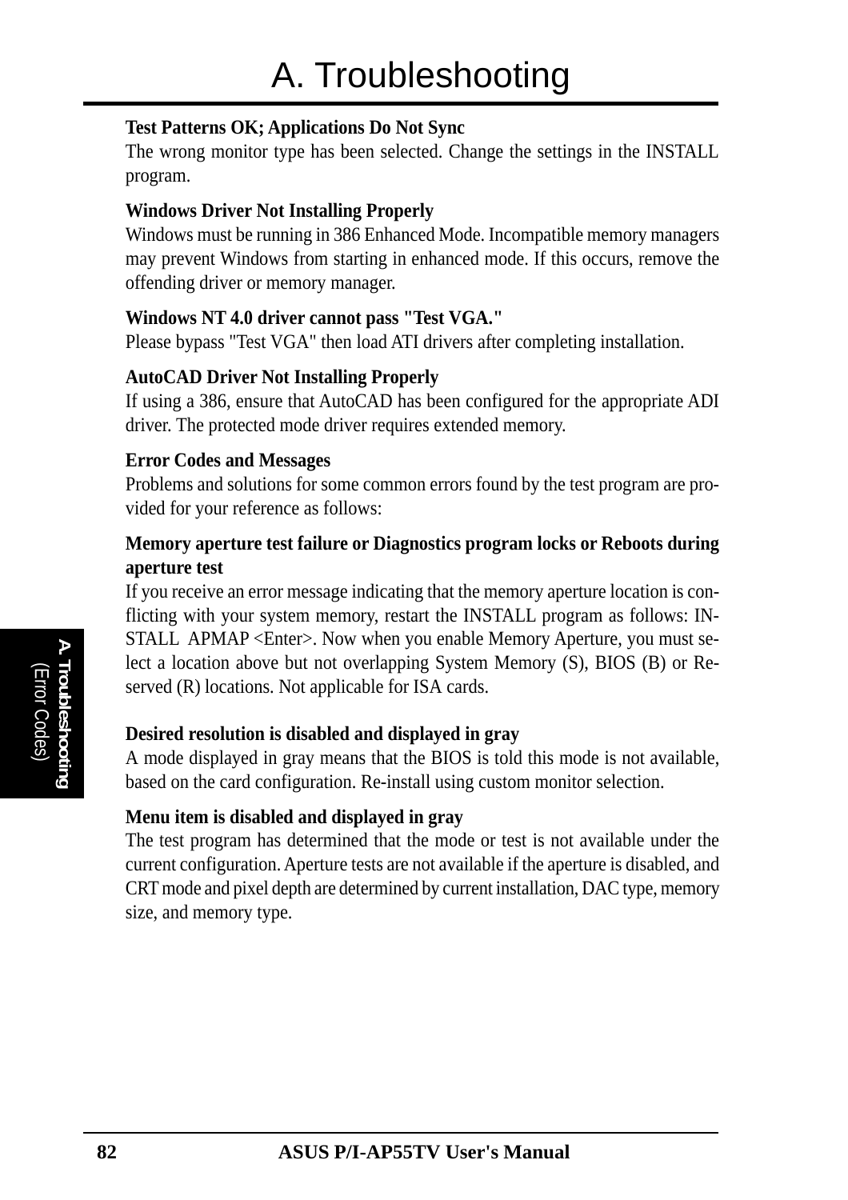# A. Troubleshooting

**Test Patterns OK; Applications Do Not Sync**

The wrong monitor type has been selected. Change the settings in the INSTALL program.

**Windows Driver Not Installing Properly**

Windows must be running in 386 Enhanced Mode. Incompatible memory managers may prevent Windows from starting in enhanced mode. If this occurs, remove the offending driver or memory manager.

**Windows NT 4.0 driver cannot pass "Test VGA."**

Please bypass "Test VGA" then load ATI drivers after completing installation.

**AutoCAD Driver Not Installing Properly**

If using a 386, ensure that AutoCAD has been configured for the appropriate ADI driver. The protected mode driver requires extended memory.

**Error Codes and Messages**

Problems and solutions for some common errors found by the test program are provided for your reference as follows:

**Memory aperture test failure or Diagnostics program locks or Reboots during aperture test**

If you receive an error message indicating that the memory aperture location is conflicting with your system memory, restart the INSTALL program as follows: INSTALL APMAP <Enter>. Now when you enable Memory Aperture, you must select a location above but not overlapping System Memory (S), BIOS (B) or Reserved (R) locations. Not applicable for ISA cards.

**Desired resolution is disabled and displayed in gray**

A mode displayed in gray means that the BIOS is told this mode is not available, based on the card configuration. Re-install using custom monitor selection.

**Menu item is disabled and displayed in gray**

The test program has determined that the mode or test is not available under the current configuration. Aperture tests are not available if the aperture is disabled, and CRT mode and pixel depth are determined by current installation, DAC type, memory size, and memory type.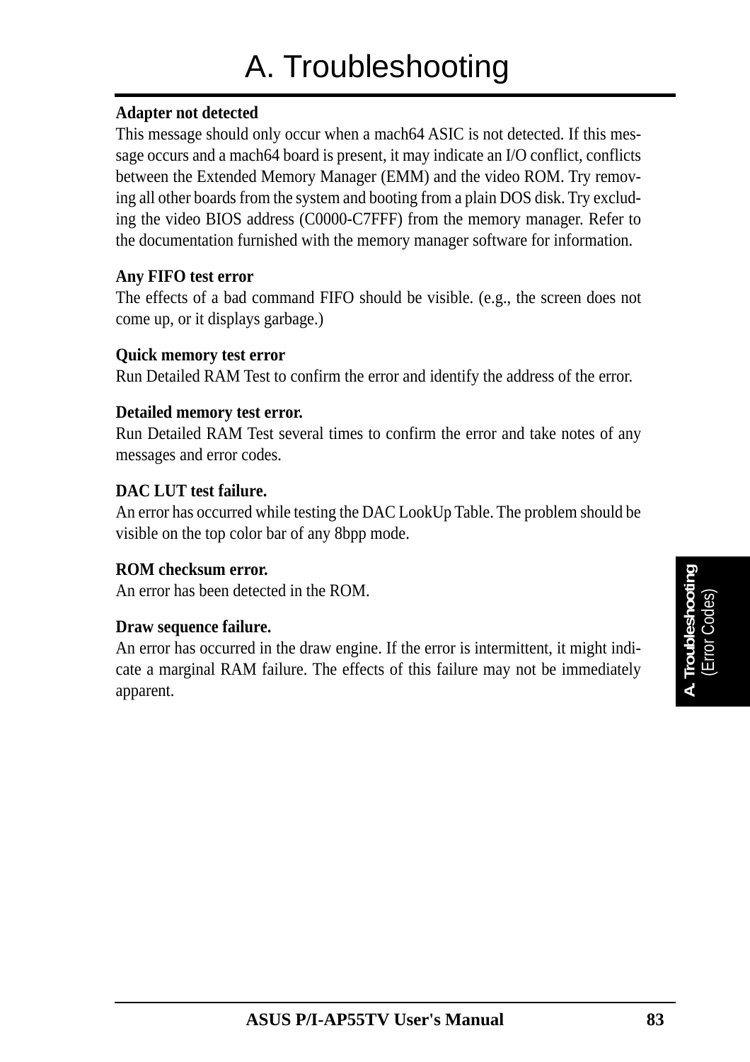# A. Troubleshooting

**Adapter not detected**

This message should only occur when a mach64 ASIC is not detected. If this message occurs and a mach64 board is present, it may indicate an I/O conflict, conflicts between the Extended Memory Manager (EMM) and the video ROM. Try removing all other boards from the system and booting from a plain DOS disk. Try excluding the video BIOS address (C0000-C7FFF) from the memory manager. Refer to the documentation furnished with the memory manager software for information.

**Any FIFO test error**

The effects of a bad command FIFO should be visible. (e.g., the screen does not come up, or it displays garbage.)

**Quick memory test error**

Run Detailed RAM Test to confirm the error and identify the address of the error.

**Detailed memory test error.**

Run Detailed RAM Test several times to confirm the error and take notes of any messages and error codes.

**DAC LUT test failure.**

An error has occurred while testing the DAC LookUp Table. The problem should be visible on the top color bar of any 8bpp mode.

**ROM checksum error.**

An error has been detected in the ROM.

**Draw sequence failure.**

An error has occurred in the draw engine. If the error is intermittent, it might indicate a marginal RAM failure. The effects of this failure may not be immediately apparent.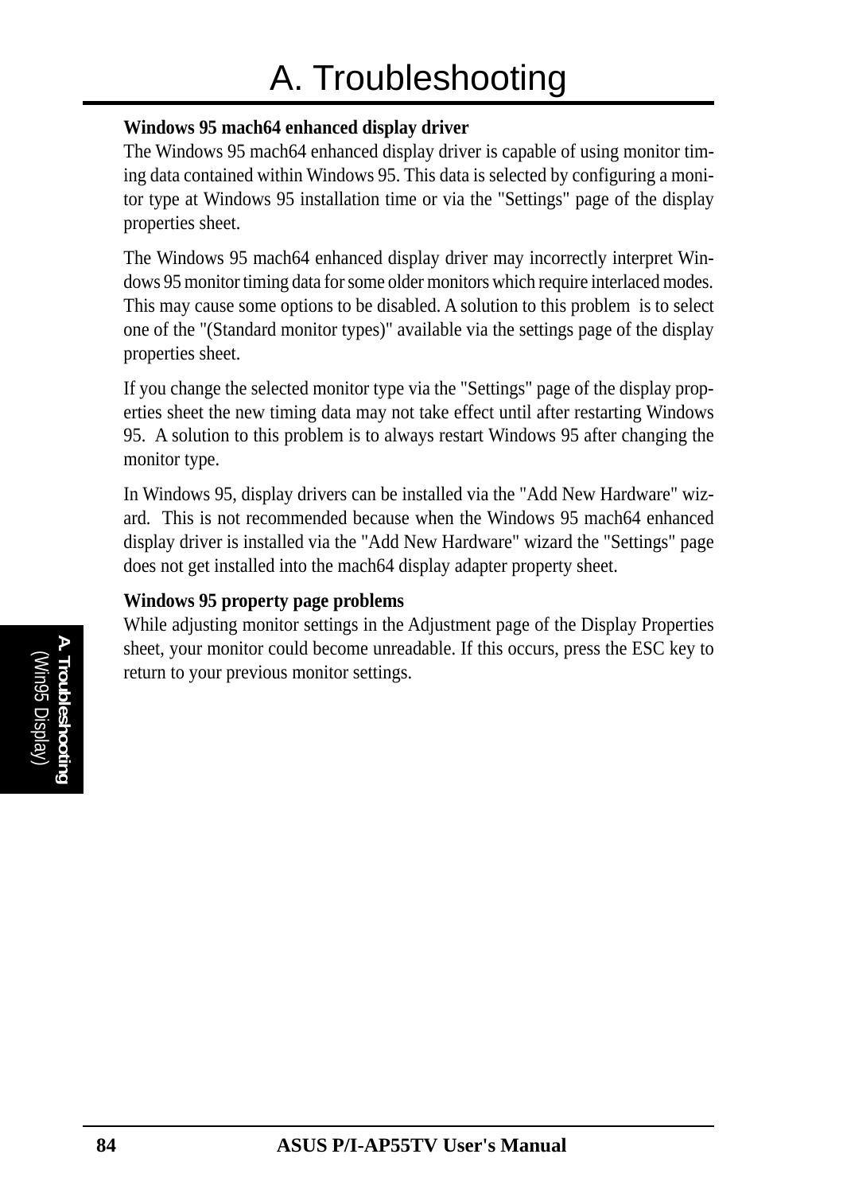# A. Troubleshooting

**Windows 95 mach64 enhanced display driver**

The Windows 95 mach64 enhanced display driver is capable of using monitor timing data contained within Windows 95. This data is selected by configuring a monitor type at Windows 95 installation time or via the "Settings" page of the display properties sheet.

The Windows 95 mach64 enhanced display driver may incorrectly interpret Windows 95 monitor timing data for some older monitors which require interlaced modes. This may cause some options to be disabled. A solution to this problem is to select one of the "(Standard monitor types)" available via the settings page of the display properties sheet.

If you change the selected monitor type via the "Settings" page of the display properties sheet the new timing data may not take effect until after restarting Windows 95. A solution to this problem is to always restart Windows 95 after changing the monitor type.

In Windows 95, display drivers can be installed via the "Add New Hardware" wizard. This is not recommended because when the Windows 95 mach64 enhanced display driver is installed via the "Add New Hardware" wizard the "Settings" page does not get installed into the mach64 display adapter property sheet.

**Windows 95 property page problems**

While adjusting monitor settings in the Adjustment page of the Display Properties sheet, your monitor could become unreadable. If this occurs, press the ESC key to return to your previous monitor settings.